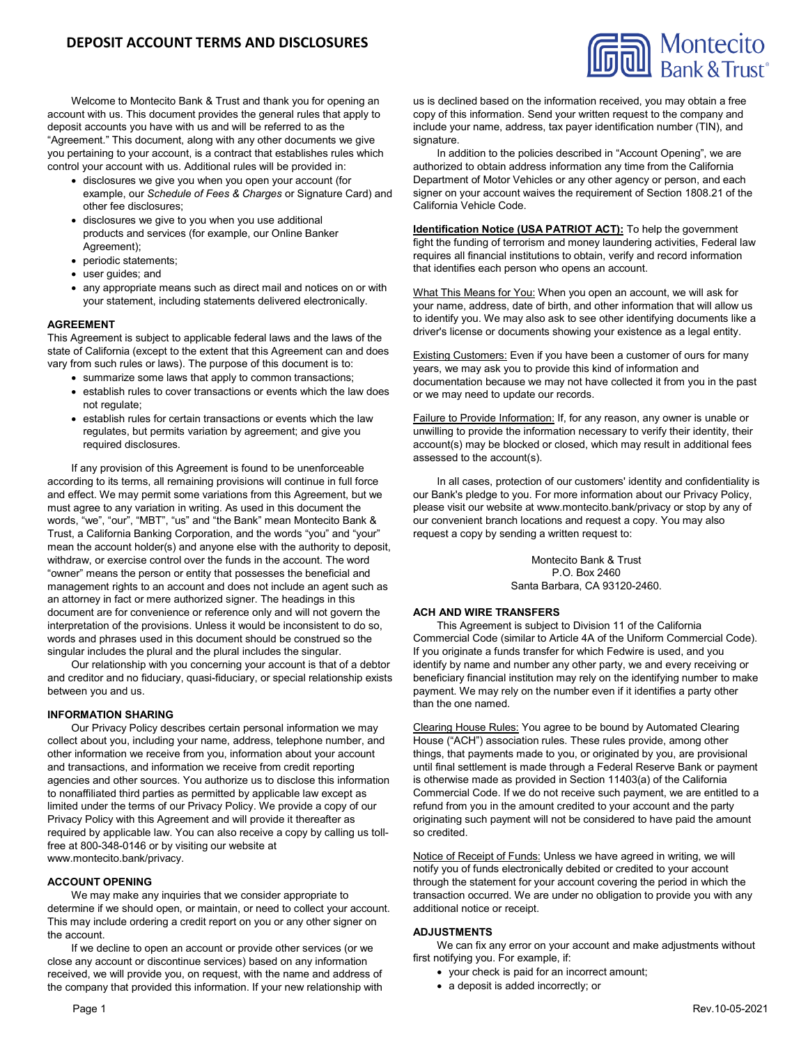# DEPOSIT ACCOUNT TERMS AND DISCLOSURES

Montecito Bank & Trust®

Welcome to Montecito Bank & Trust and thank you for opening an account with us. This document provides the general rules that apply to deposit accounts you have with us and will be referred to as the "Agreement." This document, along with any other documents we give you pertaining to your account, is a contract that establishes rules which control your account with us. Additional rules will be provided in:

- disclosures we give you when you open your account (for example, our *Schedule of Fees & Charges* or Signature Card) and other fee disclosures;
- disclosures we give to you when you use additional products and services (for example, our Online Banker Agreement);
- periodic statements;
- user guides; and
- any appropriate means such as direct mail and notices on or with your statement, including statements delivered electronically.

#### AGREEMENT

This Agreement is subject to applicable federal laws and the laws of the state of California (except to the extent that this Agreement can and does vary from such rules or laws). The purpose of this document is to:

- summarize some laws that apply to common transactions;
- establish rules to cover transactions or events which the law does not regulate;
- establish rules for certain transactions or events which the law regulates, but permits variation by agreement; and give you required disclosures.

If any provision of this Agreement is found to be unenforceable according to its terms, all remaining provisions will continue in full force and effect. We may permit some variations from this Agreement, but we must agree to any variation in writing. As used in this document the words, "we", "our", "MBT", "us" and "the Bank" mean Montecito Bank & Trust, a California Banking Corporation, and the words "you" and "your" mean the account holder(s) and anyone else with the authority to deposit, withdraw, or exercise control over the funds in the account. The word "owner" means the person or entity that possesses the beneficial and management rights to an account and does not include an agent such as an attorney in fact or mere authorized signer. The headings in this document are for convenience or reference only and will not govern the interpretation of the provisions. Unless it would be inconsistent to do so, words and phrases used in this document should be construed so the singular includes the plural and the plural includes the singular.

Our relationship with you concerning your account is that of a debtor and creditor and no fiduciary, quasi-fiduciary, or special relationship exists between you and us.

#### INFORMATION SHARING

Our Privacy Policy describes certain personal information we may collect about you, including your name, address, telephone number, and other information we receive from you, information about your account and transactions, and information we receive from credit reporting agencies and other sources. You authorize us to disclose this information to nonaffiliated third parties as permitted by applicable law except as limited under the terms of our Privacy Policy. We provide a copy of our Privacy Policy with this Agreement and will provide it thereafter as required by applicable law. You can also receive a copy by calling us toll-free at 800-348-0146 or by visiting our website at www.montecito.bank/privacy.

#### ACCOUNT OPENING

We may make any inquiries that we consider appropriate to determine if we should open, or maintain, or need to collect your account. This may include ordering a credit report on you or any other signer on the account.

If we decline to open an account or provide other services (or we close any account or discontinue services) based on any information received, we will provide you, on request, with the name and address of the company that provided this information. If your new relationship with us is declined based on the information received, you may obtain a free copy of this information. Send your written request to the company and include your name, address, tax payer identification number (TIN), and signature.

In addition to the policies described in "Account Opening", we are authorized to obtain address information any time from the California Department of Motor Vehicles or any other agency or person, and each signer on your account waives the requirement of Section 1808.21 of the California Vehicle Code.

**Identification Notice (USA PATRIOT ACT):** To help the government fight the funding of terrorism and money laundering activities, Federal law requires all financial institutions to obtain, verify and record information that identifies each person who opens an account.

What This Means for You: When you open an account, we will ask for your name, address, date of birth, and other information that will allow us to identify you. We may also ask to see other identifying documents like a driver's license or documents showing your existence as a legal entity.

Existing Customers: Even if you have been a customer of ours for many years, we may ask you to provide this kind of information and documentation because we may not have collected it from you in the past or we may need to update our records.

Failure to Provide Information: If, for any reason, any owner is unable or unwilling to provide the information necessary to verify their identity, their account(s) may be blocked or closed, which may result in additional fees assessed to the account(s).

In all cases, protection of our customers' identity and confidentiality is our Bank's pledge to you. For more information about our Privacy Policy, please visit our website at www.montecito.bank/privacy or stop by any of our convenient branch locations and request a copy. You may also request a copy by sending a written request to:

Montecito Bank & Trust
P.O. Box 2460
Santa Barbara, CA 93120-2460.

#### ACH AND WIRE TRANSFERS

This Agreement is subject to Division 11 of the California Commercial Code (similar to Article 4A of the Uniform Commercial Code). If you originate a funds transfer for which Fedwire is used, and you identify by name and number any other party, we and every receiving or beneficiary financial institution may rely on the identifying number to make payment. We may rely on the number even if it identifies a party other than the one named.

Clearing House Rules: You agree to be bound by Automated Clearing House ("ACH") association rules. These rules provide, among other things, that payments made to you, or originated by you, are provisional until final settlement is made through a Federal Reserve Bank or payment is otherwise made as provided in Section 11403(a) of the California Commercial Code. If we do not receive such payment, we are entitled to a refund from you in the amount credited to your account and the party originating such payment will not be considered to have paid the amount so credited.

Notice of Receipt of Funds: Unless we have agreed in writing, we will notify you of funds electronically debited or credited to your account through the statement for your account covering the period in which the transaction occurred. We are under no obligation to provide you with any additional notice or receipt.

#### ADJUSTMENTS

We can fix any error on your account and make adjustments without first notifying you. For example, if:

- your check is paid for an incorrect amount;
- a deposit is added incorrectly; or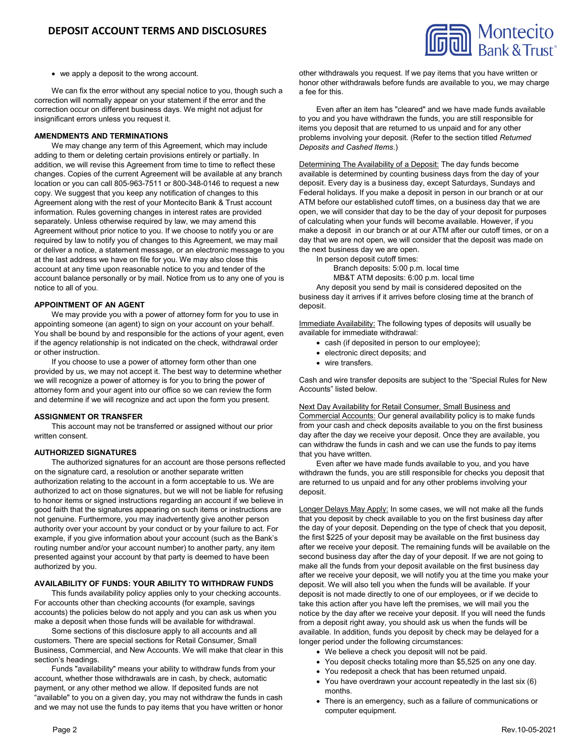- we apply a deposit to the wrong account.

We can fix the error without any special notice to you, though such a correction will normally appear on your statement if the error and the correction occur on different business days. We might not adjust for insignificant errors unless you request it.

### AMENDMENTS AND TERMINATIONS

We may change any term of this Agreement, which may include adding to them or deleting certain provisions entirely or partially. In addition, we will revise this Agreement from time to time to reflect these changes. Copies of the current Agreement will be available at any branch location or you can call 805-963-7511 or 800-348-0146 to request a new copy. We suggest that you keep any notification of changes to this Agreement along with the rest of your Montecito Bank & Trust account information. Rules governing changes in interest rates are provided separately. Unless otherwise required by law, we may amend this Agreement without prior notice to you. If we choose to notify you or are required by law to notify you of changes to this Agreement, we may mail or deliver a notice, a statement message, or an electronic message to you at the last address we have on file for you. We may also close this account at any time upon reasonable notice to you and tender of the account balance personally or by mail. Notice from us to any one of you is notice to all of you.

### APPOINTMENT OF AN AGENT

We may provide you with a power of attorney form for you to use in appointing someone (an agent) to sign on your account on your behalf. You shall be bound by and responsible for the actions of your agent, even if the agency relationship is not indicated on the check, withdrawal order or other instruction.

If you choose to use a power of attorney form other than one provided by us, we may not accept it. The best way to determine whether we will recognize a power of attorney is for you to bring the power of attorney form and your agent into our office so we can review the form and determine if we will recognize and act upon the form you present.

### ASSIGNMENT OR TRANSFER

This account may not be transferred or assigned without our prior written consent.

### AUTHORIZED SIGNATURES

The authorized signatures for an account are those persons reflected on the signature card, a resolution or another separate written authorization relating to the account in a form acceptable to us. We are authorized to act on those signatures, but we will not be liable for refusing to honor items or signed instructions regarding an account if we believe in good faith that the signatures appearing on such items or instructions are not genuine. Furthermore, you may inadvertently give another person authority over your account by your conduct or by your failure to act. For example, if you give information about your account (such as the Bank's routing number and/or your account number) to another party, any item presented against your account by that party is deemed to have been authorized by you.

### AVAILABILITY OF FUNDS: YOUR ABILITY TO WITHDRAW FUNDS

This funds availability policy applies only to your checking accounts. For accounts other than checking accounts (for example, savings accounts) the policies below do not apply and you can ask us when you make a deposit when those funds will be available for withdrawal.

Some sections of this disclosure apply to all accounts and all customers. There are special sections for Retail Consumer, Small Business, Commercial, and New Accounts. We will make that clear in this section's headings.

Funds "availability" means your ability to withdraw funds from your account, whether those withdrawals are in cash, by check, automatic payment, or any other method we allow. If deposited funds are not "available" to you on a given day, you may not withdraw the funds in cash and we may not use the funds to pay items that you have written or honor other withdrawals you request. If we pay items that you have written or honor other withdrawals before funds are available to you, we may charge a fee for this.

Even after an item has "cleared" and we have made funds available to you and you have withdrawn the funds, you are still responsible for items you deposit that are returned to us unpaid and for any other problems involving your deposit. (Refer to the section titled *Returned Deposits and Cashed Items*.)

Determining The Availability of a Deposit: The day funds become available is determined by counting business days from the day of your deposit. Every day is a business day, except Saturdays, Sundays and Federal holidays. If you make a deposit in person in our branch or at our ATM before our established cutoff times, on a business day that we are open, we will consider that day to be the day of your deposit for purposes of calculating when your funds will become available. However, if you make a deposit in our branch or at our ATM after our cutoff times, or on a day that we are not open, we will consider that the deposit was made on the next business day we are open.

In person deposit cutoff times:

Branch deposits: 5:00 p.m. local time

MB&T ATM deposits: 6:00 p.m. local time

Any deposit you send by mail is considered deposited on the business day it arrives if it arrives before closing time at the branch of deposit.

Immediate Availability: The following types of deposits will usually be available for immediate withdrawal:

- cash (if deposited in person to our employee);
- electronic direct deposits; and
- wire transfers.

Cash and wire transfer deposits are subject to the "Special Rules for New Accounts" listed below.

Next Day Availability for Retail Consumer, Small Business and Commercial Accounts: Our general availability policy is to make funds from your cash and check deposits available to you on the first business day after the day we receive your deposit. Once they are available, you can withdraw the funds in cash and we can use the funds to pay items that you have written.

Even after we have made funds available to you, and you have withdrawn the funds, you are still responsible for checks you deposit that are returned to us unpaid and for any other problems involving your deposit.

Longer Delays May Apply: In some cases, we will not make all the funds that you deposit by check available to you on the first business day after the day of your deposit. Depending on the type of check that you deposit, the first $225 of your deposit may be available on the first business day after we receive your deposit. The remaining funds will be available on the second business day after the day of your deposit. If we are not going to make all the funds from your deposit available on the first business day after we receive your deposit, we will notify you at the time you make your deposit. We will also tell you when the funds will be available. If your deposit is not made directly to one of our employees, or if we decide to take this action after you have left the premises, we will mail you the notice by the day after we receive your deposit. If you will need the funds from a deposit right away, you should ask us when the funds will be available. In addition, funds you deposit by check may be delayed for a longer period under the following circumstances:

- We believe a check you deposit will not be paid.
- You deposit checks totaling more than $5,525 on any one day.
- You redeposit a check that has been returned unpaid.
- You have overdrawn your account repeatedly in the last six (6) months.
- There is an emergency, such as a failure of communications or computer equipment.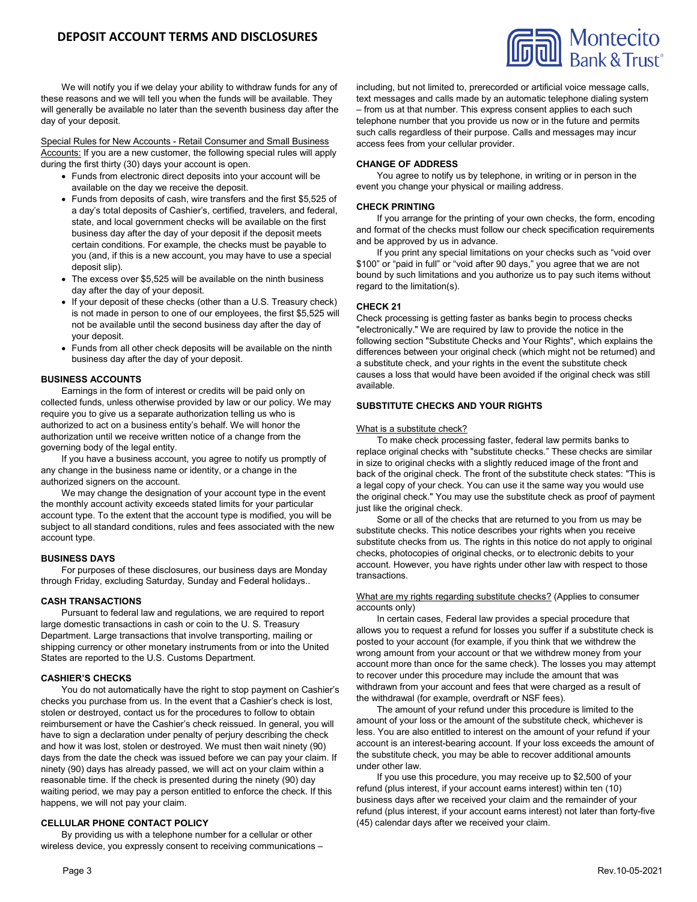We will notify you if we delay your ability to withdraw funds for any of these reasons and we will tell you when the funds will be available. They will generally be available no later than the seventh business day after the day of your deposit.

Special Rules for New Accounts - Retail Consumer and Small Business Accounts: If you are a new customer, the following special rules will apply during the first thirty (30) days your account is open.

- Funds from electronic direct deposits into your account will be available on the day we receive the deposit.
- Funds from deposits of cash, wire transfers and the first $5,525 of a day's total deposits of Cashier's, certified, travelers, and federal, state, and local government checks will be available on the first business day after the day of your deposit if the deposit meets certain conditions. For example, the checks must be payable to you (and, if this is a new account, you may have to use a special deposit slip).
- The excess over $5,525 will be available on the ninth business day after the day of your deposit.
- If your deposit of these checks (other than a U.S. Treasury check) is not made in person to one of our employees, the first $5,525 will not be available until the second business day after the day of your deposit.
- Funds from all other check deposits will be available on the ninth business day after the day of your deposit.

**BUSINESS ACCOUNTS**

Earnings in the form of interest or credits will be paid only on collected funds, unless otherwise provided by law or our policy. We may require you to give us a separate authorization telling us who is authorized to act on a business entity's behalf. We will honor the authorization until we receive written notice of a change from the governing body of the legal entity.

If you have a business account, you agree to notify us promptly of any change in the business name or identity, or a change in the authorized signers on the account.

We may change the designation of your account type in the event the monthly account activity exceeds stated limits for your particular account type. To the extent that the account type is modified, you will be subject to all standard conditions, rules and fees associated with the new account type.

**BUSINESS DAYS**

For purposes of these disclosures, our business days are Monday through Friday, excluding Saturday, Sunday and Federal holidays..

**CASH TRANSACTIONS**

Pursuant to federal law and regulations, we are required to report large domestic transactions in cash or coin to the U. S. Treasury Department. Large transactions that involve transporting, mailing or shipping currency or other monetary instruments from or into the United States are reported to the U.S. Customs Department.

**CASHIER'S CHECKS**

You do not automatically have the right to stop payment on Cashier's checks you purchase from us. In the event that a Cashier's check is lost, stolen or destroyed, contact us for the procedures to follow to obtain reimbursement or have the Cashier's check reissued. In general, you will have to sign a declaration under penalty of perjury describing the check and how it was lost, stolen or destroyed. We must then wait ninety (90) days from the date the check was issued before we can pay your claim. If ninety (90) days has already passed, we will act on your claim within a reasonable time. If the check is presented during the ninety (90) day waiting period, we may pay a person entitled to enforce the check. If this happens, we will not pay your claim.

**CELLULAR PHONE CONTACT POLICY**

By providing us with a telephone number for a cellular or other wireless device, you expressly consent to receiving communications – including, but not limited to, prerecorded or artificial voice message calls, text messages and calls made by an automatic telephone dialing system – from us at that number. This express consent applies to each such telephone number that you provide us now or in the future and permits such calls regardless of their purpose. Calls and messages may incur access fees from your cellular provider.

**CHANGE OF ADDRESS**

You agree to notify us by telephone, in writing or in person in the event you change your physical or mailing address.

**CHECK PRINTING**

If you arrange for the printing of your own checks, the form, encoding and format of the checks must follow our check specification requirements and be approved by us in advance.

If you print any special limitations on your checks such as "void over $100" or "paid in full" or "void after 90 days," you agree that we are not bound by such limitations and you authorize us to pay such items without regard to the limitation(s).

**CHECK 21**

Check processing is getting faster as banks begin to process checks "electronically." We are required by law to provide the notice in the following section "Substitute Checks and Your Rights", which explains the differences between your original check (which might not be returned) and a substitute check, and your rights in the event the substitute check causes a loss that would have been avoided if the original check was still available.

**SUBSTITUTE CHECKS AND YOUR RIGHTS**

What is a substitute check?

To make check processing faster, federal law permits banks to replace original checks with "substitute checks." These checks are similar in size to original checks with a slightly reduced image of the front and back of the original check. The front of the substitute check states: "This is a legal copy of your check. You can use it the same way you would use the original check." You may use the substitute check as proof of payment just like the original check.

Some or all of the checks that are returned to you from us may be substitute checks. This notice describes your rights when you receive substitute checks from us. The rights in this notice do not apply to original checks, photocopies of original checks, or to electronic debits to your account. However, you have rights under other law with respect to those transactions.

What are my rights regarding substitute checks? (Applies to consumer accounts only)

In certain cases, Federal law provides a special procedure that allows you to request a refund for losses you suffer if a substitute check is posted to your account (for example, if you think that we withdrew the wrong amount from your account or that we withdrew money from your account more than once for the same check). The losses you may attempt to recover under this procedure may include the amount that was withdrawn from your account and fees that were charged as a result of the withdrawal (for example, overdraft or NSF fees).

The amount of your refund under this procedure is limited to the amount of your loss or the amount of the substitute check, whichever is less. You are also entitled to interest on the amount of your refund if your account is an interest-bearing account. If your loss exceeds the amount of the substitute check, you may be able to recover additional amounts under other law.

If you use this procedure, you may receive up to $2,500 of your refund (plus interest, if your account earns interest) within ten (10) business days after we received your claim and the remainder of your refund (plus interest, if your account earns interest) not later than forty-five (45) calendar days after we received your claim.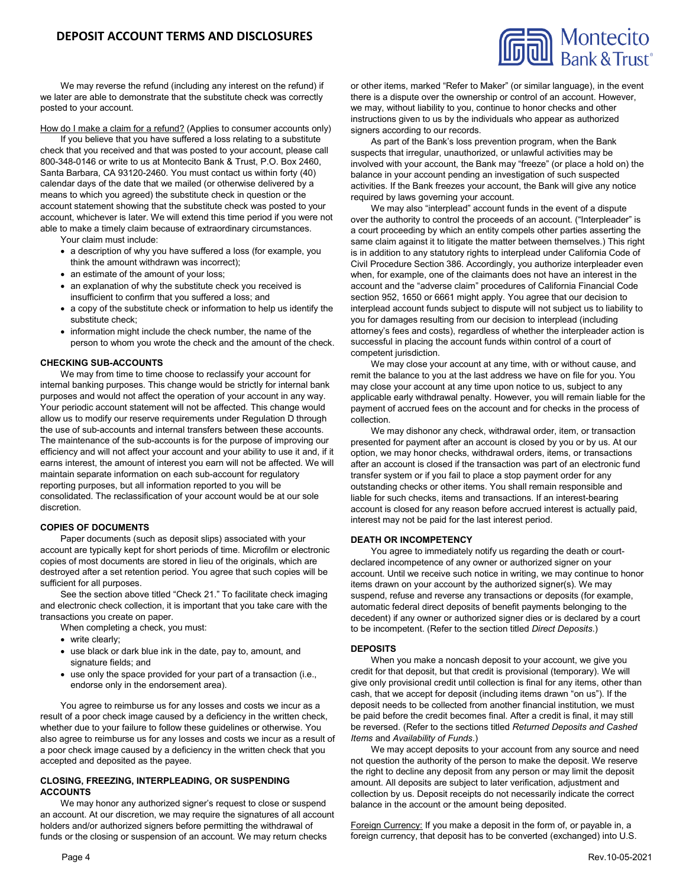We may reverse the refund (including any interest on the refund) if we later are able to demonstrate that the substitute check was correctly posted to your account.

How do I make a claim for a refund? (Applies to consumer accounts only)

If you believe that you have suffered a loss relating to a substitute check that you received and that was posted to your account, please call 800-348-0146 or write to us at Montecito Bank & Trust, P.O. Box 2460, Santa Barbara, CA 93120-2460. You must contact us within forty (40) calendar days of the date that we mailed (or otherwise delivered by a means to which you agreed) the substitute check in question or the account statement showing that the substitute check was posted to your account, whichever is later. We will extend this time period if you were not able to make a timely claim because of extraordinary circumstances.

Your claim must include:

- a description of why you have suffered a loss (for example, you think the amount withdrawn was incorrect);
- an estimate of the amount of your loss;
- an explanation of why the substitute check you received is insufficient to confirm that you suffered a loss; and
- a copy of the substitute check or information to help us identify the substitute check;
- information might include the check number, the name of the person to whom you wrote the check and the amount of the check.

#### CHECKING SUB-ACCOUNTS

We may from time to time choose to reclassify your account for internal banking purposes. This change would be strictly for internal bank purposes and would not affect the operation of your account in any way. Your periodic account statement will not be affected. This change would allow us to modify our reserve requirements under Regulation D through the use of sub-accounts and internal transfers between these accounts. The maintenance of the sub-accounts is for the purpose of improving our efficiency and will not affect your account and your ability to use it and, if it earns interest, the amount of interest you earn will not be affected. We will maintain separate information on each sub-account for regulatory reporting purposes, but all information reported to you will be consolidated. The reclassification of your account would be at our sole discretion.

#### COPIES OF DOCUMENTS

Paper documents (such as deposit slips) associated with your account are typically kept for short periods of time. Microfilm or electronic copies of most documents are stored in lieu of the originals, which are destroyed after a set retention period. You agree that such copies will be sufficient for all purposes.

See the section above titled "Check 21." To facilitate check imaging and electronic check collection, it is important that you take care with the transactions you create on paper.

When completing a check, you must:

- write clearly;
- use black or dark blue ink in the date, pay to, amount, and signature fields; and
- use only the space provided for your part of a transaction (i.e., endorse only in the endorsement area).

You agree to reimburse us for any losses and costs we incur as a result of a poor check image caused by a deficiency in the written check, whether due to your failure to follow these guidelines or otherwise. You also agree to reimburse us for any losses and costs we incur as a result of a poor check image caused by a deficiency in the written check that you accepted and deposited as the payee.

#### CLOSING, FREEZING, INTERPLEADING, OR SUSPENDING ACCOUNTS

We may honor any authorized signer's request to close or suspend an account. At our discretion, we may require the signatures of all account holders and/or authorized signers before permitting the withdrawal of funds or the closing or suspension of an account. We may return checks or other items, marked "Refer to Maker" (or similar language), in the event there is a dispute over the ownership or control of an account. However, we may, without liability to you, continue to honor checks and other instructions given to us by the individuals who appear as authorized signers according to our records.

As part of the Bank's loss prevention program, when the Bank suspects that irregular, unauthorized, or unlawful activities may be involved with your account, the Bank may "freeze" (or place a hold on) the balance in your account pending an investigation of such suspected activities. If the Bank freezes your account, the Bank will give any notice required by laws governing your account.

We may also "interplead" account funds in the event of a dispute over the authority to control the proceeds of an account. ("Interpleader" is a court proceeding by which an entity compels other parties asserting the same claim against it to litigate the matter between themselves.) This right is in addition to any statutory rights to interplead under California Code of Civil Procedure Section 386. Accordingly, you authorize interpleader even when, for example, one of the claimants does not have an interest in the account and the "adverse claim" procedures of California Financial Code section 952, 1650 or 6661 might apply. You agree that our decision to interplead account funds subject to dispute will not subject us to liability to you for damages resulting from our decision to interplead (including attorney's fees and costs), regardless of whether the interpleader action is successful in placing the account funds within control of a court of competent jurisdiction.

We may close your account at any time, with or without cause, and remit the balance to you at the last address we have on file for you. You may close your account at any time upon notice to us, subject to any applicable early withdrawal penalty. However, you will remain liable for the payment of accrued fees on the account and for checks in the process of collection.

We may dishonor any check, withdrawal order, item, or transaction presented for payment after an account is closed by you or by us. At our option, we may honor checks, withdrawal orders, items, or transactions after an account is closed if the transaction was part of an electronic fund transfer system or if you fail to place a stop payment order for any outstanding checks or other items. You shall remain responsible and liable for such checks, items and transactions. If an interest-bearing account is closed for any reason before accrued interest is actually paid, interest may not be paid for the last interest period.

#### DEATH OR INCOMPETENCY

You agree to immediately notify us regarding the death or court-declared incompetence of any owner or authorized signer on your account. Until we receive such notice in writing, we may continue to honor items drawn on your account by the authorized signer(s). We may suspend, refuse and reverse any transactions or deposits (for example, automatic federal direct deposits of benefit payments belonging to the decedent) if any owner or authorized signer dies or is declared by a court to be incompetent. (Refer to the section titled *Direct Deposits*.)

#### DEPOSITS

When you make a noncash deposit to your account, we give you credit for that deposit, but that credit is provisional (temporary). We will give only provisional credit until collection is final for any items, other than cash, that we accept for deposit (including items drawn "on us"). If the deposit needs to be collected from another financial institution, we must be paid before the credit becomes final. After a credit is final, it may still be reversed. (Refer to the sections titled *Returned Deposits and Cashed Items* and *Availability of Funds*.)

We may accept deposits to your account from any source and need not question the authority of the person to make the deposit. We reserve the right to decline any deposit from any person or may limit the deposit amount. All deposits are subject to later verification, adjustment and collection by us. Deposit receipts do not necessarily indicate the correct balance in the account or the amount being deposited.

Foreign Currency: If you make a deposit in the form of, or payable in, a foreign currency, that deposit has to be converted (exchanged) into U.S.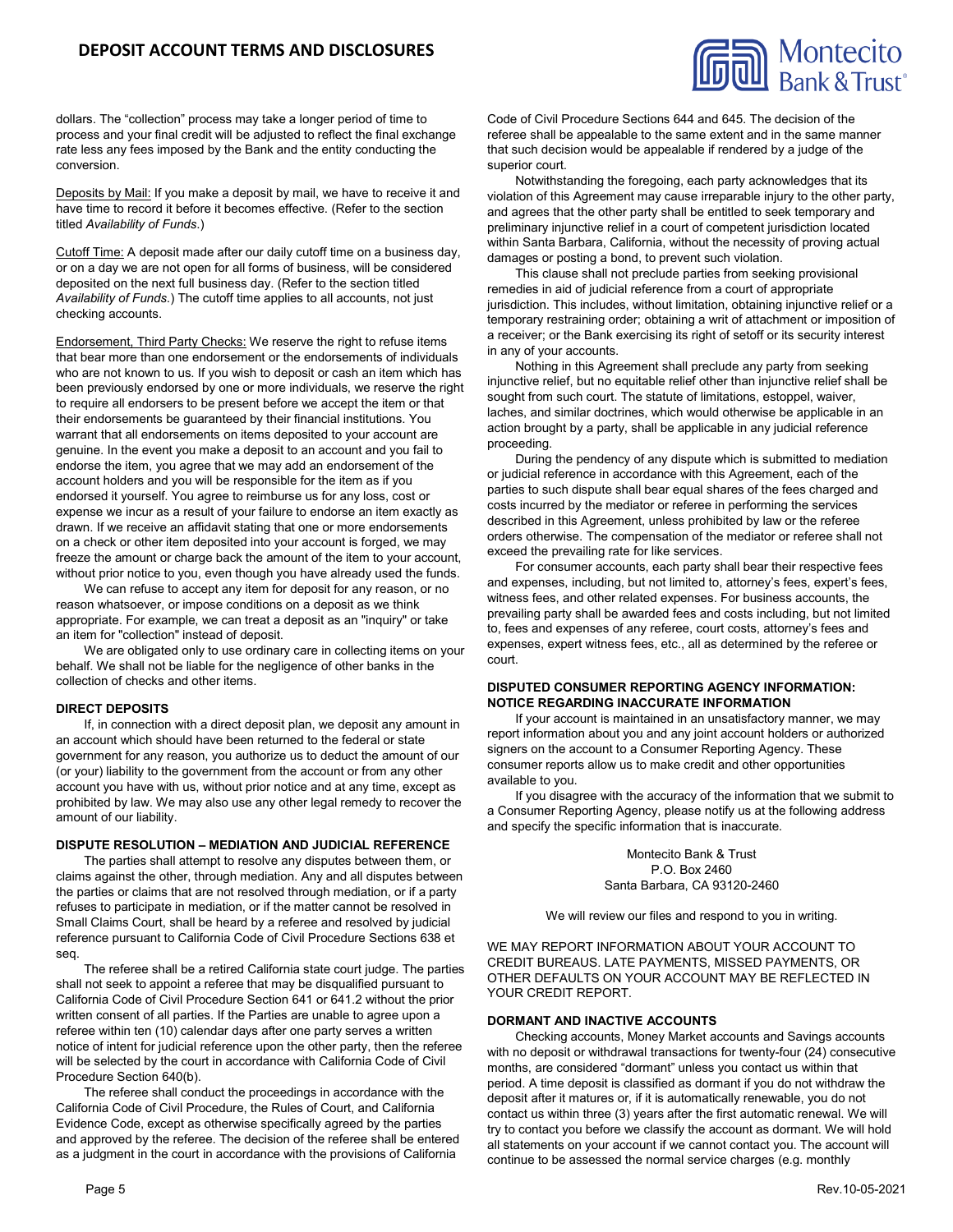dollars. The "collection" process may take a longer period of time to process and your final credit will be adjusted to reflect the final exchange rate less any fees imposed by the Bank and the entity conducting the conversion.

Deposits by Mail: If you make a deposit by mail, we have to receive it and have time to record it before it becomes effective. (Refer to the section titled *Availability of Funds*.)

Cutoff Time: A deposit made after our daily cutoff time on a business day, or on a day we are not open for all forms of business, will be considered deposited on the next full business day. (Refer to the section titled *Availability of Funds*.) The cutoff time applies to all accounts, not just checking accounts.

Endorsement, Third Party Checks: We reserve the right to refuse items that bear more than one endorsement or the endorsements of individuals who are not known to us. If you wish to deposit or cash an item which has been previously endorsed by one or more individuals, we reserve the right to require all endorsers to be present before we accept the item or that their endorsements be guaranteed by their financial institutions. You warrant that all endorsements on items deposited to your account are genuine. In the event you make a deposit to an account and you fail to endorse the item, you agree that we may add an endorsement of the account holders and you will be responsible for the item as if you endorsed it yourself. You agree to reimburse us for any loss, cost or expense we incur as a result of your failure to endorse an item exactly as drawn. If we receive an affidavit stating that one or more endorsements on a check or other item deposited into your account is forged, we may freeze the amount or charge back the amount of the item to your account, without prior notice to you, even though you have already used the funds.

We can refuse to accept any item for deposit for any reason, or no reason whatsoever, or impose conditions on a deposit as we think appropriate. For example, we can treat a deposit as an "inquiry" or take an item for "collection" instead of deposit.

We are obligated only to use ordinary care in collecting items on your behalf. We shall not be liable for the negligence of other banks in the collection of checks and other items.

**DIRECT DEPOSITS**

If, in connection with a direct deposit plan, we deposit any amount in an account which should have been returned to the federal or state government for any reason, you authorize us to deduct the amount of our (or your) liability to the government from the account or from any other account you have with us, without prior notice and at any time, except as prohibited by law. We may also use any other legal remedy to recover the amount of our liability.

**DISPUTE RESOLUTION – MEDIATION AND JUDICIAL REFERENCE**

The parties shall attempt to resolve any disputes between them, or claims against the other, through mediation. Any and all disputes between the parties or claims that are not resolved through mediation, or if a party refuses to participate in mediation, or if the matter cannot be resolved in Small Claims Court, shall be heard by a referee and resolved by judicial reference pursuant to California Code of Civil Procedure Sections 638 et seq.

The referee shall be a retired California state court judge. The parties shall not seek to appoint a referee that may be disqualified pursuant to California Code of Civil Procedure Section 641 or 641.2 without the prior written consent of all parties. If the Parties are unable to agree upon a referee within ten (10) calendar days after one party serves a written notice of intent for judicial reference upon the other party, then the referee will be selected by the court in accordance with California Code of Civil Procedure Section 640(b).

The referee shall conduct the proceedings in accordance with the California Code of Civil Procedure, the Rules of Court, and California Evidence Code, except as otherwise specifically agreed by the parties and approved by the referee. The decision of the referee shall be entered as a judgment in the court in accordance with the provisions of California Code of Civil Procedure Sections 644 and 645. The decision of the referee shall be appealable to the same extent and in the same manner that such decision would be appealable if rendered by a judge of the superior court.

Notwithstanding the foregoing, each party acknowledges that its violation of this Agreement may cause irreparable injury to the other party, and agrees that the other party shall be entitled to seek temporary and preliminary injunctive relief in a court of competent jurisdiction located within Santa Barbara, California, without the necessity of proving actual damages or posting a bond, to prevent such violation.

This clause shall not preclude parties from seeking provisional remedies in aid of judicial reference from a court of appropriate jurisdiction. This includes, without limitation, obtaining injunctive relief or a temporary restraining order; obtaining a writ of attachment or imposition of a receiver; or the Bank exercising its right of setoff or its security interest in any of your accounts.

Nothing in this Agreement shall preclude any party from seeking injunctive relief, but no equitable relief other than injunctive relief shall be sought from such court. The statute of limitations, estoppel, waiver, laches, and similar doctrines, which would otherwise be applicable in an action brought by a party, shall be applicable in any judicial reference proceeding.

During the pendency of any dispute which is submitted to mediation or judicial reference in accordance with this Agreement, each of the parties to such dispute shall bear equal shares of the fees charged and costs incurred by the mediator or referee in performing the services described in this Agreement, unless prohibited by law or the referee orders otherwise. The compensation of the mediator or referee shall not exceed the prevailing rate for like services.

For consumer accounts, each party shall bear their respective fees and expenses, including, but not limited to, attorney's fees, expert's fees, witness fees, and other related expenses. For business accounts, the prevailing party shall be awarded fees and costs including, but not limited to, fees and expenses of any referee, court costs, attorney's fees and expenses, expert witness fees, etc., all as determined by the referee or court.

**DISPUTED CONSUMER REPORTING AGENCY INFORMATION: NOTICE REGARDING INACCURATE INFORMATION**

If your account is maintained in an unsatisfactory manner, we may report information about you and any joint account holders or authorized signers on the account to a Consumer Reporting Agency. These consumer reports allow us to make credit and other opportunities available to you.

If you disagree with the accuracy of the information that we submit to a Consumer Reporting Agency, please notify us at the following address and specify the specific information that is inaccurate.

Montecito Bank & Trust
P.O. Box 2460
Santa Barbara, CA 93120-2460

We will review our files and respond to you in writing.

WE MAY REPORT INFORMATION ABOUT YOUR ACCOUNT TO CREDIT BUREAUS. LATE PAYMENTS, MISSED PAYMENTS, OR OTHER DEFAULTS ON YOUR ACCOUNT MAY BE REFLECTED IN YOUR CREDIT REPORT.

**DORMANT AND INACTIVE ACCOUNTS**

Checking accounts, Money Market accounts and Savings accounts with no deposit or withdrawal transactions for twenty-four (24) consecutive months, are considered "dormant" unless you contact us within that period. A time deposit is classified as dormant if you do not withdraw the deposit after it matures or, if it is automatically renewable, you do not contact us within three (3) years after the first automatic renewal. We will try to contact you before we classify the account as dormant. We will hold all statements on your account if we cannot contact you. The account will continue to be assessed the normal service charges (e.g. monthly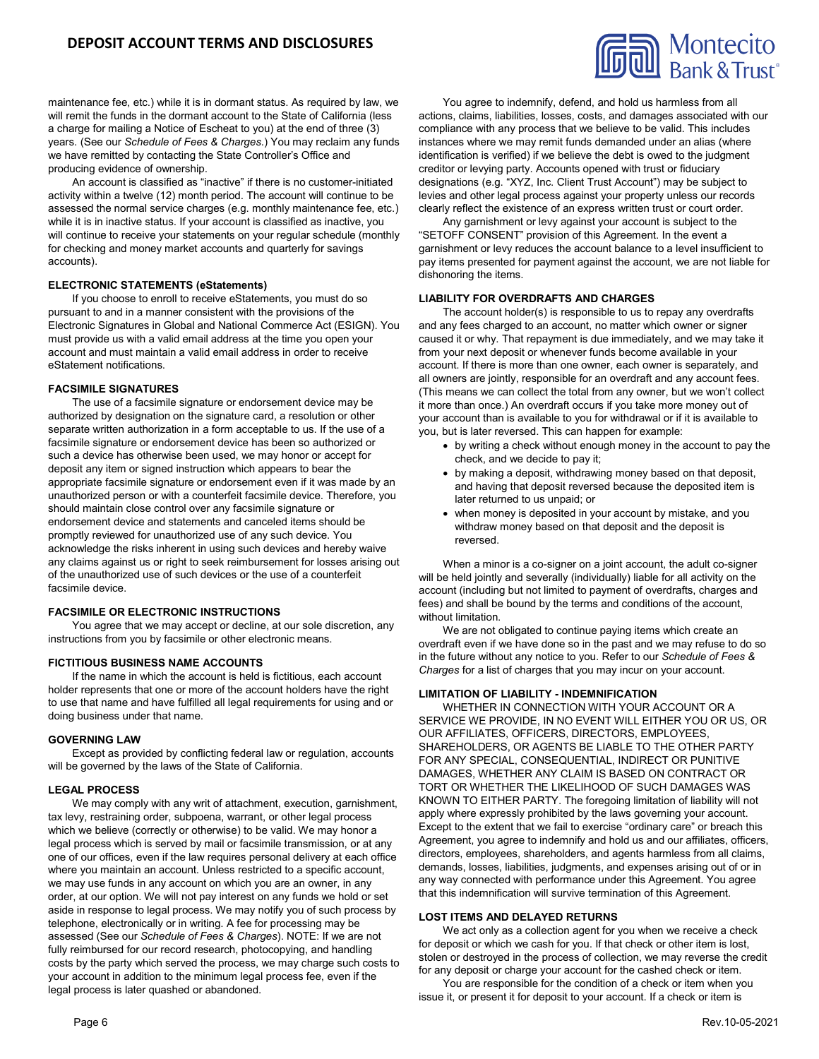maintenance fee, etc.) while it is in dormant status. As required by law, we will remit the funds in the dormant account to the State of California (less a charge for mailing a Notice of Escheat to you) at the end of three (3) years. (See our *Schedule of Fees & Charges*.) You may reclaim any funds we have remitted by contacting the State Controller's Office and producing evidence of ownership.

An account is classified as "inactive" if there is no customer-initiated activity within a twelve (12) month period. The account will continue to be assessed the normal service charges (e.g. monthly maintenance fee, etc.) while it is in inactive status. If your account is classified as inactive, you will continue to receive your statements on your regular schedule (monthly for checking and money market accounts and quarterly for savings accounts).

#### ELECTRONIC STATEMENTS (eStatements)

If you choose to enroll to receive eStatements, you must do so pursuant to and in a manner consistent with the provisions of the Electronic Signatures in Global and National Commerce Act (ESIGN). You must provide us with a valid email address at the time you open your account and must maintain a valid email address in order to receive eStatement notifications.

#### FACSIMILE SIGNATURES

The use of a facsimile signature or endorsement device may be authorized by designation on the signature card, a resolution or other separate written authorization in a form acceptable to us. If the use of a facsimile signature or endorsement device has been so authorized or such a device has otherwise been used, we may honor or accept for deposit any item or signed instruction which appears to bear the appropriate facsimile signature or endorsement even if it was made by an unauthorized person or with a counterfeit facsimile device. Therefore, you should maintain close control over any facsimile signature or endorsement device and statements and canceled items should be promptly reviewed for unauthorized use of any such device. You acknowledge the risks inherent in using such devices and hereby waive any claims against us or right to seek reimbursement for losses arising out of the unauthorized use of such devices or the use of a counterfeit facsimile device.

#### FACSIMILE OR ELECTRONIC INSTRUCTIONS

You agree that we may accept or decline, at our sole discretion, any instructions from you by facsimile or other electronic means.

#### FICTITIOUS BUSINESS NAME ACCOUNTS

If the name in which the account is held is fictitious, each account holder represents that one or more of the account holders have the right to use that name and have fulfilled all legal requirements for using and or doing business under that name.

#### GOVERNING LAW

Except as provided by conflicting federal law or regulation, accounts will be governed by the laws of the State of California.

#### LEGAL PROCESS

We may comply with any writ of attachment, execution, garnishment, tax levy, restraining order, subpoena, warrant, or other legal process which we believe (correctly or otherwise) to be valid. We may honor a legal process which is served by mail or facsimile transmission, or at any one of our offices, even if the law requires personal delivery at each office where you maintain an account. Unless restricted to a specific account, we may use funds in any account on which you are an owner, in any order, at our option. We will not pay interest on any funds we hold or set aside in response to legal process. We may notify you of such process by telephone, electronically or in writing. A fee for processing may be assessed (See our *Schedule of Fees & Charges*). NOTE: If we are not fully reimbursed for our record research, photocopying, and handling costs by the party which served the process, we may charge such costs to your account in addition to the minimum legal process fee, even if the legal process is later quashed or abandoned.

You agree to indemnify, defend, and hold us harmless from all actions, claims, liabilities, losses, costs, and damages associated with our compliance with any process that we believe to be valid. This includes instances where we may remit funds demanded under an alias (where identification is verified) if we believe the debt is owed to the judgment creditor or levying party. Accounts opened with trust or fiduciary designations (e.g. "XYZ, Inc. Client Trust Account") may be subject to levies and other legal process against your property unless our records clearly reflect the existence of an express written trust or court order.

Any garnishment or levy against your account is subject to the "SETOFF CONSENT" provision of this Agreement. In the event a garnishment or levy reduces the account balance to a level insufficient to pay items presented for payment against the account, we are not liable for dishonoring the items.

#### LIABILITY FOR OVERDRAFTS AND CHARGES

The account holder(s) is responsible to us to repay any overdrafts and any fees charged to an account, no matter which owner or signer caused it or why. That repayment is due immediately, and we may take it from your next deposit or whenever funds become available in your account. If there is more than one owner, each owner is separately, and all owners are jointly, responsible for an overdraft and any account fees. (This means we can collect the total from any owner, but we won't collect it more than once.) An overdraft occurs if you take more money out of your account than is available to you for withdrawal or if it is available to you, but is later reversed. This can happen for example:

- by writing a check without enough money in the account to pay the check, and we decide to pay it;
- by making a deposit, withdrawing money based on that deposit, and having that deposit reversed because the deposited item is later returned to us unpaid; or
- when money is deposited in your account by mistake, and you withdraw money based on that deposit and the deposit is reversed.

When a minor is a co-signer on a joint account, the adult co-signer will be held jointly and severally (individually) liable for all activity on the account (including but not limited to payment of overdrafts, charges and fees) and shall be bound by the terms and conditions of the account, without limitation.

We are not obligated to continue paying items which create an overdraft even if we have done so in the past and we may refuse to do so in the future without any notice to you. Refer to our *Schedule of Fees & Charges* for a list of charges that you may incur on your account.

#### LIMITATION OF LIABILITY - INDEMNIFICATION

WHETHER IN CONNECTION WITH YOUR ACCOUNT OR A SERVICE WE PROVIDE, IN NO EVENT WILL EITHER YOU OR US, OR OUR AFFILIATES, OFFICERS, DIRECTORS, EMPLOYEES, SHAREHOLDERS, OR AGENTS BE LIABLE TO THE OTHER PARTY FOR ANY SPECIAL, CONSEQUENTIAL, INDIRECT OR PUNITIVE DAMAGES, WHETHER ANY CLAIM IS BASED ON CONTRACT OR TORT OR WHETHER THE LIKELIHOOD OF SUCH DAMAGES WAS KNOWN TO EITHER PARTY. The foregoing limitation of liability will not apply where expressly prohibited by the laws governing your account. Except to the extent that we fail to exercise "ordinary care" or breach this Agreement, you agree to indemnify and hold us and our affiliates, officers, directors, employees, shareholders, and agents harmless from all claims, demands, losses, liabilities, judgments, and expenses arising out of or in any way connected with performance under this Agreement. You agree that this indemnification will survive termination of this Agreement.

#### LOST ITEMS AND DELAYED RETURNS

We act only as a collection agent for you when we receive a check for deposit or which we cash for you. If that check or other item is lost, stolen or destroyed in the process of collection, we may reverse the credit for any deposit or charge your account for the cashed check or item.

You are responsible for the condition of a check or item when you issue it, or present it for deposit to your account. If a check or item is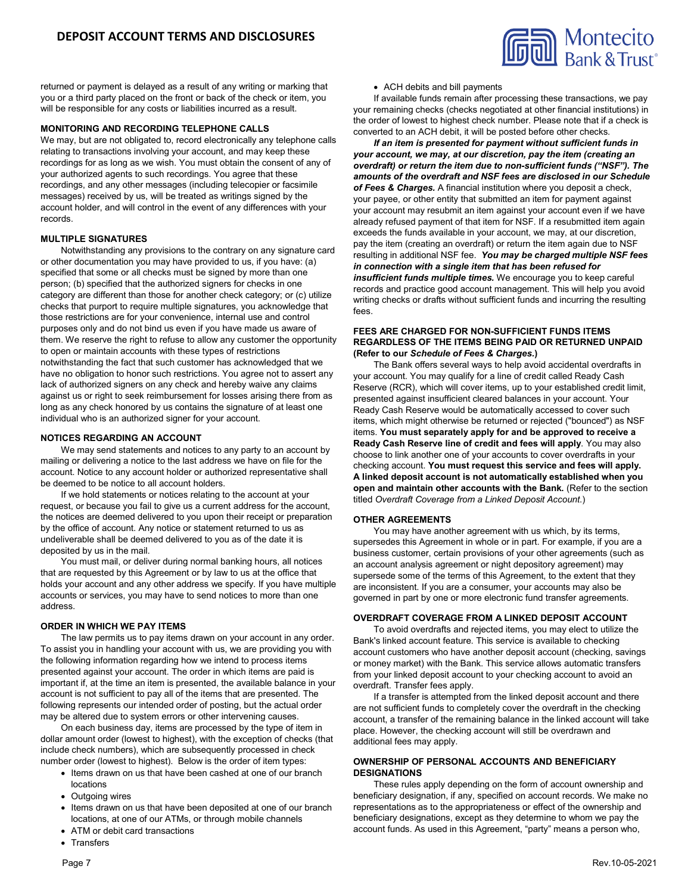returned or payment is delayed as a result of any writing or marking that you or a third party placed on the front or back of the check or item, you will be responsible for any costs or liabilities incurred as a result.

#### MONITORING AND RECORDING TELEPHONE CALLS

We may, but are not obligated to, record electronically any telephone calls relating to transactions involving your account, and may keep these recordings for as long as we wish. You must obtain the consent of any of your authorized agents to such recordings. You agree that these recordings, and any other messages (including telecopier or facsimile messages) received by us, will be treated as writings signed by the account holder, and will control in the event of any differences with your records.

#### MULTIPLE SIGNATURES

Notwithstanding any provisions to the contrary on any signature card or other documentation you may have provided to us, if you have: (a) specified that some or all checks must be signed by more than one person; (b) specified that the authorized signers for checks in one category are different than those for another check category; or (c) utilize checks that purport to require multiple signatures, you acknowledge that those restrictions are for your convenience, internal use and control purposes only and do not bind us even if you have made us aware of them. We reserve the right to refuse to allow any customer the opportunity to open or maintain accounts with these types of restrictions notwithstanding the fact that such customer has acknowledged that we have no obligation to honor such restrictions. You agree not to assert any lack of authorized signers on any check and hereby waive any claims against us or right to seek reimbursement for losses arising there from as long as any check honored by us contains the signature of at least one individual who is an authorized signer for your account.

#### NOTICES REGARDING AN ACCOUNT

We may send statements and notices to any party to an account by mailing or delivering a notice to the last address we have on file for the account. Notice to any account holder or authorized representative shall be deemed to be notice to all account holders.

If we hold statements or notices relating to the account at your request, or because you fail to give us a current address for the account, the notices are deemed delivered to you upon their receipt or preparation by the office of account. Any notice or statement returned to us as undeliverable shall be deemed delivered to you as of the date it is deposited by us in the mail.

You must mail, or deliver during normal banking hours, all notices that are requested by this Agreement or by law to us at the office that holds your account and any other address we specify. If you have multiple accounts or services, you may have to send notices to more than one address.

#### ORDER IN WHICH WE PAY ITEMS

The law permits us to pay items drawn on your account in any order. To assist you in handling your account with us, we are providing you with the following information regarding how we intend to process items presented against your account. The order in which items are paid is important if, at the time an item is presented, the available balance in your account is not sufficient to pay all of the items that are presented. The following represents our intended order of posting, but the actual order may be altered due to system errors or other intervening causes.

On each business day, items are processed by the type of item in dollar amount order (lowest to highest), with the exception of checks (that include check numbers), which are subsequently processed in check number order (lowest to highest). Below is the order of item types:

- Items drawn on us that have been cashed at one of our branch locations
- Outgoing wires
- Items drawn on us that have been deposited at one of our branch locations, at one of our ATMs, or through mobile channels
- ATM or debit card transactions
- Transfers
- ACH debits and bill payments

If available funds remain after processing these transactions, we pay your remaining checks (checks negotiated at other financial institutions) in the order of lowest to highest check number. Please note that if a check is converted to an ACH debit, it will be posted before other checks.

***If an item is presented for payment without sufficient funds in your account, we may, at our discretion, pay the item (creating an overdraft) or return the item due to non-sufficient funds ("NSF"). The amounts of the overdraft and NSF fees are disclosed in our Schedule of Fees & Charges.*** A financial institution where you deposit a check, your payee, or other entity that submitted an item for payment against your account may resubmit an item against your account even if we have already refused payment of that item for NSF. If a resubmitted item again exceeds the funds available in your account, we may, at our discretion, pay the item (creating an overdraft) or return the item again due to NSF resulting in additional NSF fees. ***You may be charged multiple NSF fees in connection with a single item that has been refused for insufficient funds multiple times.*** We encourage you to keep careful records and practice good account management. This will help you avoid writing checks or drafts without sufficient funds and incurring the resulting fees.

#### FEES ARE CHARGED FOR NON-SUFFICIENT FUNDS ITEMS REGARDLESS OF THE ITEMS BEING PAID OR RETURNED UNPAID (Refer to our *Schedule of Fees & Charges.*)

The Bank offers several ways to help avoid accidental overdrafts in your account. You may qualify for a line of credit called Ready Cash Reserve (RCR), which will cover items, up to your established credit limit, presented against insufficient cleared balances in your account. Your Ready Cash Reserve would be automatically accessed to cover such items, which might otherwise be returned or rejected ("bounced") as NSF items. **You must separately apply for and be approved to receive a Ready Cash Reserve line of credit and fees will apply**. You may also choose to link another one of your accounts to cover overdrafts in your checking account. **You must request this service and fees will apply. A linked deposit account is not automatically established when you open and maintain other accounts with the Bank.** (Refer to the section titled *Overdraft Coverage from a Linked Deposit Account.*)

#### OTHER AGREEMENTS

You may have another agreement with us which, by its terms, supersedes this Agreement in whole or in part. For example, if you are a business customer, certain provisions of your other agreements (such as an account analysis agreement or night depository agreement) may supersede some of the terms of this Agreement, to the extent that they are inconsistent. If you are a consumer, your accounts may also be governed in part by one or more electronic fund transfer agreements.

#### OVERDRAFT COVERAGE FROM A LINKED DEPOSIT ACCOUNT

To avoid overdrafts and rejected items, you may elect to utilize the Bank's linked account feature. This service is available to checking account customers who have another deposit account (checking, savings or money market) with the Bank. This service allows automatic transfers from your linked deposit account to your checking account to avoid an overdraft. Transfer fees apply.

If a transfer is attempted from the linked deposit account and there are not sufficient funds to completely cover the overdraft in the checking account, a transfer of the remaining balance in the linked account will take place. However, the checking account will still be overdrawn and additional fees may apply.

#### OWNERSHIP OF PERSONAL ACCOUNTS AND BENEFICIARY DESIGNATIONS

These rules apply depending on the form of account ownership and beneficiary designation, if any, specified on account records. We make no representations as to the appropriateness or effect of the ownership and beneficiary designations, except as they determine to whom we pay the account funds. As used in this Agreement, "party" means a person who,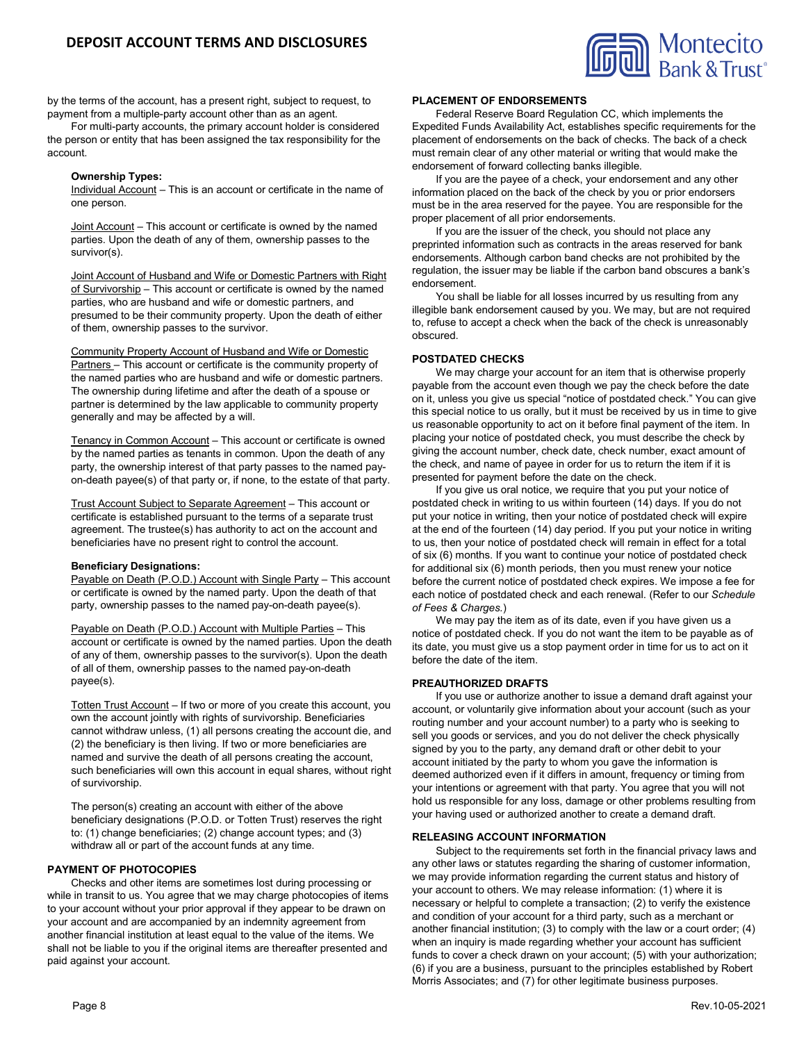by the terms of the account, has a present right, subject to request, to payment from a multiple-party account other than as an agent.

For multi-party accounts, the primary account holder is considered the person or entity that has been assigned the tax responsibility for the account.

**Ownership Types:**

Individual Account – This is an account or certificate in the name of one person.

Joint Account – This account or certificate is owned by the named parties. Upon the death of any of them, ownership passes to the survivor(s).

Joint Account of Husband and Wife or Domestic Partners with Right of Survivorship – This account or certificate is owned by the named parties, who are husband and wife or domestic partners, and presumed to be their community property. Upon the death of either of them, ownership passes to the survivor.

Community Property Account of Husband and Wife or Domestic Partners – This account or certificate is the community property of the named parties who are husband and wife or domestic partners. The ownership during lifetime and after the death of a spouse or partner is determined by the law applicable to community property generally and may be affected by a will.

Tenancy in Common Account – This account or certificate is owned by the named parties as tenants in common. Upon the death of any party, the ownership interest of that party passes to the named pay-on-death payee(s) of that party or, if none, to the estate of that party.

Trust Account Subject to Separate Agreement – This account or certificate is established pursuant to the terms of a separate trust agreement. The trustee(s) has authority to act on the account and beneficiaries have no present right to control the account.

**Beneficiary Designations:**

Payable on Death (P.O.D.) Account with Single Party – This account or certificate is owned by the named party. Upon the death of that party, ownership passes to the named pay-on-death payee(s).

Payable on Death (P.O.D.) Account with Multiple Parties – This account or certificate is owned by the named parties. Upon the death of any of them, ownership passes to the survivor(s). Upon the death of all of them, ownership passes to the named pay-on-death payee(s).

Totten Trust Account – If two or more of you create this account, you own the account jointly with rights of survivorship. Beneficiaries cannot withdraw unless, (1) all persons creating the account die, and (2) the beneficiary is then living. If two or more beneficiaries are named and survive the death of all persons creating the account, such beneficiaries will own this account in equal shares, without right of survivorship.

The person(s) creating an account with either of the above beneficiary designations (P.O.D. or Totten Trust) reserves the right to: (1) change beneficiaries; (2) change account types; and (3) withdraw all or part of the account funds at any time.

**PAYMENT OF PHOTOCOPIES**

Checks and other items are sometimes lost during processing or while in transit to us. You agree that we may charge photocopies of items to your account without your prior approval if they appear to be drawn on your account and are accompanied by an indemnity agreement from another financial institution at least equal to the value of the items. We shall not be liable to you if the original items are thereafter presented and paid against your account.

**PLACEMENT OF ENDORSEMENTS**

Federal Reserve Board Regulation CC, which implements the Expedited Funds Availability Act, establishes specific requirements for the placement of endorsements on the back of checks. The back of a check must remain clear of any other material or writing that would make the endorsement of forward collecting banks illegible.

If you are the payee of a check, your endorsement and any other information placed on the back of the check by you or prior endorsers must be in the area reserved for the payee. You are responsible for the proper placement of all prior endorsements.

If you are the issuer of the check, you should not place any preprinted information such as contracts in the areas reserved for bank endorsements. Although carbon band checks are not prohibited by the regulation, the issuer may be liable if the carbon band obscures a bank's endorsement.

You shall be liable for all losses incurred by us resulting from any illegible bank endorsement caused by you. We may, but are not required to, refuse to accept a check when the back of the check is unreasonably obscured.

**POSTDATED CHECKS**

We may charge your account for an item that is otherwise properly payable from the account even though we pay the check before the date on it, unless you give us special "notice of postdated check." You can give this special notice to us orally, but it must be received by us in time to give us reasonable opportunity to act on it before final payment of the item. In placing your notice of postdated check, you must describe the check by giving the account number, check date, check number, exact amount of the check, and name of payee in order for us to return the item if it is presented for payment before the date on the check.

If you give us oral notice, we require that you put your notice of postdated check in writing to us within fourteen (14) days. If you do not put your notice in writing, then your notice of postdated check will expire at the end of the fourteen (14) day period. If you put your notice in writing to us, then your notice of postdated check will remain in effect for a total of six (6) months. If you want to continue your notice of postdated check for additional six (6) month periods, then you must renew your notice before the current notice of postdated check expires. We impose a fee for each notice of postdated check and each renewal. (Refer to our *Schedule of Fees & Charges.*)

We may pay the item as of its date, even if you have given us a notice of postdated check. If you do not want the item to be payable as of its date, you must give us a stop payment order in time for us to act on it before the date of the item.

**PREAUTHORIZED DRAFTS**

If you use or authorize another to issue a demand draft against your account, or voluntarily give information about your account (such as your routing number and your account number) to a party who is seeking to sell you goods or services, and you do not deliver the check physically signed by you to the party, any demand draft or other debit to your account initiated by the party to whom you gave the information is deemed authorized even if it differs in amount, frequency or timing from your intentions or agreement with that party. You agree that you will not hold us responsible for any loss, damage or other problems resulting from your having used or authorized another to create a demand draft.

**RELEASING ACCOUNT INFORMATION**

Subject to the requirements set forth in the financial privacy laws and any other laws or statutes regarding the sharing of customer information, we may provide information regarding the current status and history of your account to others. We may release information: (1) where it is necessary or helpful to complete a transaction; (2) to verify the existence and condition of your account for a third party, such as a merchant or another financial institution; (3) to comply with the law or a court order; (4) when an inquiry is made regarding whether your account has sufficient funds to cover a check drawn on your account; (5) with your authorization; (6) if you are a business, pursuant to the principles established by Robert Morris Associates; and (7) for other legitimate business purposes.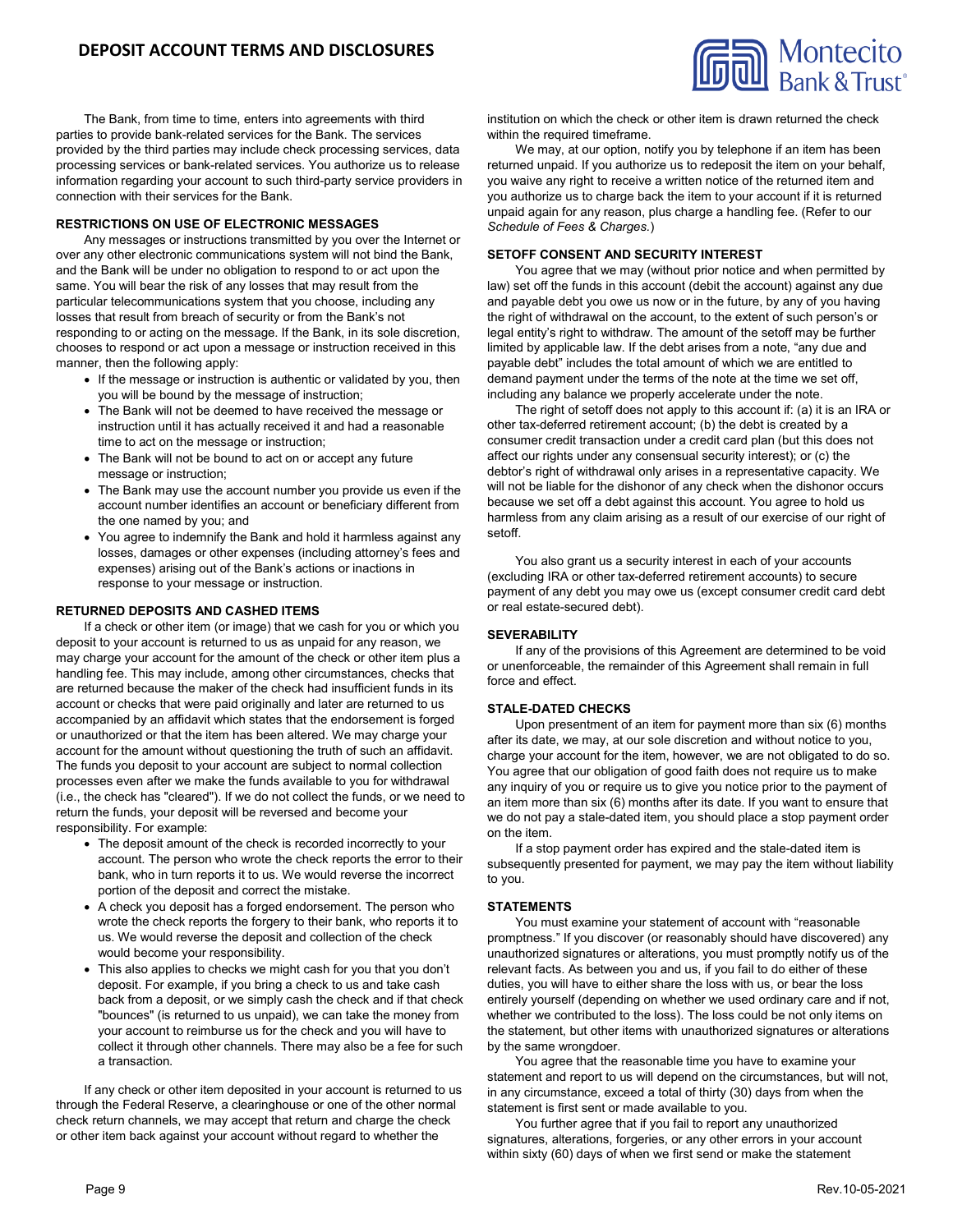The Bank, from time to time, enters into agreements with third parties to provide bank-related services for the Bank. The services provided by the third parties may include check processing services, data processing services or bank-related services. You authorize us to release information regarding your account to such third-party service providers in connection with their services for the Bank.

### RESTRICTIONS ON USE OF ELECTRONIC MESSAGES

Any messages or instructions transmitted by you over the Internet or over any other electronic communications system will not bind the Bank, and the Bank will be under no obligation to respond to or act upon the same. You will bear the risk of any losses that may result from the particular telecommunications system that you choose, including any losses that result from breach of security or from the Bank's not responding to or acting on the message. If the Bank, in its sole discretion, chooses to respond or act upon a message or instruction received in this manner, then the following apply:

- If the message or instruction is authentic or validated by you, then you will be bound by the message of instruction;
- The Bank will not be deemed to have received the message or instruction until it has actually received it and had a reasonable time to act on the message or instruction;
- The Bank will not be bound to act on or accept any future message or instruction;
- The Bank may use the account number you provide us even if the account number identifies an account or beneficiary different from the one named by you; and
- You agree to indemnify the Bank and hold it harmless against any losses, damages or other expenses (including attorney's fees and expenses) arising out of the Bank's actions or inactions in response to your message or instruction.

### RETURNED DEPOSITS AND CASHED ITEMS

If a check or other item (or image) that we cash for you or which you deposit to your account is returned to us as unpaid for any reason, we may charge your account for the amount of the check or other item plus a handling fee. This may include, among other circumstances, checks that are returned because the maker of the check had insufficient funds in its account or checks that were paid originally and later are returned to us accompanied by an affidavit which states that the endorsement is forged or unauthorized or that the item has been altered. We may charge your account for the amount without questioning the truth of such an affidavit. The funds you deposit to your account are subject to normal collection processes even after we make the funds available to you for withdrawal (i.e., the check has "cleared"). If we do not collect the funds, or we need to return the funds, your deposit will be reversed and become your responsibility. For example:

- The deposit amount of the check is recorded incorrectly to your account. The person who wrote the check reports the error to their bank, who in turn reports it to us. We would reverse the incorrect portion of the deposit and correct the mistake.
- A check you deposit has a forged endorsement. The person who wrote the check reports the forgery to their bank, who reports it to us. We would reverse the deposit and collection of the check would become your responsibility.
- This also applies to checks we might cash for you that you don't deposit. For example, if you bring a check to us and take cash back from a deposit, or we simply cash the check and if that check "bounces" (is returned to us unpaid), we can take the money from your account to reimburse us for the check and you will have to collect it through other channels. There may also be a fee for such a transaction.

If any check or other item deposited in your account is returned to us through the Federal Reserve, a clearinghouse or one of the other normal check return channels, we may accept that return and charge the check or other item back against your account without regard to whether the institution on which the check or other item is drawn returned the check within the required timeframe.

We may, at our option, notify you by telephone if an item has been returned unpaid. If you authorize us to redeposit the item on your behalf, you waive any right to receive a written notice of the returned item and you authorize us to charge back the item to your account if it is returned unpaid again for any reason, plus charge a handling fee. (Refer to our *Schedule of Fees & Charges.*)

### SETOFF CONSENT AND SECURITY INTEREST

You agree that we may (without prior notice and when permitted by law) set off the funds in this account (debit the account) against any due and payable debt you owe us now or in the future, by any of you having the right of withdrawal on the account, to the extent of such person's or legal entity's right to withdraw. The amount of the setoff may be further limited by applicable law. If the debt arises from a note, "any due and payable debt" includes the total amount of which we are entitled to demand payment under the terms of the note at the time we set off, including any balance we properly accelerate under the note.

The right of setoff does not apply to this account if: (a) it is an IRA or other tax-deferred retirement account; (b) the debt is created by a consumer credit transaction under a credit card plan (but this does not affect our rights under any consensual security interest); or (c) the debtor's right of withdrawal only arises in a representative capacity. We will not be liable for the dishonor of any check when the dishonor occurs because we set off a debt against this account. You agree to hold us harmless from any claim arising as a result of our exercise of our right of setoff.

You also grant us a security interest in each of your accounts (excluding IRA or other tax-deferred retirement accounts) to secure payment of any debt you may owe us (except consumer credit card debt or real estate-secured debt).

### SEVERABILITY

If any of the provisions of this Agreement are determined to be void or unenforceable, the remainder of this Agreement shall remain in full force and effect.

### STALE-DATED CHECKS

Upon presentment of an item for payment more than six (6) months after its date, we may, at our sole discretion and without notice to you, charge your account for the item, however, we are not obligated to do so. You agree that our obligation of good faith does not require us to make any inquiry of you or require us to give you notice prior to the payment of an item more than six (6) months after its date. If you want to ensure that we do not pay a stale-dated item, you should place a stop payment order on the item.

If a stop payment order has expired and the stale-dated item is subsequently presented for payment, we may pay the item without liability to you.

### STATEMENTS

You must examine your statement of account with "reasonable promptness." If you discover (or reasonably should have discovered) any unauthorized signatures or alterations, you must promptly notify us of the relevant facts. As between you and us, if you fail to do either of these duties, you will have to either share the loss with us, or bear the loss entirely yourself (depending on whether we used ordinary care and if not, whether we contributed to the loss). The loss could be not only items on the statement, but other items with unauthorized signatures or alterations by the same wrongdoer.

You agree that the reasonable time you have to examine your statement and report to us will depend on the circumstances, but will not, in any circumstance, exceed a total of thirty (30) days from when the statement is first sent or made available to you.

You further agree that if you fail to report any unauthorized signatures, alterations, forgeries, or any other errors in your account within sixty (60) days of when we first send or make the statement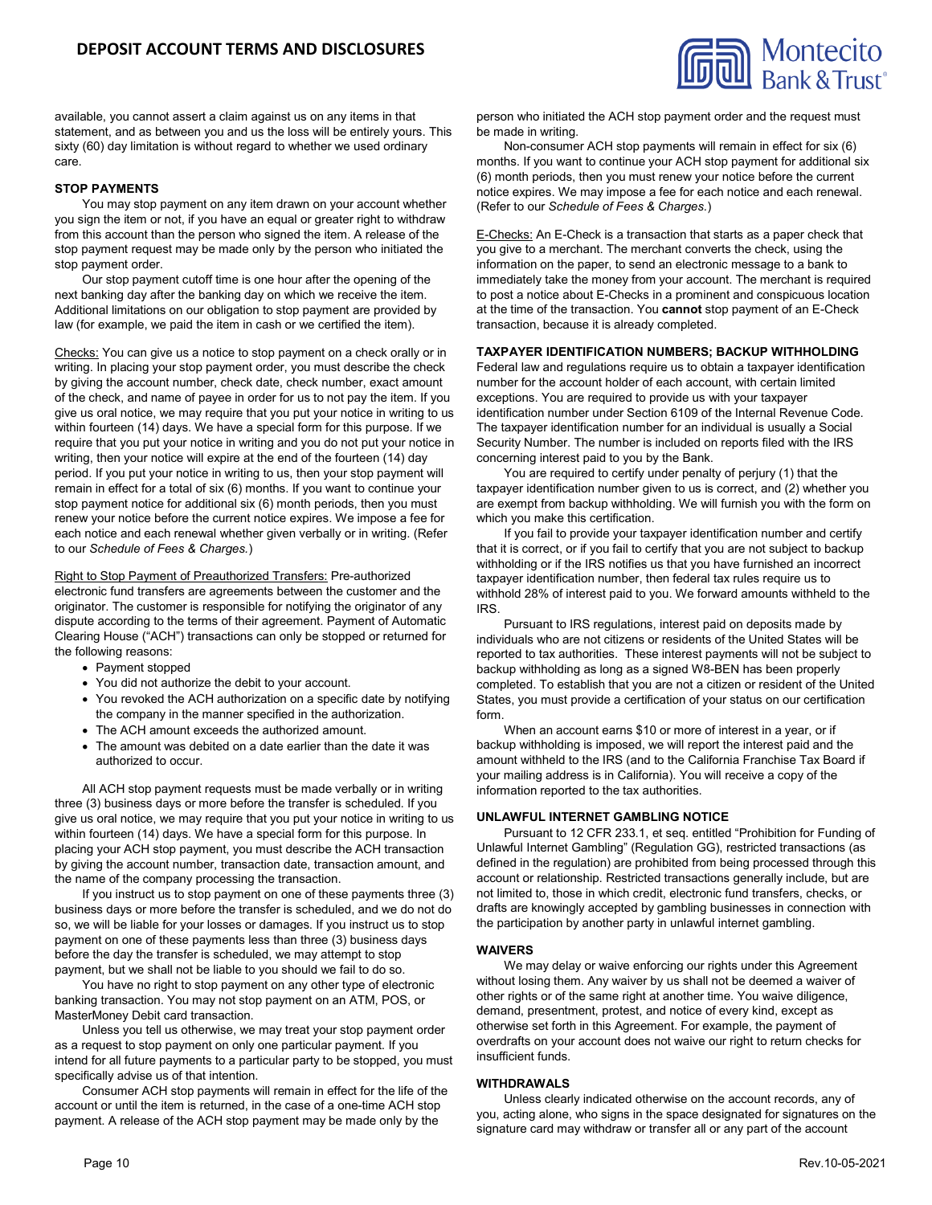available, you cannot assert a claim against us on any items in that statement, and as between you and us the loss will be entirely yours. This sixty (60) day limitation is without regard to whether we used ordinary care.

### STOP PAYMENTS

You may stop payment on any item drawn on your account whether you sign the item or not, if you have an equal or greater right to withdraw from this account than the person who signed the item. A release of the stop payment request may be made only by the person who initiated the stop payment order.

Our stop payment cutoff time is one hour after the opening of the next banking day after the banking day on which we receive the item. Additional limitations on our obligation to stop payment are provided by law (for example, we paid the item in cash or we certified the item).

Checks: You can give us a notice to stop payment on a check orally or in writing. In placing your stop payment order, you must describe the check by giving the account number, check date, check number, exact amount of the check, and name of payee in order for us to not pay the item. If you give us oral notice, we may require that you put your notice in writing to us within fourteen (14) days. We have a special form for this purpose. If we require that you put your notice in writing and you do not put your notice in writing, then your notice will expire at the end of the fourteen (14) day period. If you put your notice in writing to us, then your stop payment will remain in effect for a total of six (6) months. If you want to continue your stop payment notice for additional six (6) month periods, then you must renew your notice before the current notice expires. We impose a fee for each notice and each renewal whether given verbally or in writing. (Refer to our *Schedule of Fees & Charges.*)

Right to Stop Payment of Preauthorized Transfers: Pre-authorized electronic fund transfers are agreements between the customer and the originator. The customer is responsible for notifying the originator of any dispute according to the terms of their agreement. Payment of Automatic Clearing House ("ACH") transactions can only be stopped or returned for the following reasons:

- Payment stopped
- You did not authorize the debit to your account.
- You revoked the ACH authorization on a specific date by notifying the company in the manner specified in the authorization.
- The ACH amount exceeds the authorized amount.
- The amount was debited on a date earlier than the date it was authorized to occur.

All ACH stop payment requests must be made verbally or in writing three (3) business days or more before the transfer is scheduled. If you give us oral notice, we may require that you put your notice in writing to us within fourteen (14) days. We have a special form for this purpose. In placing your ACH stop payment, you must describe the ACH transaction by giving the account number, transaction date, transaction amount, and the name of the company processing the transaction.

If you instruct us to stop payment on one of these payments three (3) business days or more before the transfer is scheduled, and we do not do so, we will be liable for your losses or damages. If you instruct us to stop payment on one of these payments less than three (3) business days before the day the transfer is scheduled, we may attempt to stop payment, but we shall not be liable to you should we fail to do so.

You have no right to stop payment on any other type of electronic banking transaction. You may not stop payment on an ATM, POS, or MasterMoney Debit card transaction.

Unless you tell us otherwise, we may treat your stop payment order as a request to stop payment on only one particular payment. If you intend for all future payments to a particular party to be stopped, you must specifically advise us of that intention.

Consumer ACH stop payments will remain in effect for the life of the account or until the item is returned, in the case of a one-time ACH stop payment. A release of the ACH stop payment may be made only by the person who initiated the ACH stop payment order and the request must be made in writing.

Non-consumer ACH stop payments will remain in effect for six (6) months. If you want to continue your ACH stop payment for additional six (6) month periods, then you must renew your notice before the current notice expires. We may impose a fee for each notice and each renewal. (Refer to our *Schedule of Fees & Charges.*)

E-Checks: An E-Check is a transaction that starts as a paper check that you give to a merchant. The merchant converts the check, using the information on the paper, to send an electronic message to a bank to immediately take the money from your account. The merchant is required to post a notice about E-Checks in a prominent and conspicuous location at the time of the transaction. You **cannot** stop payment of an E-Check transaction, because it is already completed.

### TAXPAYER IDENTIFICATION NUMBERS; BACKUP WITHHOLDING

Federal law and regulations require us to obtain a taxpayer identification number for the account holder of each account, with certain limited exceptions. You are required to provide us with your taxpayer identification number under Section 6109 of the Internal Revenue Code. The taxpayer identification number for an individual is usually a Social Security Number. The number is included on reports filed with the IRS concerning interest paid to you by the Bank.

You are required to certify under penalty of perjury (1) that the taxpayer identification number given to us is correct, and (2) whether you are exempt from backup withholding. We will furnish you with the form on which you make this certification.

If you fail to provide your taxpayer identification number and certify that it is correct, or if you fail to certify that you are not subject to backup withholding or if the IRS notifies us that you have furnished an incorrect taxpayer identification number, then federal tax rules require us to withhold 28% of interest paid to you. We forward amounts withheld to the IRS.

Pursuant to IRS regulations, interest paid on deposits made by individuals who are not citizens or residents of the United States will be reported to tax authorities. These interest payments will not be subject to backup withholding as long as a signed W8-BEN has been properly completed. To establish that you are not a citizen or resident of the United States, you must provide a certification of your status on our certification form.

When an account earns $10 or more of interest in a year, or if backup withholding is imposed, we will report the interest paid and the amount withheld to the IRS (and to the California Franchise Tax Board if your mailing address is in California). You will receive a copy of the information reported to the tax authorities.

### UNLAWFUL INTERNET GAMBLING NOTICE

Pursuant to 12 CFR 233.1, et seq. entitled "Prohibition for Funding of Unlawful Internet Gambling" (Regulation GG), restricted transactions (as defined in the regulation) are prohibited from being processed through this account or relationship. Restricted transactions generally include, but are not limited to, those in which credit, electronic fund transfers, checks, or drafts are knowingly accepted by gambling businesses in connection with the participation by another party in unlawful internet gambling.

### WAIVERS

We may delay or waive enforcing our rights under this Agreement without losing them. Any waiver by us shall not be deemed a waiver of other rights or of the same right at another time. You waive diligence, demand, presentment, protest, and notice of every kind, except as otherwise set forth in this Agreement. For example, the payment of overdrafts on your account does not waive our right to return checks for insufficient funds.

### WITHDRAWALS

Unless clearly indicated otherwise on the account records, any of you, acting alone, who signs in the space designated for signatures on the signature card may withdraw or transfer all or any part of the account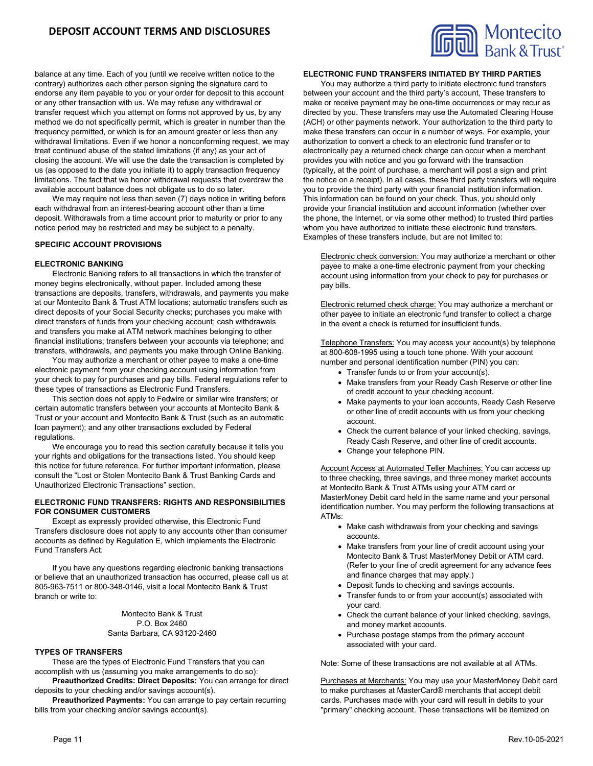balance at any time. Each of you (until we receive written notice to the contrary) authorizes each other person signing the signature card to endorse any item payable to you or your order for deposit to this account or any other transaction with us. We may refuse any withdrawal or transfer request which you attempt on forms not approved by us, by any method we do not specifically permit, which is greater in number than the frequency permitted, or which is for an amount greater or less than any withdrawal limitations. Even if we honor a nonconforming request, we may treat continued abuse of the stated limitations (if any) as your act of closing the account. We will use the date the transaction is completed by us (as opposed to the date you initiate it) to apply transaction frequency limitations. The fact that we honor withdrawal requests that overdraw the available account balance does not obligate us to do so later.

We may require not less than seven (7) days notice in writing before each withdrawal from an interest-bearing account other than a time deposit. Withdrawals from a time account prior to maturity or prior to any notice period may be restricted and may be subject to a penalty.

**SPECIFIC ACCOUNT PROVISIONS**

**ELECTRONIC BANKING**

Electronic Banking refers to all transactions in which the transfer of money begins electronically, without paper. Included among these transactions are deposits, transfers, withdrawals, and payments you make at our Montecito Bank & Trust ATM locations; automatic transfers such as direct deposits of your Social Security checks; purchases you make with direct transfers of funds from your checking account; cash withdrawals and transfers you make at ATM network machines belonging to other financial institutions; transfers between your accounts via telephone; and transfers, withdrawals, and payments you make through Online Banking.

You may authorize a merchant or other payee to make a one-time electronic payment from your checking account using information from your check to pay for purchases and pay bills. Federal regulations refer to these types of transactions as Electronic Fund Transfers.

This section does not apply to Fedwire or similar wire transfers; or certain automatic transfers between your accounts at Montecito Bank & Trust or your account and Montecito Bank & Trust (such as an automatic loan payment); and any other transactions excluded by Federal regulations.

We encourage you to read this section carefully because it tells you your rights and obligations for the transactions listed. You should keep this notice for future reference. For further important information, please consult the "Lost or Stolen Montecito Bank & Trust Banking Cards and Unauthorized Electronic Transactions" section.

**ELECTRONIC FUND TRANSFERS: RIGHTS AND RESPONSIBILITIES FOR CONSUMER CUSTOMERS**

Except as expressly provided otherwise, this Electronic Fund Transfers disclosure does not apply to any accounts other than consumer accounts as defined by Regulation E, which implements the Electronic Fund Transfers Act.

If you have any questions regarding electronic banking transactions or believe that an unauthorized transaction has occurred, please call us at 805-963-7511 or 800-348-0146, visit a local Montecito Bank & Trust branch or write to:

Montecito Bank & Trust
P.O. Box 2460
Santa Barbara, CA 93120-2460

**TYPES OF TRANSFERS**

These are the types of Electronic Fund Transfers that you can accomplish with us (assuming you make arrangements to do so):

**Preauthorized Credits: Direct Deposits:** You can arrange for direct deposits to your checking and/or savings account(s).

**Preauthorized Payments:** You can arrange to pay certain recurring bills from your checking and/or savings account(s).

**ELECTRONIC FUND TRANSFERS INITIATED BY THIRD PARTIES**

You may authorize a third party to initiate electronic fund transfers between your account and the third party's account, These transfers to make or receive payment may be one-time occurrences or may recur as directed by you. These transfers may use the Automated Clearing House (ACH) or other payments network. Your authorization to the third party to make these transfers can occur in a number of ways. For example, your authorization to convert a check to an electronic fund transfer or to electronically pay a returned check charge can occur when a merchant provides you with notice and you go forward with the transaction (typically, at the point of purchase, a merchant will post a sign and print the notice on a receipt). In all cases, these third party transfers will require you to provide the third party with your financial institution information. This information can be found on your check. Thus, you should only provide your financial institution and account information (whether over the phone, the Internet, or via some other method) to trusted third parties whom you have authorized to initiate these electronic fund transfers. Examples of these transfers include, but are not limited to:

Electronic check conversion: You may authorize a merchant or other payee to make a one-time electronic payment from your checking account using information from your check to pay for purchases or pay bills.

Electronic returned check charge: You may authorize a merchant or other payee to initiate an electronic fund transfer to collect a charge in the event a check is returned for insufficient funds.

Telephone Transfers: You may access your account(s) by telephone at 800-608-1995 using a touch tone phone. With your account number and personal identification number (PIN) you can:

- Transfer funds to or from your account(s).
- Make transfers from your Ready Cash Reserve or other line of credit account to your checking account.
- Make payments to your loan accounts, Ready Cash Reserve or other line of credit accounts with us from your checking account.
- Check the current balance of your linked checking, savings, Ready Cash Reserve, and other line of credit accounts.
- Change your telephone PIN.

Account Access at Automated Teller Machines: You can access up to three checking, three savings, and three money market accounts at Montecito Bank & Trust ATMs using your ATM card or MasterMoney Debit card held in the same name and your personal identification number. You may perform the following transactions at ATMs:

- Make cash withdrawals from your checking and savings accounts.
- Make transfers from your line of credit account using your Montecito Bank & Trust MasterMoney Debit or ATM card. (Refer to your line of credit agreement for any advance fees and finance charges that may apply.)
- Deposit funds to checking and savings accounts.
- Transfer funds to or from your account(s) associated with your card.
- Check the current balance of your linked checking, savings, and money market accounts.
- Purchase postage stamps from the primary account associated with your card.

Note: Some of these transactions are not available at all ATMs.

Purchases at Merchants: You may use your MasterMoney Debit card to make purchases at MasterCard® merchants that accept debit cards. Purchases made with your card will result in debits to your "primary" checking account. These transactions will be itemized on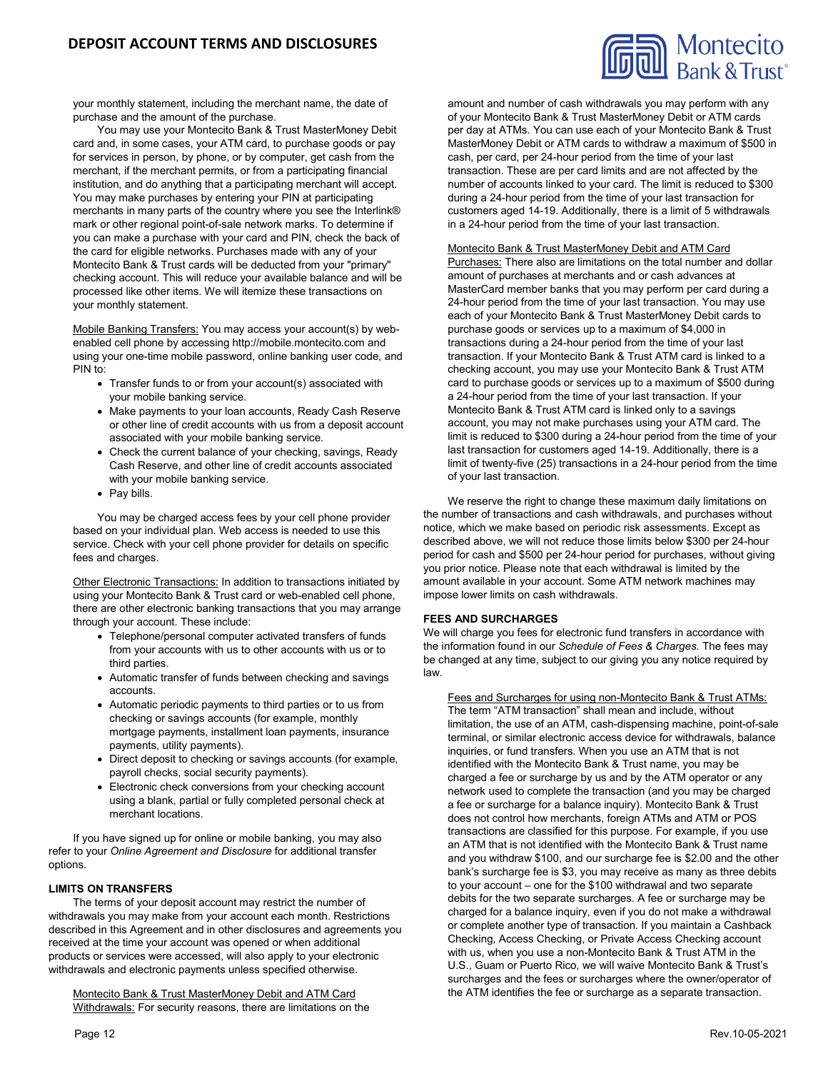your monthly statement, including the merchant name, the date of purchase and the amount of the purchase.

You may use your Montecito Bank & Trust MasterMoney Debit card and, in some cases, your ATM card, to purchase goods or pay for services in person, by phone, or by computer, get cash from the merchant, if the merchant permits, or from a participating financial institution, and do anything that a participating merchant will accept. You may make purchases by entering your PIN at participating merchants in many parts of the country where you see the Interlink® mark or other regional point-of-sale network marks. To determine if you can make a purchase with your card and PIN, check the back of the card for eligible networks. Purchases made with any of your Montecito Bank & Trust cards will be deducted from your "primary" checking account. This will reduce your available balance and will be processed like other items. We will itemize these transactions on your monthly statement.

Mobile Banking Transfers: You may access your account(s) by web-enabled cell phone by accessing http://mobile.montecito.com and using your one-time mobile password, online banking user code, and PIN to:

- Transfer funds to or from your account(s) associated with your mobile banking service.
- Make payments to your loan accounts, Ready Cash Reserve or other line of credit accounts with us from a deposit account associated with your mobile banking service.
- Check the current balance of your checking, savings, Ready Cash Reserve, and other line of credit accounts associated with your mobile banking service.
- Pay bills.

You may be charged access fees by your cell phone provider based on your individual plan. Web access is needed to use this service. Check with your cell phone provider for details on specific fees and charges.

Other Electronic Transactions: In addition to transactions initiated by using your Montecito Bank & Trust card or web-enabled cell phone, there are other electronic banking transactions that you may arrange through your account. These include:

- Telephone/personal computer activated transfers of funds from your accounts with us to other accounts with us or to third parties.
- Automatic transfer of funds between checking and savings accounts.
- Automatic periodic payments to third parties or to us from checking or savings accounts (for example, monthly mortgage payments, installment loan payments, insurance payments, utility payments).
- Direct deposit to checking or savings accounts (for example, payroll checks, social security payments).
- Electronic check conversions from your checking account using a blank, partial or fully completed personal check at merchant locations.

If you have signed up for online or mobile banking, you may also refer to your *Online Agreement and Disclosure* for additional transfer options.

**LIMITS ON TRANSFERS**

The terms of your deposit account may restrict the number of withdrawals you may make from your account each month. Restrictions described in this Agreement and in other disclosures and agreements you received at the time your account was opened or when additional products or services were accessed, will also apply to your electronic withdrawals and electronic payments unless specified otherwise.

Montecito Bank & Trust MasterMoney Debit and ATM Card Withdrawals: For security reasons, there are limitations on the amount and number of cash withdrawals you may perform with any of your Montecito Bank & Trust MasterMoney Debit or ATM cards per day at ATMs. You can use each of your Montecito Bank & Trust MasterMoney Debit or ATM cards to withdraw a maximum of $500 in cash, per card, per 24-hour period from the time of your last transaction. These are per card limits and are not affected by the number of accounts linked to your card. The limit is reduced to $300 during a 24-hour period from the time of your last transaction for customers aged 14-19. Additionally, there is a limit of 5 withdrawals in a 24-hour period from the time of your last transaction.

Montecito Bank & Trust MasterMoney Debit and ATM Card Purchases: There also are limitations on the total number and dollar amount of purchases at merchants and or cash advances at MasterCard member banks that you may perform per card during a 24-hour period from the time of your last transaction. You may use each of your Montecito Bank & Trust MasterMoney Debit cards to purchase goods or services up to a maximum of $4,000 in transactions during a 24-hour period from the time of your last transaction. If your Montecito Bank & Trust ATM card is linked to a checking account, you may use your Montecito Bank & Trust ATM card to purchase goods or services up to a maximum of $500 during a 24-hour period from the time of your last transaction. If your Montecito Bank & Trust ATM card is linked only to a savings account, you may not make purchases using your ATM card. The limit is reduced to $300 during a 24-hour period from the time of your last transaction for customers aged 14-19. Additionally, there is a limit of twenty-five (25) transactions in a 24-hour period from the time of your last transaction.

We reserve the right to change these maximum daily limitations on the number of transactions and cash withdrawals, and purchases without notice, which we make based on periodic risk assessments. Except as described above, we will not reduce those limits below $300 per 24-hour period for cash and $500 per 24-hour period for purchases, without giving you prior notice. Please note that each withdrawal is limited by the amount available in your account. Some ATM network machines may impose lower limits on cash withdrawals.

**FEES AND SURCHARGES**

We will charge you fees for electronic fund transfers in accordance with the information found in our *Schedule of Fees & Charges.* The fees may be changed at any time, subject to our giving you any notice required by law.

Fees and Surcharges for using non-Montecito Bank & Trust ATMs: The term "ATM transaction" shall mean and include, without limitation, the use of an ATM, cash-dispensing machine, point-of-sale terminal, or similar electronic access device for withdrawals, balance inquiries, or fund transfers. When you use an ATM that is not identified with the Montecito Bank & Trust name, you may be charged a fee or surcharge by us and by the ATM operator or any network used to complete the transaction (and you may be charged a fee or surcharge for a balance inquiry). Montecito Bank & Trust does not control how merchants, foreign ATMs and ATM or POS transactions are classified for this purpose. For example, if you use an ATM that is not identified with the Montecito Bank & Trust name and you withdraw $100, and our surcharge fee is $2.00 and the other bank's surcharge fee is $3, you may receive as many as three debits to your account – one for the $100 withdrawal and two separate debits for the two separate surcharges. A fee or surcharge may be charged for a balance inquiry, even if you do not make a withdrawal or complete another type of transaction. If you maintain a Cashback Checking, Access Checking, or Private Access Checking account with us, when you use a non-Montecito Bank & Trust ATM in the U.S., Guam or Puerto Rico, we will waive Montecito Bank & Trust's surcharges and the fees or surcharges where the owner/operator of the ATM identifies the fee or surcharge as a separate transaction.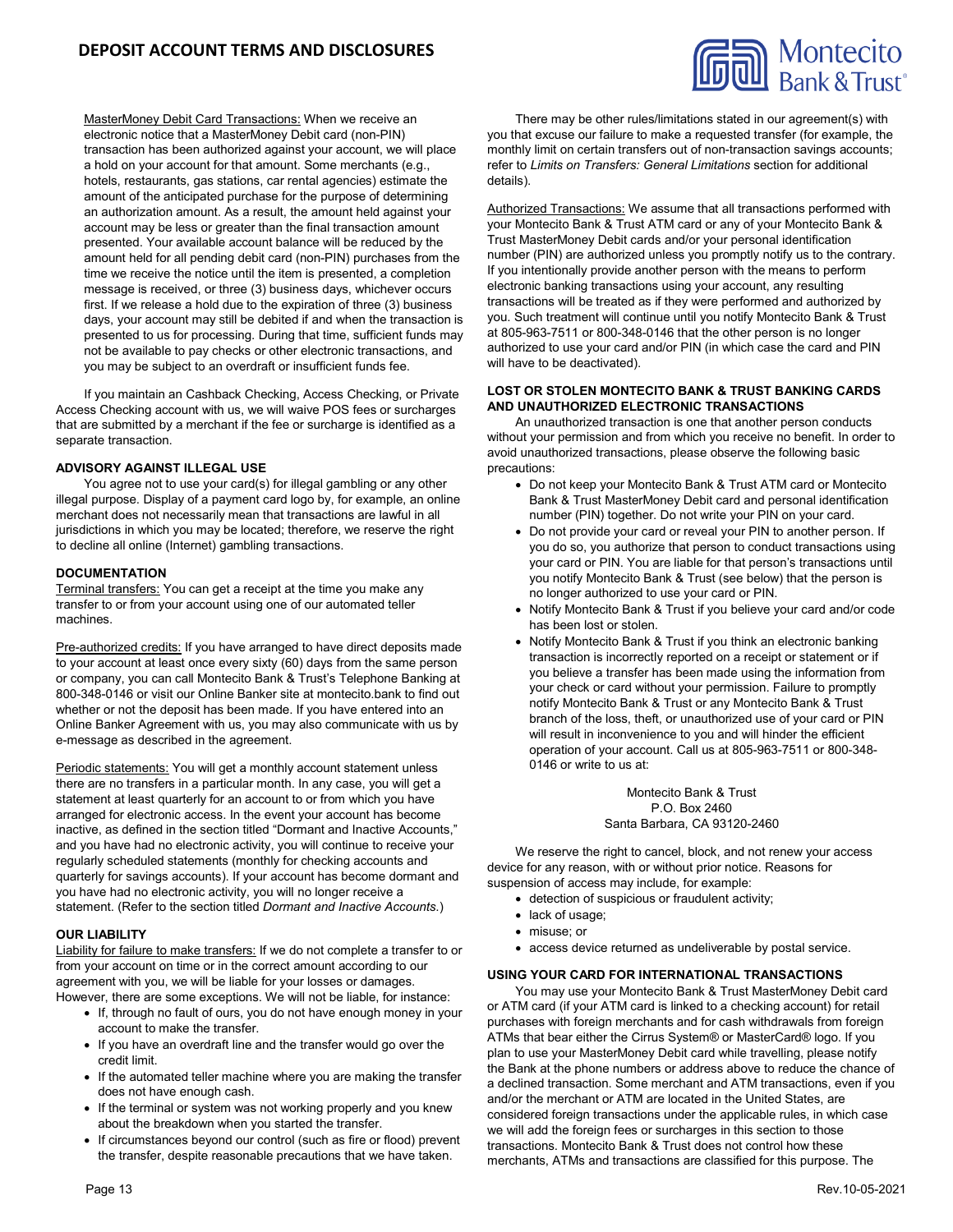MasterMoney Debit Card Transactions: When we receive an electronic notice that a MasterMoney Debit card (non-PIN) transaction has been authorized against your account, we will place a hold on your account for that amount. Some merchants (e.g., hotels, restaurants, gas stations, car rental agencies) estimate the amount of the anticipated purchase for the purpose of determining an authorization amount. As a result, the amount held against your account may be less or greater than the final transaction amount presented. Your available account balance will be reduced by the amount held for all pending debit card (non-PIN) purchases from the time we receive the notice until the item is presented, a completion message is received, or three (3) business days, whichever occurs first. If we release a hold due to the expiration of three (3) business days, your account may still be debited if and when the transaction is presented to us for processing. During that time, sufficient funds may not be available to pay checks or other electronic transactions, and you may be subject to an overdraft or insufficient funds fee.

If you maintain an Cashback Checking, Access Checking, or Private Access Checking account with us, we will waive POS fees or surcharges that are submitted by a merchant if the fee or surcharge is identified as a separate transaction.

**ADVISORY AGAINST ILLEGAL USE**

You agree not to use your card(s) for illegal gambling or any other illegal purpose. Display of a payment card logo by, for example, an online merchant does not necessarily mean that transactions are lawful in all jurisdictions in which you may be located; therefore, we reserve the right to decline all online (Internet) gambling transactions.

**DOCUMENTATION**

Terminal transfers: You can get a receipt at the time you make any transfer to or from your account using one of our automated teller machines.

Pre-authorized credits: If you have arranged to have direct deposits made to your account at least once every sixty (60) days from the same person or company, you can call Montecito Bank & Trust's Telephone Banking at 800-348-0146 or visit our Online Banker site at montecito.bank to find out whether or not the deposit has been made. If you have entered into an Online Banker Agreement with us, you may also communicate with us by e-message as described in the agreement.

Periodic statements: You will get a monthly account statement unless there are no transfers in a particular month. In any case, you will get a statement at least quarterly for an account to or from which you have arranged for electronic access. In the event your account has become inactive, as defined in the section titled "Dormant and Inactive Accounts," and you have had no electronic activity, you will continue to receive your regularly scheduled statements (monthly for checking accounts and quarterly for savings accounts). If your account has become dormant and you have had no electronic activity, you will no longer receive a statement. (Refer to the section titled *Dormant and Inactive Accounts.*)

**OUR LIABILITY**

Liability for failure to make transfers: If we do not complete a transfer to or from your account on time or in the correct amount according to our agreement with you, we will be liable for your losses or damages. However, there are some exceptions. We will not be liable, for instance:

- If, through no fault of ours, you do not have enough money in your account to make the transfer.
- If you have an overdraft line and the transfer would go over the credit limit.
- If the automated teller machine where you are making the transfer does not have enough cash.
- If the terminal or system was not working properly and you knew about the breakdown when you started the transfer.
- If circumstances beyond our control (such as fire or flood) prevent the transfer, despite reasonable precautions that we have taken.

There may be other rules/limitations stated in our agreement(s) with you that excuse our failure to make a requested transfer (for example, the monthly limit on certain transfers out of non-transaction savings accounts; refer to *Limits on Transfers: General Limitations* section for additional details).

Authorized Transactions: We assume that all transactions performed with your Montecito Bank & Trust ATM card or any of your Montecito Bank & Trust MasterMoney Debit cards and/or your personal identification number (PIN) are authorized unless you promptly notify us to the contrary. If you intentionally provide another person with the means to perform electronic banking transactions using your account, any resulting transactions will be treated as if they were performed and authorized by you. Such treatment will continue until you notify Montecito Bank & Trust at 805-963-7511 or 800-348-0146 that the other person is no longer authorized to use your card and/or PIN (in which case the card and PIN will have to be deactivated).

**LOST OR STOLEN MONTECITO BANK & TRUST BANKING CARDS AND UNAUTHORIZED ELECTRONIC TRANSACTIONS**

An unauthorized transaction is one that another person conducts without your permission and from which you receive no benefit. In order to avoid unauthorized transactions, please observe the following basic precautions:

- Do not keep your Montecito Bank & Trust ATM card or Montecito Bank & Trust MasterMoney Debit card and personal identification number (PIN) together. Do not write your PIN on your card.
- Do not provide your card or reveal your PIN to another person. If you do so, you authorize that person to conduct transactions using your card or PIN. You are liable for that person's transactions until you notify Montecito Bank & Trust (see below) that the person is no longer authorized to use your card or PIN.
- Notify Montecito Bank & Trust if you believe your card and/or code has been lost or stolen.
- Notify Montecito Bank & Trust if you think an electronic banking transaction is incorrectly reported on a receipt or statement or if you believe a transfer has been made using the information from your check or card without your permission. Failure to promptly notify Montecito Bank & Trust or any Montecito Bank & Trust branch of the loss, theft, or unauthorized use of your card or PIN will result in inconvenience to you and will hinder the efficient operation of your account. Call us at 805-963-7511 or 800-348-0146 or write to us at:

Montecito Bank & Trust
P.O. Box 2460
Santa Barbara, CA 93120-2460

We reserve the right to cancel, block, and not renew your access device for any reason, with or without prior notice. Reasons for suspension of access may include, for example:

- detection of suspicious or fraudulent activity;
- lack of usage;
- misuse; or
- access device returned as undeliverable by postal service.

**USING YOUR CARD FOR INTERNATIONAL TRANSACTIONS**

You may use your Montecito Bank & Trust MasterMoney Debit card or ATM card (if your ATM card is linked to a checking account) for retail purchases with foreign merchants and for cash withdrawals from foreign ATMs that bear either the Cirrus System® or MasterCard® logo. If you plan to use your MasterMoney Debit card while travelling, please notify the Bank at the phone numbers or address above to reduce the chance of a declined transaction. Some merchant and ATM transactions, even if you and/or the merchant or ATM are located in the United States, are considered foreign transactions under the applicable rules, in which case we will add the foreign fees or surcharges in this section to those transactions. Montecito Bank & Trust does not control how these merchants, ATMs and transactions are classified for this purpose. The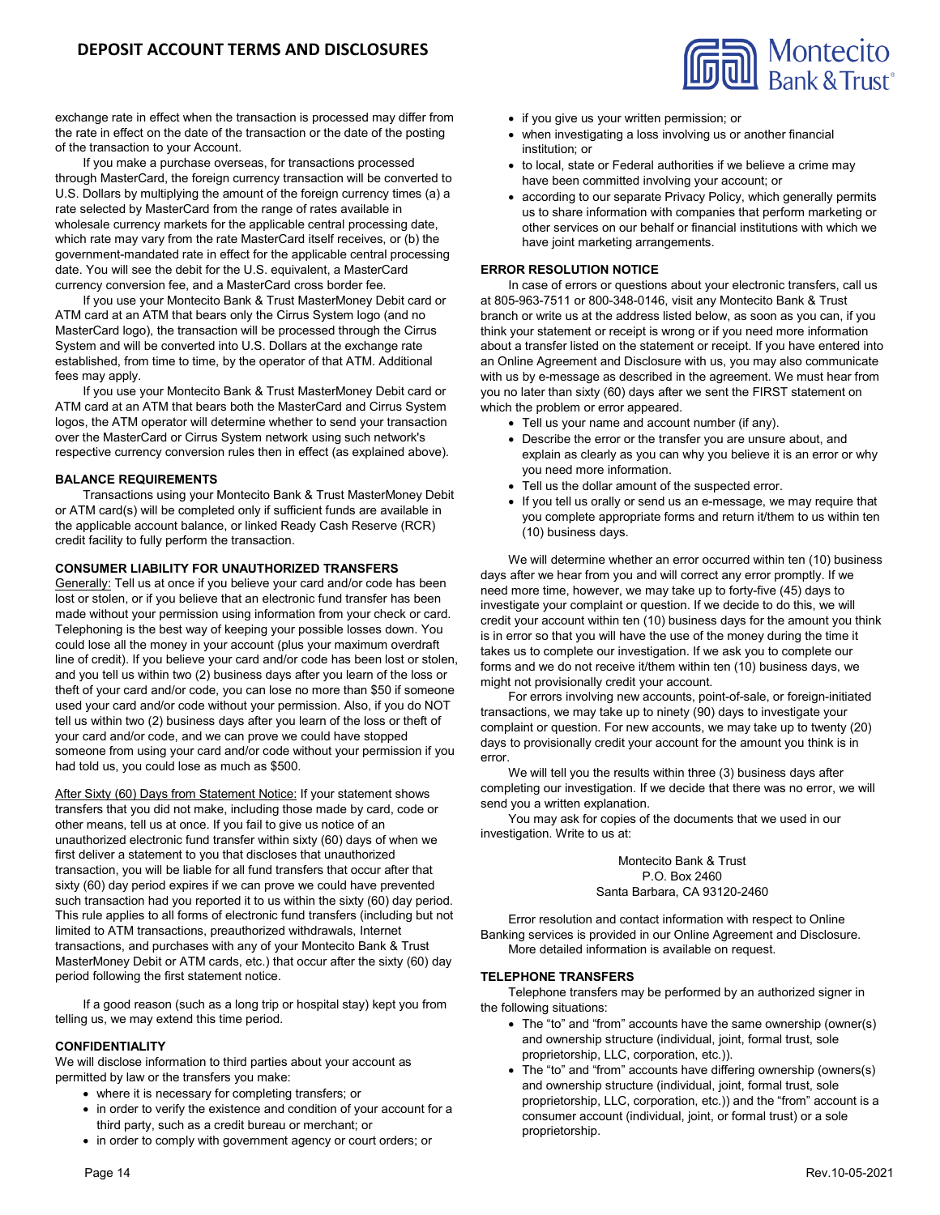exchange rate in effect when the transaction is processed may differ from the rate in effect on the date of the transaction or the date of the posting of the transaction to your Account.

If you make a purchase overseas, for transactions processed through MasterCard, the foreign currency transaction will be converted to U.S. Dollars by multiplying the amount of the foreign currency times (a) a rate selected by MasterCard from the range of rates available in wholesale currency markets for the applicable central processing date, which rate may vary from the rate MasterCard itself receives, or (b) the government-mandated rate in effect for the applicable central processing date. You will see the debit for the U.S. equivalent, a MasterCard currency conversion fee, and a MasterCard cross border fee.

If you use your Montecito Bank & Trust MasterMoney Debit card or ATM card at an ATM that bears only the Cirrus System logo (and no MasterCard logo), the transaction will be processed through the Cirrus System and will be converted into U.S. Dollars at the exchange rate established, from time to time, by the operator of that ATM. Additional fees may apply.

If you use your Montecito Bank & Trust MasterMoney Debit card or ATM card at an ATM that bears both the MasterCard and Cirrus System logos, the ATM operator will determine whether to send your transaction over the MasterCard or Cirrus System network using such network's respective currency conversion rules then in effect (as explained above).

**BALANCE REQUIREMENTS**

Transactions using your Montecito Bank & Trust MasterMoney Debit or ATM card(s) will be completed only if sufficient funds are available in the applicable account balance, or linked Ready Cash Reserve (RCR) credit facility to fully perform the transaction.

**CONSUMER LIABILITY FOR UNAUTHORIZED TRANSFERS**

Generally: Tell us at once if you believe your card and/or code has been lost or stolen, or if you believe that an electronic fund transfer has been made without your permission using information from your check or card. Telephoning is the best way of keeping your possible losses down. You could lose all the money in your account (plus your maximum overdraft line of credit). If you believe your card and/or code has been lost or stolen, and you tell us within two (2) business days after you learn of the loss or theft of your card and/or code, you can lose no more than $50 if someone used your card and/or code without your permission. Also, if you do NOT tell us within two (2) business days after you learn of the loss or theft of your card and/or code, and we can prove we could have stopped someone from using your card and/or code without your permission if you had told us, you could lose as much as $500.

After Sixty (60) Days from Statement Notice: If your statement shows transfers that you did not make, including those made by card, code or other means, tell us at once. If you fail to give us notice of an unauthorized electronic fund transfer within sixty (60) days of when we first deliver a statement to you that discloses that unauthorized transaction, you will be liable for all fund transfers that occur after that sixty (60) day period expires if we can prove we could have prevented such transaction had you reported it to us within the sixty (60) day period. This rule applies to all forms of electronic fund transfers (including but not limited to ATM transactions, preauthorized withdrawals, Internet transactions, and purchases with any of your Montecito Bank & Trust MasterMoney Debit or ATM cards, etc.) that occur after the sixty (60) day period following the first statement notice.

If a good reason (such as a long trip or hospital stay) kept you from telling us, we may extend this time period.

**CONFIDENTIALITY**

We will disclose information to third parties about your account as permitted by law or the transfers you make:

- where it is necessary for completing transfers; or
- in order to verify the existence and condition of your account for a third party, such as a credit bureau or merchant; or
- in order to comply with government agency or court orders; or
- if you give us your written permission; or
- when investigating a loss involving us or another financial institution; or
- to local, state or Federal authorities if we believe a crime may have been committed involving your account; or
- according to our separate Privacy Policy, which generally permits us to share information with companies that perform marketing or other services on our behalf or financial institutions with which we have joint marketing arrangements.

**ERROR RESOLUTION NOTICE**

In case of errors or questions about your electronic transfers, call us at 805-963-7511 or 800-348-0146, visit any Montecito Bank & Trust branch or write us at the address listed below, as soon as you can, if you think your statement or receipt is wrong or if you need more information about a transfer listed on the statement or receipt. If you have entered into an Online Agreement and Disclosure with us, you may also communicate with us by e-message as described in the agreement. We must hear from you no later than sixty (60) days after we sent the FIRST statement on which the problem or error appeared.

- Tell us your name and account number (if any).
- Describe the error or the transfer you are unsure about, and explain as clearly as you can why you believe it is an error or why you need more information.
- Tell us the dollar amount of the suspected error.
- If you tell us orally or send us an e-message, we may require that you complete appropriate forms and return it/them to us within ten (10) business days.

We will determine whether an error occurred within ten (10) business days after we hear from you and will correct any error promptly. If we need more time, however, we may take up to forty-five (45) days to investigate your complaint or question. If we decide to do this, we will credit your account within ten (10) business days for the amount you think is in error so that you will have the use of the money during the time it takes us to complete our investigation. If we ask you to complete our forms and we do not receive it/them within ten (10) business days, we might not provisionally credit your account.

For errors involving new accounts, point-of-sale, or foreign-initiated transactions, we may take up to ninety (90) days to investigate your complaint or question. For new accounts, we may take up to twenty (20) days to provisionally credit your account for the amount you think is in error.

We will tell you the results within three (3) business days after completing our investigation. If we decide that there was no error, we will send you a written explanation.

You may ask for copies of the documents that we used in our investigation. Write to us at:

Montecito Bank & Trust
P.O. Box 2460
Santa Barbara, CA 93120-2460

Error resolution and contact information with respect to Online Banking services is provided in our Online Agreement and Disclosure.

More detailed information is available on request.

**TELEPHONE TRANSFERS**

Telephone transfers may be performed by an authorized signer in the following situations:

- The "to" and "from" accounts have the same ownership (owner(s) and ownership structure (individual, joint, formal trust, sole proprietorship, LLC, corporation, etc.)).
- The "to" and "from" accounts have differing ownership (owners(s) and ownership structure (individual, joint, formal trust, sole proprietorship, LLC, corporation, etc.)) and the "from" account is a consumer account (individual, joint, or formal trust) or a sole proprietorship.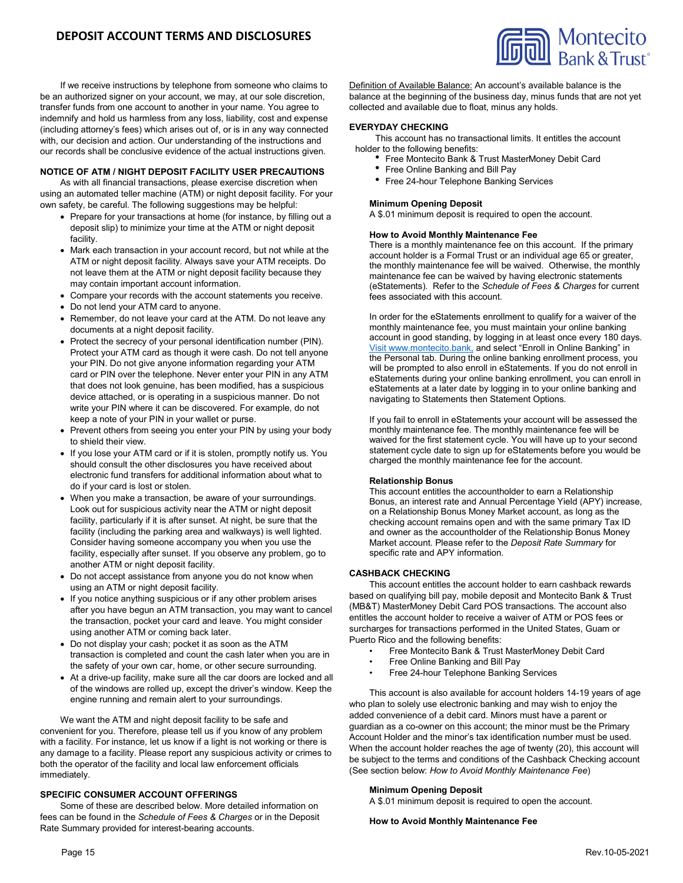If we receive instructions by telephone from someone who claims to be an authorized signer on your account, we may, at our sole discretion, transfer funds from one account to another in your name. You agree to indemnify and hold us harmless from any loss, liability, cost and expense (including attorney's fees) which arises out of, or is in any way connected with, our decision and action. Our understanding of the instructions and our records shall be conclusive evidence of the actual instructions given.

## NOTICE OF ATM / NIGHT DEPOSIT FACILITY USER PRECAUTIONS

As with all financial transactions, please exercise discretion when using an automated teller machine (ATM) or night deposit facility. For your own safety, be careful. The following suggestions may be helpful:

- Prepare for your transactions at home (for instance, by filling out a deposit slip) to minimize your time at the ATM or night deposit facility.
- Mark each transaction in your account record, but not while at the ATM or night deposit facility. Always save your ATM receipts. Do not leave them at the ATM or night deposit facility because they may contain important account information.
- Compare your records with the account statements you receive.
- Do not lend your ATM card to anyone.
- Remember, do not leave your card at the ATM. Do not leave any documents at a night deposit facility.
- Protect the secrecy of your personal identification number (PIN). Protect your ATM card as though it were cash. Do not tell anyone your PIN. Do not give anyone information regarding your ATM card or PIN over the telephone. Never enter your PIN in any ATM that does not look genuine, has been modified, has a suspicious device attached, or is operating in a suspicious manner. Do not write your PIN where it can be discovered. For example, do not keep a note of your PIN in your wallet or purse.
- Prevent others from seeing you enter your PIN by using your body to shield their view.
- If you lose your ATM card or if it is stolen, promptly notify us. You should consult the other disclosures you have received about electronic fund transfers for additional information about what to do if your card is lost or stolen.
- When you make a transaction, be aware of your surroundings. Look out for suspicious activity near the ATM or night deposit facility, particularly if it is after sunset. At night, be sure that the facility (including the parking area and walkways) is well lighted. Consider having someone accompany you when you use the facility, especially after sunset. If you observe any problem, go to another ATM or night deposit facility.
- Do not accept assistance from anyone you do not know when using an ATM or night deposit facility.
- If you notice anything suspicious or if any other problem arises after you have begun an ATM transaction, you may want to cancel the transaction, pocket your card and leave. You might consider using another ATM or coming back later.
- Do not display your cash; pocket it as soon as the ATM transaction is completed and count the cash later when you are in the safety of your own car, home, or other secure surrounding.
- At a drive-up facility, make sure all the car doors are locked and all of the windows are rolled up, except the driver's window. Keep the engine running and remain alert to your surroundings.

We want the ATM and night deposit facility to be safe and convenient for you. Therefore, please tell us if you know of any problem with a facility. For instance, let us know if a light is not working or there is any damage to a facility. Please report any suspicious activity or crimes to both the operator of the facility and local law enforcement officials immediately.

## SPECIFIC CONSUMER ACCOUNT OFFERINGS

Some of these are described below. More detailed information on fees can be found in the *Schedule of Fees & Charges* or in the Deposit Rate Summary provided for interest-bearing accounts.

Definition of Available Balance: An account's available balance is the balance at the beginning of the business day, minus funds that are not yet collected and available due to float, minus any holds.

## EVERYDAY CHECKING

This account has no transactional limits. It entitles the account holder to the following benefits:

- Free Montecito Bank & Trust MasterMoney Debit Card
- Free Online Banking and Bill Pay
- Free 24-hour Telephone Banking Services

### Minimum Opening Deposit

A $.01 minimum deposit is required to open the account.

### How to Avoid Monthly Maintenance Fee

There is a monthly maintenance fee on this account. If the primary account holder is a Formal Trust or an individual age 65 or greater, the monthly maintenance fee will be waived. Otherwise, the monthly maintenance fee can be waived by having electronic statements (eStatements). Refer to the *Schedule of Fees & Charges* for current fees associated with this account.

In order for the eStatements enrollment to qualify for a waiver of the monthly maintenance fee, you must maintain your online banking account in good standing, by logging in at least once every 180 days. Visit www.montecito.bank, and select "Enroll in Online Banking" in the Personal tab. During the online banking enrollment process, you will be prompted to also enroll in eStatements. If you do not enroll in eStatements during your online banking enrollment, you can enroll in eStatements at a later date by logging in to your online banking and navigating to Statements then Statement Options.

If you fail to enroll in eStatements your account will be assessed the monthly maintenance fee. The monthly maintenance fee will be waived for the first statement cycle. You will have up to your second statement cycle date to sign up for eStatements before you would be charged the monthly maintenance fee for the account.

### Relationship Bonus

This account entitles the accountholder to earn a Relationship Bonus, an interest rate and Annual Percentage Yield (APY) increase, on a Relationship Bonus Money Market account, as long as the checking account remains open and with the same primary Tax ID and owner as the accountholder of the Relationship Bonus Money Market account. Please refer to the *Deposit Rate Summary* for specific rate and APY information.

## CASHBACK CHECKING

This account entitles the account holder to earn cashback rewards based on qualifying bill pay, mobile deposit and Montecito Bank & Trust (MB&T) MasterMoney Debit Card POS transactions. The account also entitles the account holder to receive a waiver of ATM or POS fees or surcharges for transactions performed in the United States, Guam or Puerto Rico and the following benefits:

- Free Montecito Bank & Trust MasterMoney Debit Card
- Free Online Banking and Bill Pay
- Free 24-hour Telephone Banking Services

This account is also available for account holders 14-19 years of age who plan to solely use electronic banking and may wish to enjoy the added convenience of a debit card. Minors must have a parent or guardian as a co-owner on this account; the minor must be the Primary Account Holder and the minor's tax identification number must be used. When the account holder reaches the age of twenty (20), this account will be subject to the terms and conditions of the Cashback Checking account (See section below: *How to Avoid Monthly Maintenance Fee*)

### Minimum Opening Deposit

A $.01 minimum deposit is required to open the account.

### How to Avoid Monthly Maintenance Fee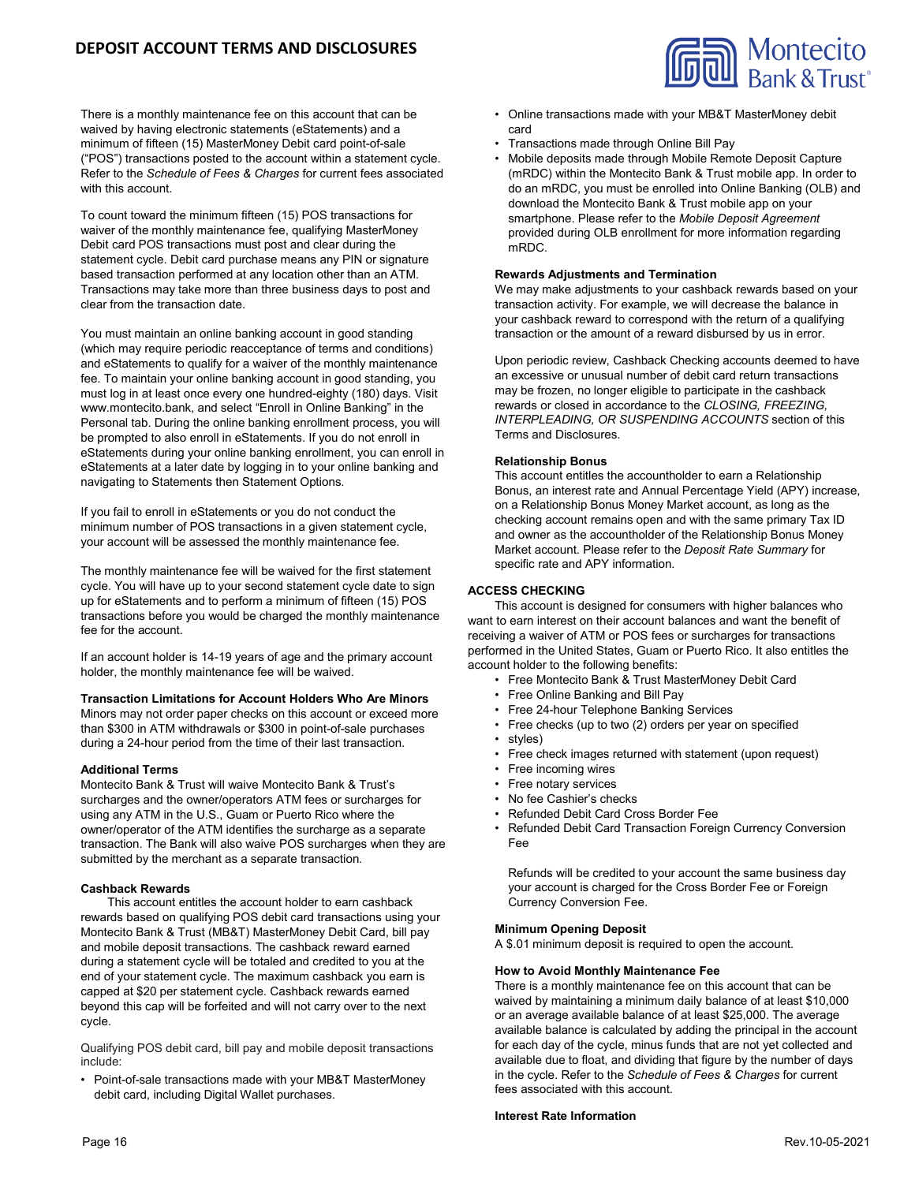There is a monthly maintenance fee on this account that can be waived by having electronic statements (eStatements) and a minimum of fifteen (15) MasterMoney Debit card point-of-sale ("POS") transactions posted to the account within a statement cycle. Refer to the *Schedule of Fees & Charges* for current fees associated with this account.

To count toward the minimum fifteen (15) POS transactions for waiver of the monthly maintenance fee, qualifying MasterMoney Debit card POS transactions must post and clear during the statement cycle. Debit card purchase means any PIN or signature based transaction performed at any location other than an ATM. Transactions may take more than three business days to post and clear from the transaction date.

You must maintain an online banking account in good standing (which may require periodic reacceptance of terms and conditions) and eStatements to qualify for a waiver of the monthly maintenance fee. To maintain your online banking account in good standing, you must log in at least once every one hundred-eighty (180) days. Visit www.montecito.bank, and select "Enroll in Online Banking" in the Personal tab. During the online banking enrollment process, you will be prompted to also enroll in eStatements. If you do not enroll in eStatements during your online banking enrollment, you can enroll in eStatements at a later date by logging in to your online banking and navigating to Statements then Statement Options.

If you fail to enroll in eStatements or you do not conduct the minimum number of POS transactions in a given statement cycle, your account will be assessed the monthly maintenance fee.

The monthly maintenance fee will be waived for the first statement cycle. You will have up to your second statement cycle date to sign up for eStatements and to perform a minimum of fifteen (15) POS transactions before you would be charged the monthly maintenance fee for the account.

If an account holder is 14-19 years of age and the primary account holder, the monthly maintenance fee will be waived.

**Transaction Limitations for Account Holders Who Are Minors**
Minors may not order paper checks on this account or exceed more than $300 in ATM withdrawals or $300 in point-of-sale purchases during a 24-hour period from the time of their last transaction.

**Additional Terms**
Montecito Bank & Trust will waive Montecito Bank & Trust's surcharges and the owner/operators ATM fees or surcharges for using any ATM in the U.S., Guam or Puerto Rico where the owner/operator of the ATM identifies the surcharge as a separate transaction. The Bank will also waive POS surcharges when they are submitted by the merchant as a separate transaction.

**Cashback Rewards**
This account entitles the account holder to earn cashback rewards based on qualifying POS debit card transactions using your Montecito Bank & Trust (MB&T) MasterMoney Debit Card, bill pay and mobile deposit transactions. The cashback reward earned during a statement cycle will be totaled and credited to you at the end of your statement cycle. The maximum cashback you earn is capped at $20 per statement cycle. Cashback rewards earned beyond this cap will be forfeited and will not carry over to the next cycle.

Qualifying POS debit card, bill pay and mobile deposit transactions include:

- Point-of-sale transactions made with your MB&T MasterMoney debit card, including Digital Wallet purchases.
- Online transactions made with your MB&T MasterMoney debit card
- Transactions made through Online Bill Pay
- Mobile deposits made through Mobile Remote Deposit Capture (mRDC) within the Montecito Bank & Trust mobile app. In order to do an mRDC, you must be enrolled into Online Banking (OLB) and download the Montecito Bank & Trust mobile app on your smartphone. Please refer to the *Mobile Deposit Agreement* provided during OLB enrollment for more information regarding mRDC.

**Rewards Adjustments and Termination**
We may make adjustments to your cashback rewards based on your transaction activity. For example, we will decrease the balance in your cashback reward to correspond with the return of a qualifying transaction or the amount of a reward disbursed by us in error.

Upon periodic review, Cashback Checking accounts deemed to have an excessive or unusual number of debit card return transactions may be frozen, no longer eligible to participate in the cashback rewards or closed in accordance to the *CLOSING, FREEZING, INTERPLEADING, OR SUSPENDING ACCOUNTS* section of this Terms and Disclosures.

**Relationship Bonus**
This account entitles the accountholder to earn a Relationship Bonus, an interest rate and Annual Percentage Yield (APY) increase, on a Relationship Bonus Money Market account, as long as the checking account remains open and with the same primary Tax ID and owner as the accountholder of the Relationship Bonus Money Market account. Please refer to the *Deposit Rate Summary* for specific rate and APY information.

## ACCESS CHECKING

This account is designed for consumers with higher balances who want to earn interest on their account balances and want the benefit of receiving a waiver of ATM or POS fees or surcharges for transactions performed in the United States, Guam or Puerto Rico. It also entitles the account holder to the following benefits:

- Free Montecito Bank & Trust MasterMoney Debit Card
- Free Online Banking and Bill Pay
- Free 24-hour Telephone Banking Services
- Free checks (up to two (2) orders per year on specified
- styles)
- Free check images returned with statement (upon request)
- Free incoming wires
- Free notary services
- No fee Cashier's checks
- Refunded Debit Card Cross Border Fee
- Refunded Debit Card Transaction Foreign Currency Conversion Fee

Refunds will be credited to your account the same business day your account is charged for the Cross Border Fee or Foreign Currency Conversion Fee.

**Minimum Opening Deposit**
A $.01 minimum deposit is required to open the account.

**How to Avoid Monthly Maintenance Fee**
There is a monthly maintenance fee on this account that can be waived by maintaining a minimum daily balance of at least $10,000 or an average available balance of at least $25,000. The average available balance is calculated by adding the principal in the account for each day of the cycle, minus funds that are not yet collected and available due to float, and dividing that figure by the number of days in the cycle. Refer to the *Schedule of Fees & Charges* for current fees associated with this account.

**Interest Rate Information**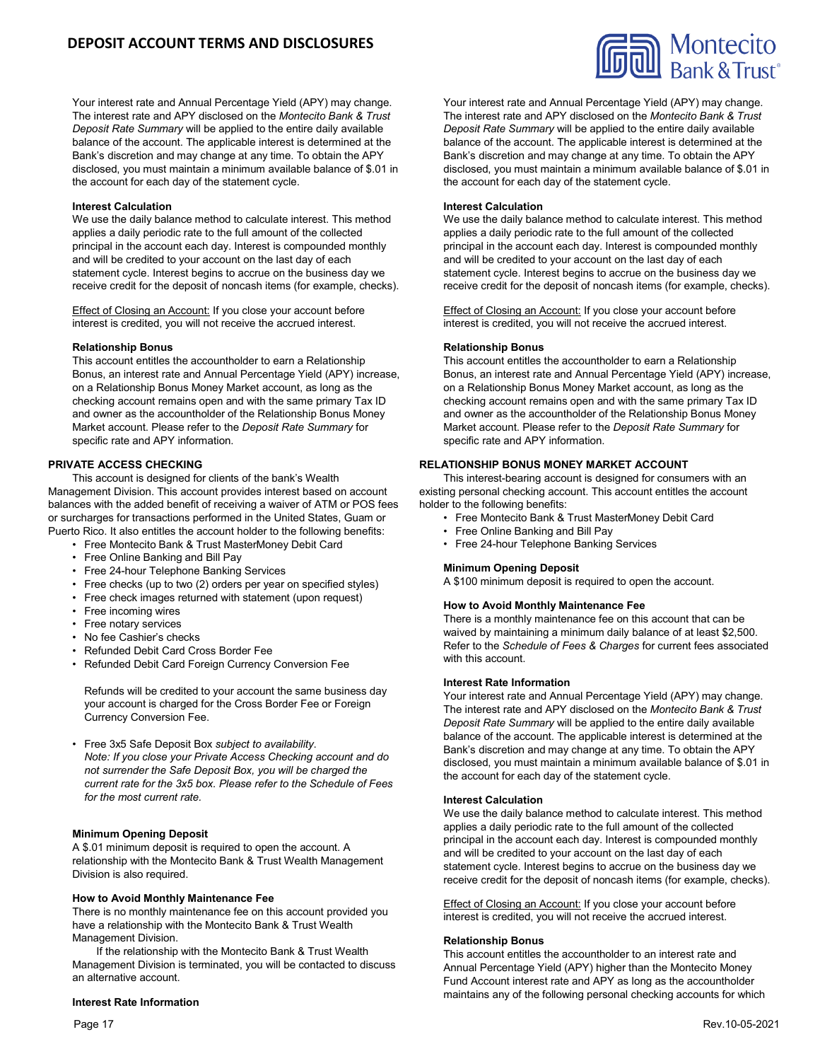Your interest rate and Annual Percentage Yield (APY) may change. The interest rate and APY disclosed on the *Montecito Bank & Trust Deposit Rate Summary* will be applied to the entire daily available balance of the account. The applicable interest is determined at the Bank's discretion and may change at any time. To obtain the APY disclosed, you must maintain a minimum available balance of $.01 in the account for each day of the statement cycle.

**Interest Calculation**

We use the daily balance method to calculate interest. This method applies a daily periodic rate to the full amount of the collected principal in the account each day. Interest is compounded monthly and will be credited to your account on the last day of each statement cycle. Interest begins to accrue on the business day we receive credit for the deposit of noncash items (for example, checks).

Effect of Closing an Account: If you close your account before interest is credited, you will not receive the accrued interest.

**Relationship Bonus**

This account entitles the accountholder to earn a Relationship Bonus, an interest rate and Annual Percentage Yield (APY) increase, on a Relationship Bonus Money Market account, as long as the checking account remains open and with the same primary Tax ID and owner as the accountholder of the Relationship Bonus Money Market account. Please refer to the *Deposit Rate Summary* for specific rate and APY information.

## PRIVATE ACCESS CHECKING

This account is designed for clients of the bank's Wealth Management Division. This account provides interest based on account balances with the added benefit of receiving a waiver of ATM or POS fees or surcharges for transactions performed in the United States, Guam or Puerto Rico. It also entitles the account holder to the following benefits:

- Free Montecito Bank & Trust MasterMoney Debit Card
- Free Online Banking and Bill Pay
- Free 24-hour Telephone Banking Services
- Free checks (up to two (2) orders per year on specified styles)
- Free check images returned with statement (upon request)
- Free incoming wires
- Free notary services
- No fee Cashier's checks
- Refunded Debit Card Cross Border Fee
- Refunded Debit Card Foreign Currency Conversion Fee

  Refunds will be credited to your account the same business day your account is charged for the Cross Border Fee or Foreign Currency Conversion Fee.

- Free 3x5 Safe Deposit Box *subject to availability.*
  *Note: If you close your Private Access Checking account and do not surrender the Safe Deposit Box, you will be charged the current rate for the 3x5 box. Please refer to the Schedule of Fees for the most current rate.*

**Minimum Opening Deposit**

A $.01 minimum deposit is required to open the account. A relationship with the Montecito Bank & Trust Wealth Management Division is also required.

**How to Avoid Monthly Maintenance Fee**

There is no monthly maintenance fee on this account provided you have a relationship with the Montecito Bank & Trust Wealth Management Division.

If the relationship with the Montecito Bank & Trust Wealth Management Division is terminated, you will be contacted to discuss an alternative account.

**Interest Rate Information**

Your interest rate and Annual Percentage Yield (APY) may change. The interest rate and APY disclosed on the *Montecito Bank & Trust Deposit Rate Summary* will be applied to the entire daily available balance of the account. The applicable interest is determined at the Bank's discretion and may change at any time. To obtain the APY disclosed, you must maintain a minimum available balance of $.01 in the account for each day of the statement cycle.

**Interest Calculation**

We use the daily balance method to calculate interest. This method applies a daily periodic rate to the full amount of the collected principal in the account each day. Interest is compounded monthly and will be credited to your account on the last day of each statement cycle. Interest begins to accrue on the business day we receive credit for the deposit of noncash items (for example, checks).

Effect of Closing an Account: If you close your account before interest is credited, you will not receive the accrued interest.

**Relationship Bonus**

This account entitles the accountholder to earn a Relationship Bonus, an interest rate and Annual Percentage Yield (APY) increase, on a Relationship Bonus Money Market account, as long as the checking account remains open and with the same primary Tax ID and owner as the accountholder of the Relationship Bonus Money Market account. Please refer to the *Deposit Rate Summary* for specific rate and APY information.

## RELATIONSHIP BONUS MONEY MARKET ACCOUNT

This interest-bearing account is designed for consumers with an existing personal checking account. This account entitles the account holder to the following benefits:

- Free Montecito Bank & Trust MasterMoney Debit Card
- Free Online Banking and Bill Pay
- Free 24-hour Telephone Banking Services

**Minimum Opening Deposit**

A $100 minimum deposit is required to open the account.

**How to Avoid Monthly Maintenance Fee**

There is a monthly maintenance fee on this account that can be waived by maintaining a minimum daily balance of at least $2,500. Refer to the *Schedule of Fees & Charges* for current fees associated with this account.

**Interest Rate Information**

Your interest rate and Annual Percentage Yield (APY) may change. The interest rate and APY disclosed on the *Montecito Bank & Trust Deposit Rate Summary* will be applied to the entire daily available balance of the account. The applicable interest is determined at the Bank's discretion and may change at any time. To obtain the APY disclosed, you must maintain a minimum available balance of $.01 in the account for each day of the statement cycle.

**Interest Calculation**

We use the daily balance method to calculate interest. This method applies a daily periodic rate to the full amount of the collected principal in the account each day. Interest is compounded monthly and will be credited to your account on the last day of each statement cycle. Interest begins to accrue on the business day we receive credit for the deposit of noncash items (for example, checks).

Effect of Closing an Account: If you close your account before interest is credited, you will not receive the accrued interest.

**Relationship Bonus**

This account entitles the accountholder to an interest rate and Annual Percentage Yield (APY) higher than the Montecito Money Fund Account interest rate and APY as long as the accountholder maintains any of the following personal checking accounts for which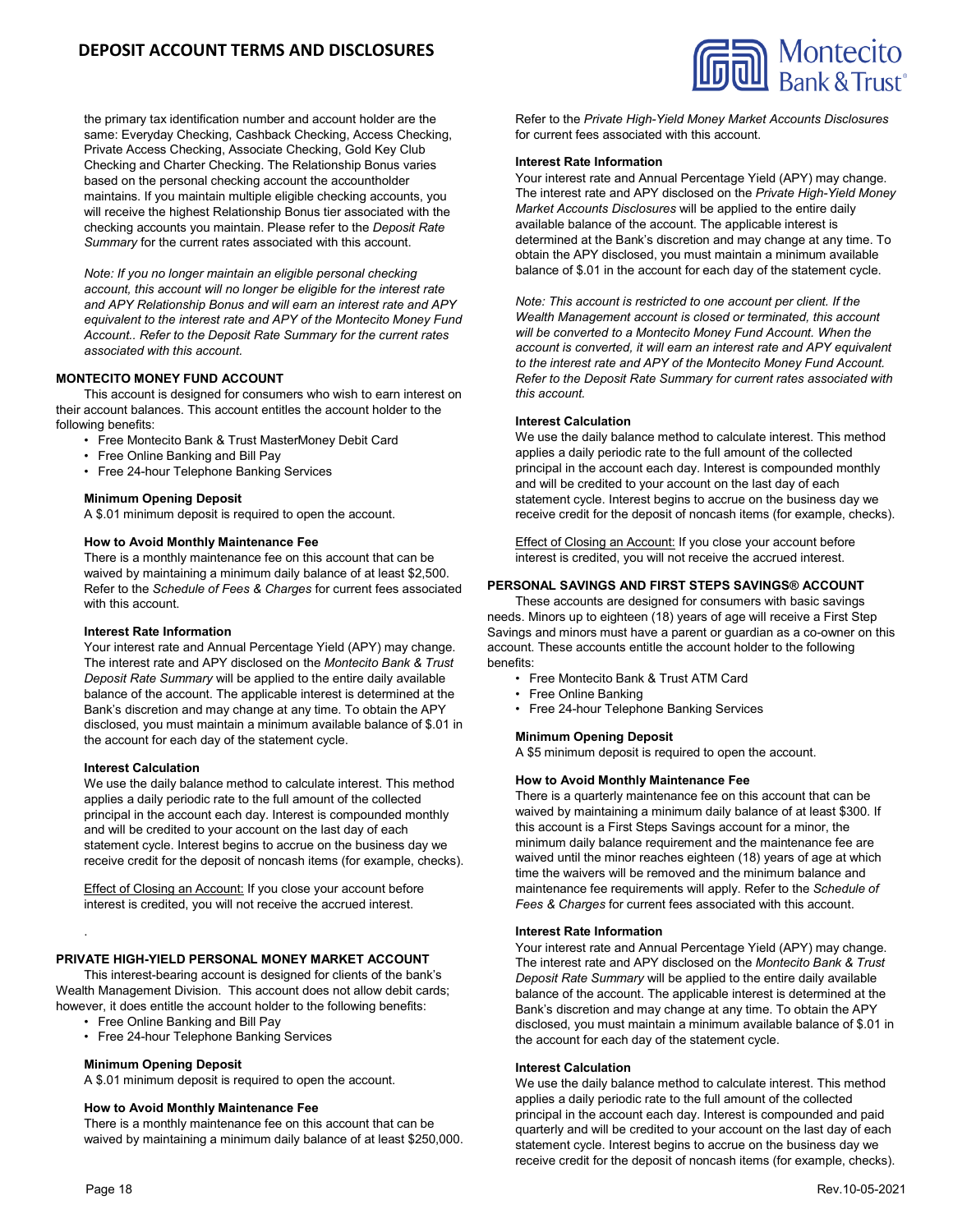the primary tax identification number and account holder are the same: Everyday Checking, Cashback Checking, Access Checking, Private Access Checking, Associate Checking, Gold Key Club Checking and Charter Checking. The Relationship Bonus varies based on the personal checking account the accountholder maintains. If you maintain multiple eligible checking accounts, you will receive the highest Relationship Bonus tier associated with the checking accounts you maintain. Please refer to the *Deposit Rate Summary* for the current rates associated with this account.

*Note: If you no longer maintain an eligible personal checking account, this account will no longer be eligible for the interest rate and APY Relationship Bonus and will earn an interest rate and APY equivalent to the interest rate and APY of the Montecito Money Fund Account.. Refer to the Deposit Rate Summary for the current rates associated with this account.*

### MONTECITO MONEY FUND ACCOUNT

This account is designed for consumers who wish to earn interest on their account balances. This account entitles the account holder to the following benefits:

- Free Montecito Bank & Trust MasterMoney Debit Card
- Free Online Banking and Bill Pay
- Free 24-hour Telephone Banking Services

**Minimum Opening Deposit**

A $.01 minimum deposit is required to open the account.

**How to Avoid Monthly Maintenance Fee**

There is a monthly maintenance fee on this account that can be waived by maintaining a minimum daily balance of at least $2,500. Refer to the *Schedule of Fees & Charges* for current fees associated with this account.

**Interest Rate Information**

Your interest rate and Annual Percentage Yield (APY) may change. The interest rate and APY disclosed on the *Montecito Bank & Trust Deposit Rate Summary* will be applied to the entire daily available balance of the account. The applicable interest is determined at the Bank's discretion and may change at any time. To obtain the APY disclosed, you must maintain a minimum available balance of $.01 in the account for each day of the statement cycle.

**Interest Calculation**

We use the daily balance method to calculate interest. This method applies a daily periodic rate to the full amount of the collected principal in the account each day. Interest is compounded monthly and will be credited to your account on the last day of each statement cycle. Interest begins to accrue on the business day we receive credit for the deposit of noncash items (for example, checks).

<u>Effect of Closing an Account:</u> If you close your account before interest is credited, you will not receive the accrued interest.

### PRIVATE HIGH-YIELD PERSONAL MONEY MARKET ACCOUNT

This interest-bearing account is designed for clients of the bank's Wealth Management Division. This account does not allow debit cards; however, it does entitle the account holder to the following benefits:

- Free Online Banking and Bill Pay
- Free 24-hour Telephone Banking Services

**Minimum Opening Deposit**

A $.01 minimum deposit is required to open the account.

**How to Avoid Monthly Maintenance Fee**

There is a monthly maintenance fee on this account that can be waived by maintaining a minimum daily balance of at least $250,000. Refer to the *Private High-Yield Money Market Accounts Disclosures* for current fees associated with this account.

**Interest Rate Information**

Your interest rate and Annual Percentage Yield (APY) may change. The interest rate and APY disclosed on the *Private High-Yield Money Market Accounts Disclosures* will be applied to the entire daily available balance of the account. The applicable interest is determined at the Bank's discretion and may change at any time. To obtain the APY disclosed, you must maintain a minimum available balance of $.01 in the account for each day of the statement cycle.

*Note: This account is restricted to one account per client. If the Wealth Management account is closed or terminated, this account will be converted to a Montecito Money Fund Account. When the account is converted, it will earn an interest rate and APY equivalent to the interest rate and APY of the Montecito Money Fund Account. Refer to the Deposit Rate Summary for current rates associated with this account.*

**Interest Calculation**

We use the daily balance method to calculate interest. This method applies a daily periodic rate to the full amount of the collected principal in the account each day. Interest is compounded monthly and will be credited to your account on the last day of each statement cycle. Interest begins to accrue on the business day we receive credit for the deposit of noncash items (for example, checks).

<u>Effect of Closing an Account:</u> If you close your account before interest is credited, you will not receive the accrued interest.

### PERSONAL SAVINGS AND FIRST STEPS SAVINGS® ACCOUNT

These accounts are designed for consumers with basic savings needs. Minors up to eighteen (18) years of age will receive a First Step Savings and minors must have a parent or guardian as a co-owner on this account. These accounts entitle the account holder to the following benefits:

- Free Montecito Bank & Trust ATM Card
- Free Online Banking
- Free 24-hour Telephone Banking Services

**Minimum Opening Deposit**

A $5 minimum deposit is required to open the account.

**How to Avoid Monthly Maintenance Fee**

There is a quarterly maintenance fee on this account that can be waived by maintaining a minimum daily balance of at least $300. If this account is a First Steps Savings account for a minor, the minimum daily balance requirement and the maintenance fee are waived until the minor reaches eighteen (18) years of age at which time the waivers will be removed and the minimum balance and maintenance fee requirements will apply. Refer to the *Schedule of Fees & Charges* for current fees associated with this account.

**Interest Rate Information**

Your interest rate and Annual Percentage Yield (APY) may change. The interest rate and APY disclosed on the *Montecito Bank & Trust Deposit Rate Summary* will be applied to the entire daily available balance of the account. The applicable interest is determined at the Bank's discretion and may change at any time. To obtain the APY disclosed, you must maintain a minimum available balance of $.01 in the account for each day of the statement cycle.

**Interest Calculation**

We use the daily balance method to calculate interest. This method applies a daily periodic rate to the full amount of the collected principal in the account each day. Interest is compounded and paid quarterly and will be credited to your account on the last day of each statement cycle. Interest begins to accrue on the business day we receive credit for the deposit of noncash items (for example, checks).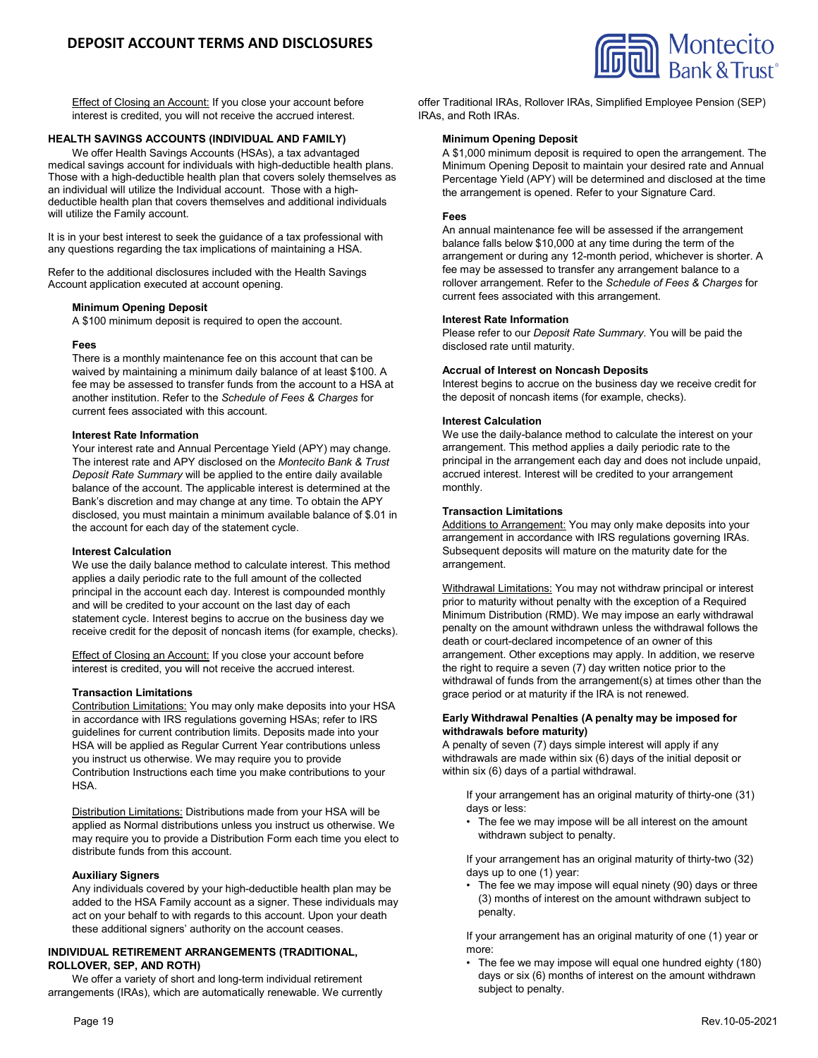Effect of Closing an Account: If you close your account before interest is credited, you will not receive the accrued interest.

## HEALTH SAVINGS ACCOUNTS (INDIVIDUAL AND FAMILY)

We offer Health Savings Accounts (HSAs), a tax advantaged medical savings account for individuals with high-deductible health plans. Those with a high-deductible health plan that covers solely themselves as an individual will utilize the Individual account. Those with a high-deductible health plan that covers themselves and additional individuals will utilize the Family account.

It is in your best interest to seek the guidance of a tax professional with any questions regarding the tax implications of maintaining a HSA.

Refer to the additional disclosures included with the Health Savings Account application executed at account opening.

### Minimum Opening Deposit

A $100 minimum deposit is required to open the account.

### Fees

There is a monthly maintenance fee on this account that can be waived by maintaining a minimum daily balance of at least $100. A fee may be assessed to transfer funds from the account to a HSA at another institution. Refer to the *Schedule of Fees & Charges* for current fees associated with this account.

### Interest Rate Information

Your interest rate and Annual Percentage Yield (APY) may change. The interest rate and APY disclosed on the *Montecito Bank & Trust Deposit Rate Summary* will be applied to the entire daily available balance of the account. The applicable interest is determined at the Bank's discretion and may change at any time. To obtain the APY disclosed, you must maintain a minimum available balance of $.01 in the account for each day of the statement cycle.

### Interest Calculation

We use the daily balance method to calculate interest. This method applies a daily periodic rate to the full amount of the collected principal in the account each day. Interest is compounded monthly and will be credited to your account on the last day of each statement cycle. Interest begins to accrue on the business day we receive credit for the deposit of noncash items (for example, checks).

Effect of Closing an Account: If you close your account before interest is credited, you will not receive the accrued interest.

### Transaction Limitations

Contribution Limitations: You may only make deposits into your HSA in accordance with IRS regulations governing HSAs; refer to IRS guidelines for current contribution limits. Deposits made into your HSA will be applied as Regular Current Year contributions unless you instruct us otherwise. We may require you to provide Contribution Instructions each time you make contributions to your HSA.

Distribution Limitations: Distributions made from your HSA will be applied as Normal distributions unless you instruct us otherwise. We may require you to provide a Distribution Form each time you elect to distribute funds from this account.

### Auxiliary Signers

Any individuals covered by your high-deductible health plan may be added to the HSA Family account as a signer. These individuals may act on your behalf to with regards to this account. Upon your death these additional signers' authority on the account ceases.

## INDIVIDUAL RETIREMENT ARRANGEMENTS (TRADITIONAL, ROLLOVER, SEP, AND ROTH)

We offer a variety of short and long-term individual retirement arrangements (IRAs), which are automatically renewable. We currently offer Traditional IRAs, Rollover IRAs, Simplified Employee Pension (SEP) IRAs, and Roth IRAs.

### Minimum Opening Deposit

A $1,000 minimum deposit is required to open the arrangement. The Minimum Opening Deposit to maintain your desired rate and Annual Percentage Yield (APY) will be determined and disclosed at the time the arrangement is opened. Refer to your Signature Card.

### Fees

An annual maintenance fee will be assessed if the arrangement balance falls below $10,000 at any time during the term of the arrangement or during any 12-month period, whichever is shorter. A fee may be assessed to transfer any arrangement balance to a rollover arrangement. Refer to the *Schedule of Fees & Charges* for current fees associated with this arrangement.

### Interest Rate Information

Please refer to our *Deposit Rate Summary*. You will be paid the disclosed rate until maturity.

### Accrual of Interest on Noncash Deposits

Interest begins to accrue on the business day we receive credit for the deposit of noncash items (for example, checks).

### Interest Calculation

We use the daily-balance method to calculate the interest on your arrangement. This method applies a daily periodic rate to the principal in the arrangement each day and does not include unpaid, accrued interest. Interest will be credited to your arrangement monthly.

### Transaction Limitations

Additions to Arrangement: You may only make deposits into your arrangement in accordance with IRS regulations governing IRAs. Subsequent deposits will mature on the maturity date for the arrangement.

Withdrawal Limitations: You may not withdraw principal or interest prior to maturity without penalty with the exception of a Required Minimum Distribution (RMD). We may impose an early withdrawal penalty on the amount withdrawn unless the withdrawal follows the death or court-declared incompetence of an owner of this arrangement. Other exceptions may apply. In addition, we reserve the right to require a seven (7) day written notice prior to the withdrawal of funds from the arrangement(s) at times other than the grace period or at maturity if the IRA is not renewed.

### Early Withdrawal Penalties (A penalty may be imposed for withdrawals before maturity)

A penalty of seven (7) days simple interest will apply if any withdrawals are made within six (6) days of the initial deposit or within six (6) days of a partial withdrawal.

If your arrangement has an original maturity of thirty-one (31) days or less:

- The fee we may impose will be all interest on the amount withdrawn subject to penalty.

If your arrangement has an original maturity of thirty-two (32) days up to one (1) year:

- The fee we may impose will equal ninety (90) days or three (3) months of interest on the amount withdrawn subject to penalty.

If your arrangement has an original maturity of one (1) year or more:

- The fee we may impose will equal one hundred eighty (180) days or six (6) months of interest on the amount withdrawn subject to penalty.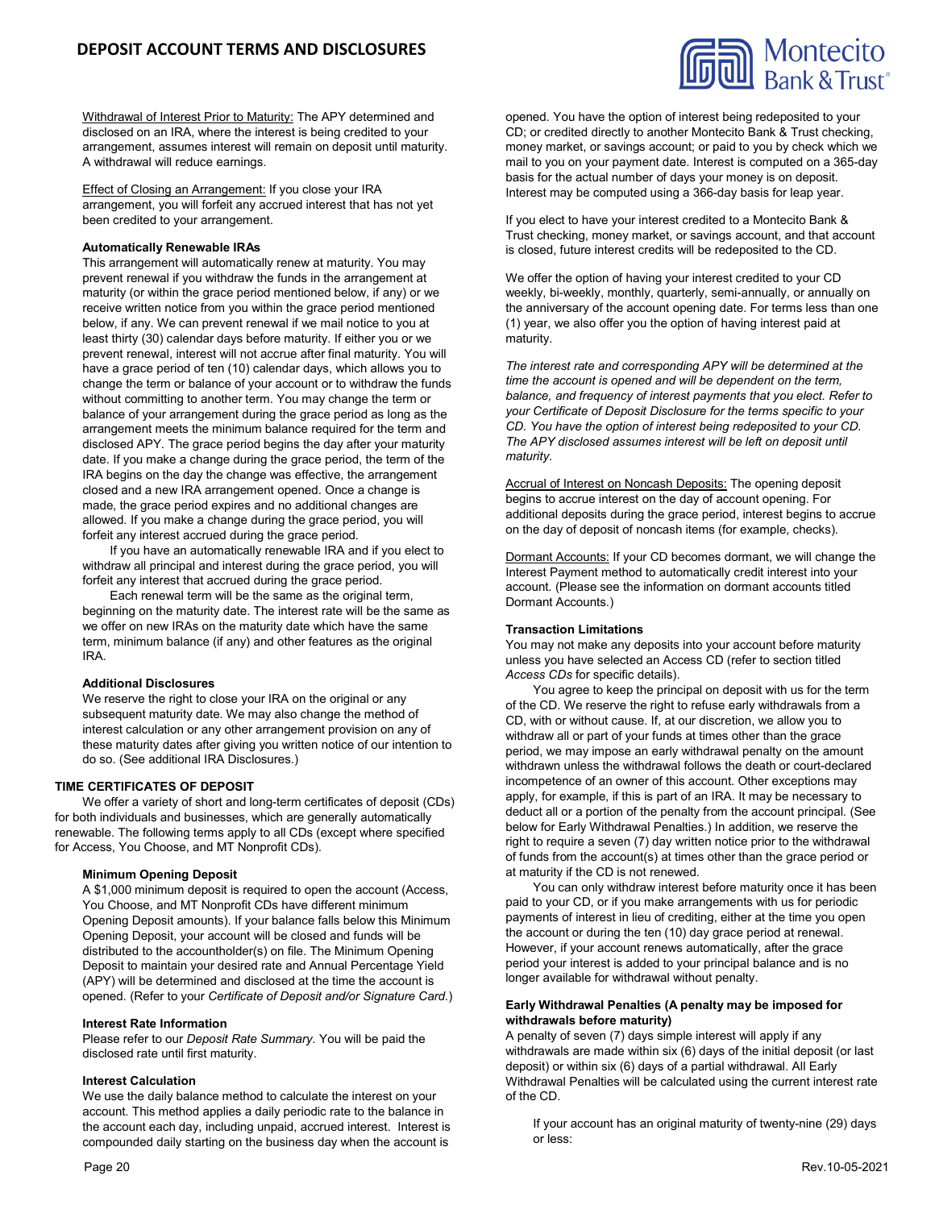Withdrawal of Interest Prior to Maturity: The APY determined and disclosed on an IRA, where the interest is being credited to your arrangement, assumes interest will remain on deposit until maturity. A withdrawal will reduce earnings.

Effect of Closing an Arrangement: If you close your IRA arrangement, you will forfeit any accrued interest that has not yet been credited to your arrangement.

**Automatically Renewable IRAs**

This arrangement will automatically renew at maturity. You may prevent renewal if you withdraw the funds in the arrangement at maturity (or within the grace period mentioned below, if any) or we receive written notice from you within the grace period mentioned below, if any. We can prevent renewal if we mail notice to you at least thirty (30) calendar days before maturity. If either you or we prevent renewal, interest will not accrue after final maturity. You will have a grace period of ten (10) calendar days, which allows you to change the term or balance of your account or to withdraw the funds without committing to another term. You may change the term or balance of your arrangement during the grace period as long as the arrangement meets the minimum balance required for the term and disclosed APY. The grace period begins the day after your maturity date. If you make a change during the grace period, the term of the IRA begins on the day the change was effective, the arrangement closed and a new IRA arrangement opened. Once a change is made, the grace period expires and no additional changes are allowed. If you make a change during the grace period, you will forfeit any interest accrued during the grace period.

If you have an automatically renewable IRA and if you elect to withdraw all principal and interest during the grace period, you will forfeit any interest that accrued during the grace period.

Each renewal term will be the same as the original term, beginning on the maturity date. The interest rate will be the same as we offer on new IRAs on the maturity date which have the same term, minimum balance (if any) and other features as the original IRA.

**Additional Disclosures**

We reserve the right to close your IRA on the original or any subsequent maturity date. We may also change the method of interest calculation or any other arrangement provision on any of these maturity dates after giving you written notice of our intention to do so. (See additional IRA Disclosures.)

**TIME CERTIFICATES OF DEPOSIT**

We offer a variety of short and long-term certificates of deposit (CDs) for both individuals and businesses, which are generally automatically renewable. The following terms apply to all CDs (except where specified for Access, You Choose, and MT Nonprofit CDs).

**Minimum Opening Deposit**

A $1,000 minimum deposit is required to open the account (Access, You Choose, and MT Nonprofit CDs have different minimum Opening Deposit amounts). If your balance falls below this Minimum Opening Deposit, your account will be closed and funds will be distributed to the accountholder(s) on file. The Minimum Opening Deposit to maintain your desired rate and Annual Percentage Yield (APY) will be determined and disclosed at the time the account is opened. (Refer to your *Certificate of Deposit and/or Signature Card.*)

**Interest Rate Information**

Please refer to our *Deposit Rate Summary*. You will be paid the disclosed rate until first maturity.

**Interest Calculation**

We use the daily balance method to calculate the interest on your account. This method applies a daily periodic rate to the balance in the account each day, including unpaid, accrued interest. Interest is compounded daily starting on the business day when the account is opened. You have the option of interest being redeposited to your CD; or credited directly to another Montecito Bank & Trust checking, money market, or savings account; or paid to you by check which we mail to you on your payment date. Interest is computed on a 365-day basis for the actual number of days your money is on deposit. Interest may be computed using a 366-day basis for leap year.

If you elect to have your interest credited to a Montecito Bank & Trust checking, money market, or savings account, and that account is closed, future interest credits will be redeposited to the CD.

We offer the option of having your interest credited to your CD weekly, bi-weekly, monthly, quarterly, semi-annually, or annually on the anniversary of the account opening date. For terms less than one (1) year, we also offer you the option of having interest paid at maturity.

*The interest rate and corresponding APY will be determined at the time the account is opened and will be dependent on the term, balance, and frequency of interest payments that you elect. Refer to your Certificate of Deposit Disclosure for the terms specific to your CD. You have the option of interest being redeposited to your CD. The APY disclosed assumes interest will be left on deposit until maturity.*

Accrual of Interest on Noncash Deposits: The opening deposit begins to accrue interest on the day of account opening. For additional deposits during the grace period, interest begins to accrue on the day of deposit of noncash items (for example, checks).

Dormant Accounts: If your CD becomes dormant, we will change the Interest Payment method to automatically credit interest into your account. (Please see the information on dormant accounts titled Dormant Accounts.)

**Transaction Limitations**

You may not make any deposits into your account before maturity unless you have selected an Access CD (refer to section titled *Access CDs* for specific details).

You agree to keep the principal on deposit with us for the term of the CD. We reserve the right to refuse early withdrawals from a CD, with or without cause. If, at our discretion, we allow you to withdraw all or part of your funds at times other than the grace period, we may impose an early withdrawal penalty on the amount withdrawn unless the withdrawal follows the death or court-declared incompetence of an owner of this account. Other exceptions may apply, for example, if this is part of an IRA. It may be necessary to deduct all or a portion of the penalty from the account principal. (See below for Early Withdrawal Penalties.) In addition, we reserve the right to require a seven (7) day written notice prior to the withdrawal of funds from the account(s) at times other than the grace period or at maturity if the CD is not renewed.

You can only withdraw interest before maturity once it has been paid to your CD, or if you make arrangements with us for periodic payments of interest in lieu of crediting, either at the time you open the account or during the ten (10) day grace period at renewal. However, if your account renews automatically, after the grace period your interest is added to your principal balance and is no longer available for withdrawal without penalty.

**Early Withdrawal Penalties (A penalty may be imposed for withdrawals before maturity)**

A penalty of seven (7) days simple interest will apply if any withdrawals are made within six (6) days of the initial deposit (or last deposit) or within six (6) days of a partial withdrawal. All Early Withdrawal Penalties will be calculated using the current interest rate of the CD.

If your account has an original maturity of twenty-nine (29) days or less: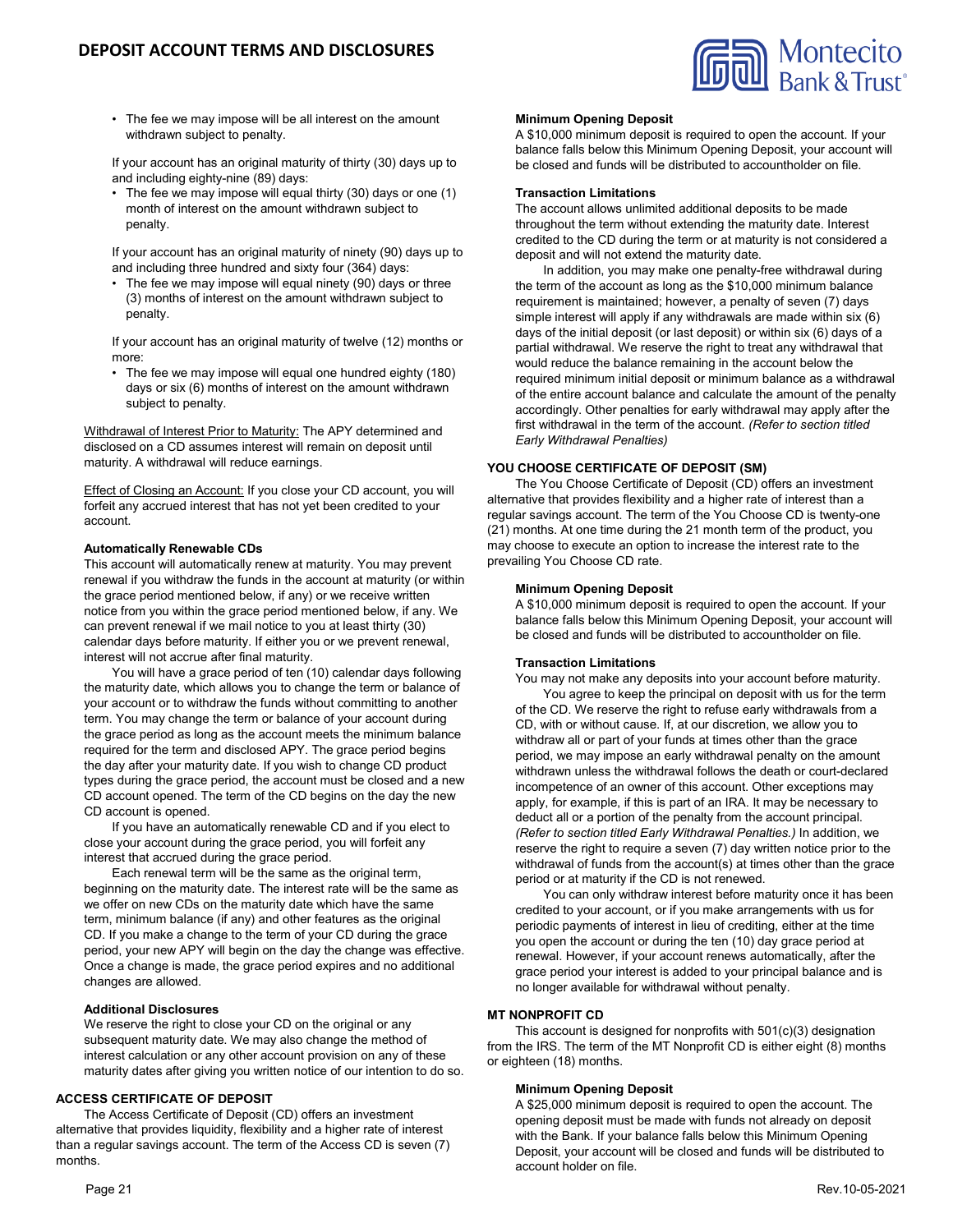- The fee we may impose will be all interest on the amount withdrawn subject to penalty.

If your account has an original maturity of thirty (30) days up to and including eighty-nine (89) days:

- The fee we may impose will equal thirty (30) days or one (1) month of interest on the amount withdrawn subject to penalty.

If your account has an original maturity of ninety (90) days up to and including three hundred and sixty four (364) days:

- The fee we may impose will equal ninety (90) days or three (3) months of interest on the amount withdrawn subject to penalty.

If your account has an original maturity of twelve (12) months or more:

- The fee we may impose will equal one hundred eighty (180) days or six (6) months of interest on the amount withdrawn subject to penalty.

Withdrawal of Interest Prior to Maturity: The APY determined and disclosed on a CD assumes interest will remain on deposit until maturity. A withdrawal will reduce earnings.

Effect of Closing an Account: If you close your CD account, you will forfeit any accrued interest that has not yet been credited to your account.

**Automatically Renewable CDs**

This account will automatically renew at maturity. You may prevent renewal if you withdraw the funds in the account at maturity (or within the grace period mentioned below, if any) or we receive written notice from you within the grace period mentioned below, if any. We can prevent renewal if we mail notice to you at least thirty (30) calendar days before maturity. If either you or we prevent renewal, interest will not accrue after final maturity.

You will have a grace period of ten (10) calendar days following the maturity date, which allows you to change the term or balance of your account or to withdraw the funds without committing to another term. You may change the term or balance of your account during the grace period as long as the account meets the minimum balance required for the term and disclosed APY. The grace period begins the day after your maturity date. If you wish to change CD product types during the grace period, the account must be closed and a new CD account opened. The term of the CD begins on the day the new CD account is opened.

If you have an automatically renewable CD and if you elect to close your account during the grace period, you will forfeit any interest that accrued during the grace period.

Each renewal term will be the same as the original term, beginning on the maturity date. The interest rate will be the same as we offer on new CDs on the maturity date which have the same term, minimum balance (if any) and other features as the original CD. If you make a change to the term of your CD during the grace period, your new APY will begin on the day the change was effective. Once a change is made, the grace period expires and no additional changes are allowed.

**Additional Disclosures**

We reserve the right to close your CD on the original or any subsequent maturity date. We may also change the method of interest calculation or any other account provision on any of these maturity dates after giving you written notice of our intention to do so.

## ACCESS CERTIFICATE OF DEPOSIT

The Access Certificate of Deposit (CD) offers an investment alternative that provides liquidity, flexibility and a higher rate of interest than a regular savings account. The term of the Access CD is seven (7) months.

**Minimum Opening Deposit**

A $10,000 minimum deposit is required to open the account. If your balance falls below this Minimum Opening Deposit, your account will be closed and funds will be distributed to accountholder on file.

**Transaction Limitations**

The account allows unlimited additional deposits to be made throughout the term without extending the maturity date. Interest credited to the CD during the term or at maturity is not considered a deposit and will not extend the maturity date.

In addition, you may make one penalty-free withdrawal during the term of the account as long as the $10,000 minimum balance requirement is maintained; however, a penalty of seven (7) days simple interest will apply if any withdrawals are made within six (6) days of the initial deposit (or last deposit) or within six (6) days of a partial withdrawal. We reserve the right to treat any withdrawal that would reduce the balance remaining in the account below the required minimum initial deposit or minimum balance as a withdrawal of the entire account balance and calculate the amount of the penalty accordingly. Other penalties for early withdrawal may apply after the first withdrawal in the term of the account. *(Refer to section titled Early Withdrawal Penalties)*

## YOU CHOOSE CERTIFICATE OF DEPOSIT (SM)

The You Choose Certificate of Deposit (CD) offers an investment alternative that provides flexibility and a higher rate of interest than a regular savings account. The term of the You Choose CD is twenty-one (21) months. At one time during the 21 month term of the product, you may choose to execute an option to increase the interest rate to the prevailing You Choose CD rate.

**Minimum Opening Deposit**

A $10,000 minimum deposit is required to open the account. If your balance falls below this Minimum Opening Deposit, your account will be closed and funds will be distributed to accountholder on file.

**Transaction Limitations**

You may not make any deposits into your account before maturity.

You agree to keep the principal on deposit with us for the term of the CD. We reserve the right to refuse early withdrawals from a CD, with or without cause. If, at our discretion, we allow you to withdraw all or part of your funds at times other than the grace period, we may impose an early withdrawal penalty on the amount withdrawn unless the withdrawal follows the death or court-declared incompetence of an owner of this account. Other exceptions may apply, for example, if this is part of an IRA. It may be necessary to deduct all or a portion of the penalty from the account principal. *(Refer to section titled Early Withdrawal Penalties.)* In addition, we reserve the right to require a seven (7) day written notice prior to the withdrawal of funds from the account(s) at times other than the grace period or at maturity if the CD is not renewed.

You can only withdraw interest before maturity once it has been credited to your account, or if you make arrangements with us for periodic payments of interest in lieu of crediting, either at the time you open the account or during the ten (10) day grace period at renewal. However, if your account renews automatically, after the grace period your interest is added to your principal balance and is no longer available for withdrawal without penalty.

## MT NONPROFIT CD

This account is designed for nonprofits with 501(c)(3) designation from the IRS. The term of the MT Nonprofit CD is either eight (8) months or eighteen (18) months.

**Minimum Opening Deposit**

A $25,000 minimum deposit is required to open the account. The opening deposit must be made with funds not already on deposit with the Bank. If your balance falls below this Minimum Opening Deposit, your account will be closed and funds will be distributed to account holder on file.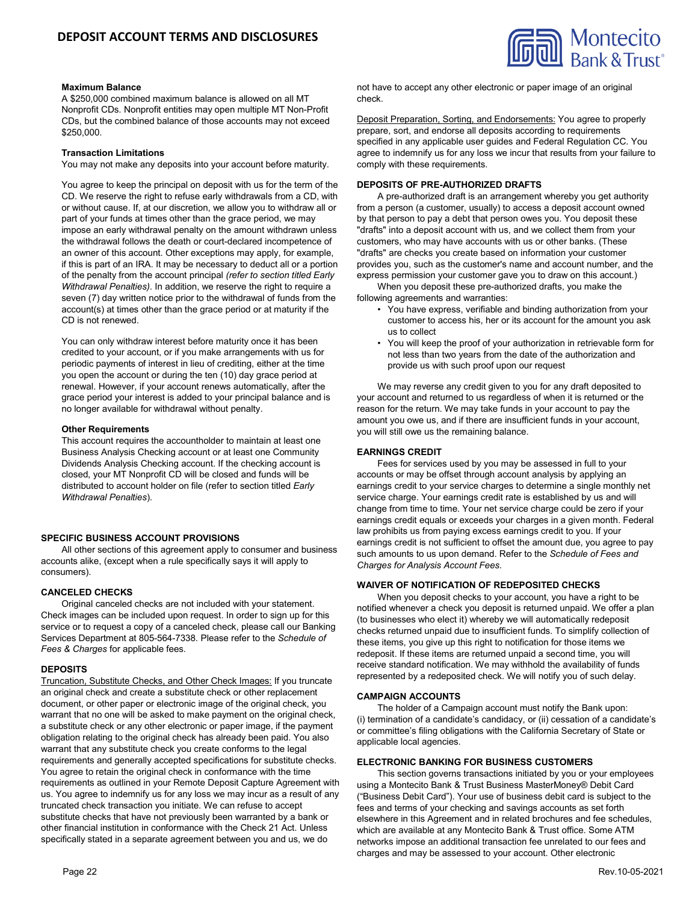#### Maximum Balance

A $250,000 combined maximum balance is allowed on all MT Nonprofit CDs. Nonprofit entities may open multiple MT Non-Profit CDs, but the combined balance of those accounts may not exceed $250,000.

#### Transaction Limitations

You may not make any deposits into your account before maturity.

You agree to keep the principal on deposit with us for the term of the CD. We reserve the right to refuse early withdrawals from a CD, with or without cause. If, at our discretion, we allow you to withdraw all or part of your funds at times other than the grace period, we may impose an early withdrawal penalty on the amount withdrawn unless the withdrawal follows the death or court-declared incompetence of an owner of this account. Other exceptions may apply, for example, if this is part of an IRA. It may be necessary to deduct all or a portion of the penalty from the account principal *(refer to section titled Early Withdrawal Penalties)*. In addition, we reserve the right to require a seven (7) day written notice prior to the withdrawal of funds from the account(s) at times other than the grace period or at maturity if the CD is not renewed.

You can only withdraw interest before maturity once it has been credited to your account, or if you make arrangements with us for periodic payments of interest in lieu of crediting, either at the time you open the account or during the ten (10) day grace period at renewal. However, if your account renews automatically, after the grace period your interest is added to your principal balance and is no longer available for withdrawal without penalty.

#### Other Requirements

This account requires the accountholder to maintain at least one Business Analysis Checking account or at least one Community Dividends Analysis Checking account. If the checking account is closed, your MT Nonprofit CD will be closed and funds will be distributed to account holder on file (refer to section titled *Early Withdrawal Penalties*).

### SPECIFIC BUSINESS ACCOUNT PROVISIONS

All other sections of this agreement apply to consumer and business accounts alike, (except when a rule specifically says it will apply to consumers).

### CANCELED CHECKS

Original canceled checks are not included with your statement. Check images can be included upon request. In order to sign up for this service or to request a copy of a canceled check, please call our Banking Services Department at 805-564-7338. Please refer to the *Schedule of Fees & Charges* for applicable fees.

### DEPOSITS

Truncation, Substitute Checks, and Other Check Images: If you truncate an original check and create a substitute check or other replacement document, or other paper or electronic image of the original check, you warrant that no one will be asked to make payment on the original check, a substitute check or any other electronic or paper image, if the payment obligation relating to the original check has already been paid. You also warrant that any substitute check you create conforms to the legal requirements and generally accepted specifications for substitute checks. You agree to retain the original check in conformance with the time requirements as outlined in your Remote Deposit Capture Agreement with us. You agree to indemnify us for any loss we may incur as a result of any truncated check transaction you initiate. We can refuse to accept substitute checks that have not previously been warranted by a bank or other financial institution in conformance with the Check 21 Act. Unless specifically stated in a separate agreement between you and us, we do not have to accept any other electronic or paper image of an original check.

Deposit Preparation, Sorting, and Endorsements: You agree to properly prepare, sort, and endorse all deposits according to requirements specified in any applicable user guides and Federal Regulation CC. You agree to indemnify us for any loss we incur that results from your failure to comply with these requirements.

### DEPOSITS OF PRE-AUTHORIZED DRAFTS

A pre-authorized draft is an arrangement whereby you get authority from a person (a customer, usually) to access a deposit account owned by that person to pay a debt that person owes you. You deposit these "drafts" into a deposit account with us, and we collect them from your customers, who may have accounts with us or other banks. (These "drafts" are checks you create based on information your customer provides you, such as the customer's name and account number, and the express permission your customer gave you to draw on this account.)

When you deposit these pre-authorized drafts, you make the following agreements and warranties:

- You have express, verifiable and binding authorization from your customer to access his, her or its account for the amount you ask us to collect
- You will keep the proof of your authorization in retrievable form for not less than two years from the date of the authorization and provide us with such proof upon our request

We may reverse any credit given to you for any draft deposited to your account and returned to us regardless of when it is returned or the reason for the return. We may take funds in your account to pay the amount you owe us, and if there are insufficient funds in your account, you will still owe us the remaining balance.

### EARNINGS CREDIT

Fees for services used by you may be assessed in full to your accounts or may be offset through account analysis by applying an earnings credit to your service charges to determine a single monthly net service charge. Your earnings credit rate is established by us and will change from time to time. Your net service charge could be zero if your earnings credit equals or exceeds your charges in a given month. Federal law prohibits us from paying excess earnings credit to you. If your earnings credit is not sufficient to offset the amount due, you agree to pay such amounts to us upon demand. Refer to the *Schedule of Fees and Charges for Analysis Account Fees*.

### WAIVER OF NOTIFICATION OF REDEPOSITED CHECKS

When you deposit checks to your account, you have a right to be notified whenever a check you deposit is returned unpaid. We offer a plan (to businesses who elect it) whereby we will automatically redeposit checks returned unpaid due to insufficient funds. To simplify collection of these items, you give up this right to notification for those items we redeposit. If these items are returned unpaid a second time, you will receive standard notification. We may withhold the availability of funds represented by a redeposited check. We will notify you of such delay.

### CAMPAIGN ACCOUNTS

The holder of a Campaign account must notify the Bank upon: (i) termination of a candidate's candidacy, or (ii) cessation of a candidate's or committee's filing obligations with the California Secretary of State or applicable local agencies.

### ELECTRONIC BANKING FOR BUSINESS CUSTOMERS

This section governs transactions initiated by you or your employees using a Montecito Bank & Trust Business MasterMoney® Debit Card ("Business Debit Card"). Your use of business debit card is subject to the fees and terms of your checking and savings accounts as set forth elsewhere in this Agreement and in related brochures and fee schedules, which are available at any Montecito Bank & Trust office. Some ATM networks impose an additional transaction fee unrelated to our fees and charges and may be assessed to your account. Other electronic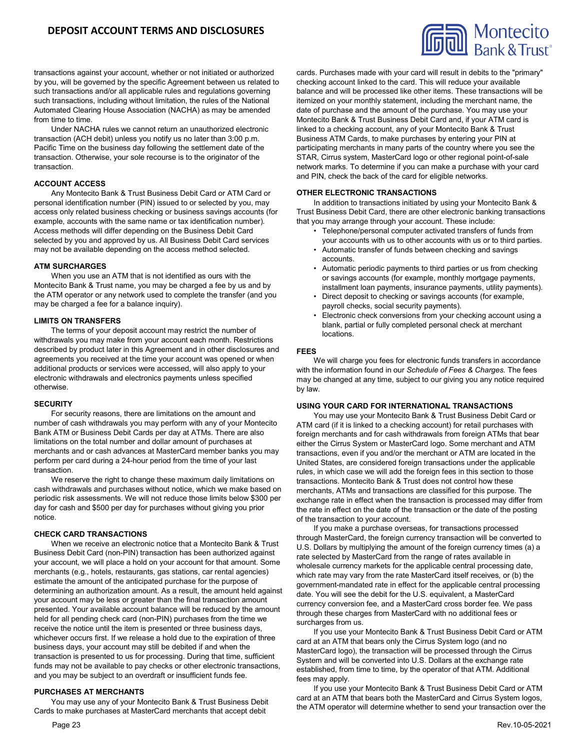transactions against your account, whether or not initiated or authorized by you, will be governed by the specific Agreement between us related to such transactions and/or all applicable rules and regulations governing such transactions, including without limitation, the rules of the National Automated Clearing House Association (NACHA) as may be amended from time to time.

Under NACHA rules we cannot return an unauthorized electronic transaction (ACH debit) unless you notify us no later than 3:00 p.m. Pacific Time on the business day following the settlement date of the transaction. Otherwise, your sole recourse is to the originator of the transaction.

**ACCOUNT ACCESS**

Any Montecito Bank & Trust Business Debit Card or ATM Card or personal identification number (PIN) issued to or selected by you, may access only related business checking or business savings accounts (for example, accounts with the same name or tax identification number). Access methods will differ depending on the Business Debit Card selected by you and approved by us. All Business Debit Card services may not be available depending on the access method selected.

**ATM SURCHARGES**

When you use an ATM that is not identified as ours with the Montecito Bank & Trust name, you may be charged a fee by us and by the ATM operator or any network used to complete the transfer (and you may be charged a fee for a balance inquiry).

**LIMITS ON TRANSFERS**

The terms of your deposit account may restrict the number of withdrawals you may make from your account each month. Restrictions described by product later in this Agreement and in other disclosures and agreements you received at the time your account was opened or when additional products or services were accessed, will also apply to your electronic withdrawals and electronics payments unless specified otherwise.

**SECURITY**

For security reasons, there are limitations on the amount and number of cash withdrawals you may perform with any of your Montecito Bank ATM or Business Debit Cards per day at ATMs. There are also limitations on the total number and dollar amount of purchases at merchants and or cash advances at MasterCard member banks you may perform per card during a 24-hour period from the time of your last transaction.

We reserve the right to change these maximum daily limitations on cash withdrawals and purchases without notice, which we make based on periodic risk assessments. We will not reduce those limits below $300 per day for cash and $500 per day for purchases without giving you prior notice.

**CHECK CARD TRANSACTIONS**

When we receive an electronic notice that a Montecito Bank & Trust Business Debit Card (non-PIN) transaction has been authorized against your account, we will place a hold on your account for that amount. Some merchants (e.g., hotels, restaurants, gas stations, car rental agencies) estimate the amount of the anticipated purchase for the purpose of determining an authorization amount. As a result, the amount held against your account may be less or greater than the final transaction amount presented. Your available account balance will be reduced by the amount held for all pending check card (non-PIN) purchases from the time we receive the notice until the item is presented or three business days, whichever occurs first. If we release a hold due to the expiration of three business days, your account may still be debited if and when the transaction is presented to us for processing. During that time, sufficient funds may not be available to pay checks or other electronic transactions, and you may be subject to an overdraft or insufficient funds fee.

**PURCHASES AT MERCHANTS**

You may use any of your Montecito Bank & Trust Business Debit Cards to make purchases at MasterCard merchants that accept debit cards. Purchases made with your card will result in debits to the "primary" checking account linked to the card. This will reduce your available balance and will be processed like other items. These transactions will be itemized on your monthly statement, including the merchant name, the date of purchase and the amount of the purchase. You may use your Montecito Bank & Trust Business Debit Card and, if your ATM card is linked to a checking account, any of your Montecito Bank & Trust Business ATM Cards, to make purchases by entering your PIN at participating merchants in many parts of the country where you see the STAR, Cirrus system, MasterCard logo or other regional point-of-sale network marks. To determine if you can make a purchase with your card and PIN, check the back of the card for eligible networks.

**OTHER ELECTRONIC TRANSACTIONS**

In addition to transactions initiated by using your Montecito Bank & Trust Business Debit Card, there are other electronic banking transactions that you may arrange through your account. These include:

- Telephone/personal computer activated transfers of funds from your accounts with us to other accounts with us or to third parties.
- Automatic transfer of funds between checking and savings accounts.
- Automatic periodic payments to third parties or us from checking or savings accounts (for example, monthly mortgage payments, installment loan payments, insurance payments, utility payments).
- Direct deposit to checking or savings accounts (for example, payroll checks, social security payments).
- Electronic check conversions from your checking account using a blank, partial or fully completed personal check at merchant locations.

**FEES**

We will charge you fees for electronic funds transfers in accordance with the information found in our *Schedule of Fees & Charges.* The fees may be changed at any time, subject to our giving you any notice required by law.

**USING YOUR CARD FOR INTERNATIONAL TRANSACTIONS**

You may use your Montecito Bank & Trust Business Debit Card or ATM card (if it is linked to a checking account) for retail purchases with foreign merchants and for cash withdrawals from foreign ATMs that bear either the Cirrus System or MasterCard logo. Some merchant and ATM transactions, even if you and/or the merchant or ATM are located in the United States, are considered foreign transactions under the applicable rules, in which case we will add the foreign fees in this section to those transactions. Montecito Bank & Trust does not control how these merchants, ATMs and transactions are classified for this purpose. The exchange rate in effect when the transaction is processed may differ from the rate in effect on the date of the transaction or the date of the posting of the transaction to your account.

If you make a purchase overseas, for transactions processed through MasterCard, the foreign currency transaction will be converted to U.S. Dollars by multiplying the amount of the foreign currency times (a) a rate selected by MasterCard from the range of rates available in wholesale currency markets for the applicable central processing date, which rate may vary from the rate MasterCard itself receives, or (b) the government-mandated rate in effect for the applicable central processing date. You will see the debit for the U.S. equivalent, a MasterCard currency conversion fee, and a MasterCard cross border fee. We pass through these charges from MasterCard with no additional fees or surcharges from us.

If you use your Montecito Bank & Trust Business Debit Card or ATM card at an ATM that bears only the Cirrus System logo (and no MasterCard logo), the transaction will be processed through the Cirrus System and will be converted into U.S. Dollars at the exchange rate established, from time to time, by the operator of that ATM. Additional fees may apply.

If you use your Montecito Bank & Trust Business Debit Card or ATM card at an ATM that bears both the MasterCard and Cirrus System logos, the ATM operator will determine whether to send your transaction over the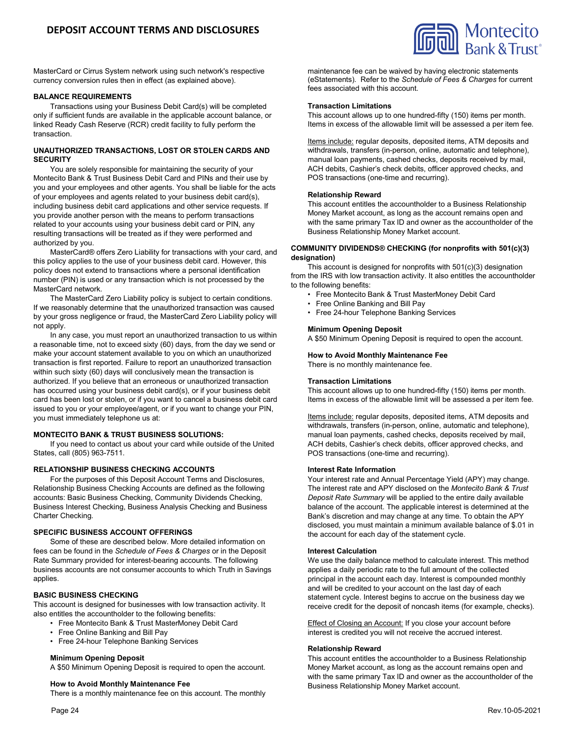MasterCard or Cirrus System network using such network's respective currency conversion rules then in effect (as explained above).

### BALANCE REQUIREMENTS

Transactions using your Business Debit Card(s) will be completed only if sufficient funds are available in the applicable account balance, or linked Ready Cash Reserve (RCR) credit facility to fully perform the transaction.

### UNAUTHORIZED TRANSACTIONS, LOST OR STOLEN CARDS AND SECURITY

You are solely responsible for maintaining the security of your Montecito Bank & Trust Business Debit Card and PINs and their use by you and your employees and other agents. You shall be liable for the acts of your employees and agents related to your business debit card(s), including business debit card applications and other service requests. If you provide another person with the means to perform transactions related to your accounts using your business debit card or PIN, any resulting transactions will be treated as if they were performed and authorized by you.

MasterCard® offers Zero Liability for transactions with your card, and this policy applies to the use of your business debit card. However, this policy does not extend to transactions where a personal identification number (PIN) is used or any transaction which is not processed by the MasterCard network.

The MasterCard Zero Liability policy is subject to certain conditions. If we reasonably determine that the unauthorized transaction was caused by your gross negligence or fraud, the MasterCard Zero Liability policy will not apply.

In any case, you must report an unauthorized transaction to us within a reasonable time, not to exceed sixty (60) days, from the day we send or make your account statement available to you on which an unauthorized transaction is first reported. Failure to report an unauthorized transaction within such sixty (60) days will conclusively mean the transaction is authorized. If you believe that an erroneous or unauthorized transaction has occurred using your business debit card(s), or if your business debit card has been lost or stolen, or if you want to cancel a business debit card issued to you or your employee/agent, or if you want to change your PIN, you must immediately telephone us at:

### MONTECITO BANK & TRUST BUSINESS SOLUTIONS:

If you need to contact us about your card while outside of the United States, call (805) 963-7511.

### RELATIONSHIP BUSINESS CHECKING ACCOUNTS

For the purposes of this Deposit Account Terms and Disclosures, Relationship Business Checking Accounts are defined as the following accounts: Basic Business Checking, Community Dividends Checking, Business Interest Checking, Business Analysis Checking and Business Charter Checking.

### SPECIFIC BUSINESS ACCOUNT OFFERINGS

Some of these are described below. More detailed information on fees can be found in the *Schedule of Fees & Charges* or in the Deposit Rate Summary provided for interest-bearing accounts. The following business accounts are not consumer accounts to which Truth in Savings applies.

### BASIC BUSINESS CHECKING

This account is designed for businesses with low transaction activity. It also entitles the accountholder to the following benefits:

- Free Montecito Bank & Trust MasterMoney Debit Card
- Free Online Banking and Bill Pay
- Free 24-hour Telephone Banking Services

#### Minimum Opening Deposit

A $50 Minimum Opening Deposit is required to open the account.

#### How to Avoid Monthly Maintenance Fee

There is a monthly maintenance fee on this account. The monthly maintenance fee can be waived by having electronic statements (eStatements). Refer to the *Schedule of Fees & Charges* for current fees associated with this account.

#### Transaction Limitations

This account allows up to one hundred-fifty (150) items per month. Items in excess of the allowable limit will be assessed a per item fee.

Items include: regular deposits, deposited items, ATM deposits and withdrawals, transfers (in-person, online, automatic and telephone), manual loan payments, cashed checks, deposits received by mail, ACH debits, Cashier's check debits, officer approved checks, and POS transactions (one-time and recurring).

#### Relationship Reward

This account entitles the accountholder to a Business Relationship Money Market account, as long as the account remains open and with the same primary Tax ID and owner as the accountholder of the Business Relationship Money Market account.

### COMMUNITY DIVIDENDS® CHECKING (for nonprofits with 501(c)(3) designation)

This account is designed for nonprofits with 501(c)(3) designation from the IRS with low transaction activity. It also entitles the accountholder to the following benefits:

- Free Montecito Bank & Trust MasterMoney Debit Card
- Free Online Banking and Bill Pay
- Free 24-hour Telephone Banking Services

#### Minimum Opening Deposit

A $50 Minimum Opening Deposit is required to open the account.

#### How to Avoid Monthly Maintenance Fee

There is no monthly maintenance fee.

#### Transaction Limitations

This account allows up to one hundred-fifty (150) items per month. Items in excess of the allowable limit will be assessed a per item fee.

Items include: regular deposits, deposited items, ATM deposits and withdrawals, transfers (in-person, online, automatic and telephone), manual loan payments, cashed checks, deposits received by mail, ACH debits, Cashier's check debits, officer approved checks, and POS transactions (one-time and recurring).

#### Interest Rate Information

Your interest rate and Annual Percentage Yield (APY) may change. The interest rate and APY disclosed on the *Montecito Bank & Trust Deposit Rate Summary* will be applied to the entire daily available balance of the account. The applicable interest is determined at the Bank's discretion and may change at any time. To obtain the APY disclosed, you must maintain a minimum available balance of $.01 in the account for each day of the statement cycle.

#### Interest Calculation

We use the daily balance method to calculate interest. This method applies a daily periodic rate to the full amount of the collected principal in the account each day. Interest is compounded monthly and will be credited to your account on the last day of each statement cycle. Interest begins to accrue on the business day we receive credit for the deposit of noncash items (for example, checks).

Effect of Closing an Account: If you close your account before interest is credited you will not receive the accrued interest.

#### Relationship Reward

This account entitles the accountholder to a Business Relationship Money Market account, as long as the account remains open and with the same primary Tax ID and owner as the accountholder of the Business Relationship Money Market account.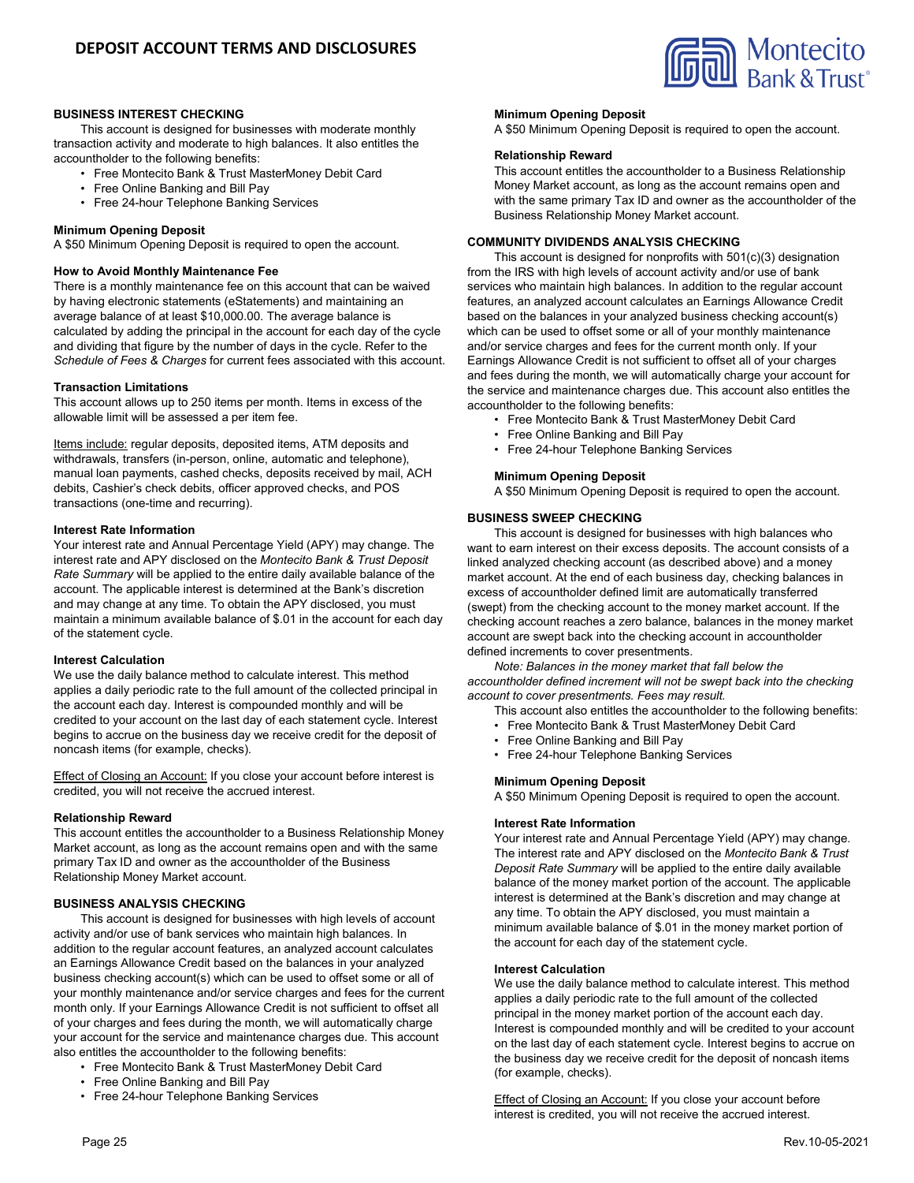# DEPOSIT ACCOUNT TERMS AND DISCLOSURES

### BUSINESS INTEREST CHECKING

This account is designed for businesses with moderate monthly transaction activity and moderate to high balances. It also entitles the accountholder to the following benefits:

- Free Montecito Bank & Trust MasterMoney Debit Card
- Free Online Banking and Bill Pay
- Free 24-hour Telephone Banking Services

**Minimum Opening Deposit**

A $50 Minimum Opening Deposit is required to open the account.

**How to Avoid Monthly Maintenance Fee**

There is a monthly maintenance fee on this account that can be waived by having electronic statements (eStatements) and maintaining an average balance of at least $10,000.00. The average balance is calculated by adding the principal in the account for each day of the cycle and dividing that figure by the number of days in the cycle. Refer to the *Schedule of Fees & Charges* for current fees associated with this account.

**Transaction Limitations**

This account allows up to 250 items per month. Items in excess of the allowable limit will be assessed a per item fee.

Items include: regular deposits, deposited items, ATM deposits and withdrawals, transfers (in-person, online, automatic and telephone), manual loan payments, cashed checks, deposits received by mail, ACH debits, Cashier's check debits, officer approved checks, and POS transactions (one-time and recurring).

**Interest Rate Information**

Your interest rate and Annual Percentage Yield (APY) may change. The interest rate and APY disclosed on the *Montecito Bank & Trust Deposit Rate Summary* will be applied to the entire daily available balance of the account. The applicable interest is determined at the Bank's discretion and may change at any time. To obtain the APY disclosed, you must maintain a minimum available balance of $.01 in the account for each day of the statement cycle.

**Interest Calculation**

We use the daily balance method to calculate interest. This method applies a daily periodic rate to the full amount of the collected principal in the account each day. Interest is compounded monthly and will be credited to your account on the last day of each statement cycle. Interest begins to accrue on the business day we receive credit for the deposit of noncash items (for example, checks).

Effect of Closing an Account: If you close your account before interest is credited, you will not receive the accrued interest.

**Relationship Reward**

This account entitles the accountholder to a Business Relationship Money Market account, as long as the account remains open and with the same primary Tax ID and owner as the accountholder of the Business Relationship Money Market account.

### BUSINESS ANALYSIS CHECKING

This account is designed for businesses with high levels of account activity and/or use of bank services who maintain high balances. In addition to the regular account features, an analyzed account calculates an Earnings Allowance Credit based on the balances in your analyzed business checking account(s) which can be used to offset some or all of your monthly maintenance and/or service charges and fees for the current month only. If your Earnings Allowance Credit is not sufficient to offset all of your charges and fees during the month, we will automatically charge your account for the service and maintenance charges due. This account also entitles the accountholder to the following benefits:

- Free Montecito Bank & Trust MasterMoney Debit Card
- Free Online Banking and Bill Pay
- Free 24-hour Telephone Banking Services

**Minimum Opening Deposit**

A $50 Minimum Opening Deposit is required to open the account.

**Relationship Reward**

This account entitles the accountholder to a Business Relationship Money Market account, as long as the account remains open and with the same primary Tax ID and owner as the accountholder of the Business Relationship Money Market account.

### COMMUNITY DIVIDENDS ANALYSIS CHECKING

This account is designed for nonprofits with 501(c)(3) designation from the IRS with high levels of account activity and/or use of bank services who maintain high balances. In addition to the regular account features, an analyzed account calculates an Earnings Allowance Credit based on the balances in your analyzed business checking account(s) which can be used to offset some or all of your monthly maintenance and/or service charges and fees for the current month only. If your Earnings Allowance Credit is not sufficient to offset all of your charges and fees during the month, we will automatically charge your account for the service and maintenance charges due. This account also entitles the accountholder to the following benefits:

- Free Montecito Bank & Trust MasterMoney Debit Card
- Free Online Banking and Bill Pay
- Free 24-hour Telephone Banking Services

**Minimum Opening Deposit**

A $50 Minimum Opening Deposit is required to open the account.

### BUSINESS SWEEP CHECKING

This account is designed for businesses with high balances who want to earn interest on their excess deposits. The account consists of a linked analyzed checking account (as described above) and a money market account. At the end of each business day, checking balances in excess of accountholder defined limit are automatically transferred (swept) from the checking account to the money market account. If the checking account reaches a zero balance, balances in the money market account are swept back into the checking account in accountholder defined increments to cover presentments.

*Note: Balances in the money market that fall below the accountholder defined increment will not be swept back into the checking account to cover presentments. Fees may result.*

This account also entitles the accountholder to the following benefits:

- Free Montecito Bank & Trust MasterMoney Debit Card
- Free Online Banking and Bill Pay
- Free 24-hour Telephone Banking Services

**Minimum Opening Deposit**

A $50 Minimum Opening Deposit is required to open the account.

**Interest Rate Information**

Your interest rate and Annual Percentage Yield (APY) may change. The interest rate and APY disclosed on the *Montecito Bank & Trust Deposit Rate Summary* will be applied to the entire daily available balance of the money market portion of the account. The applicable interest is determined at the Bank's discretion and may change at any time. To obtain the APY disclosed, you must maintain a minimum available balance of $.01 in the money market portion of the account for each day of the statement cycle.

**Interest Calculation**

We use the daily balance method to calculate interest. This method applies a daily periodic rate to the full amount of the collected principal in the money market portion of the account each day. Interest is compounded monthly and will be credited to your account on the last day of each statement cycle. Interest begins to accrue on the business day we receive credit for the deposit of noncash items (for example, checks).

Effect of Closing an Account: If you close your account before interest is credited, you will not receive the accrued interest.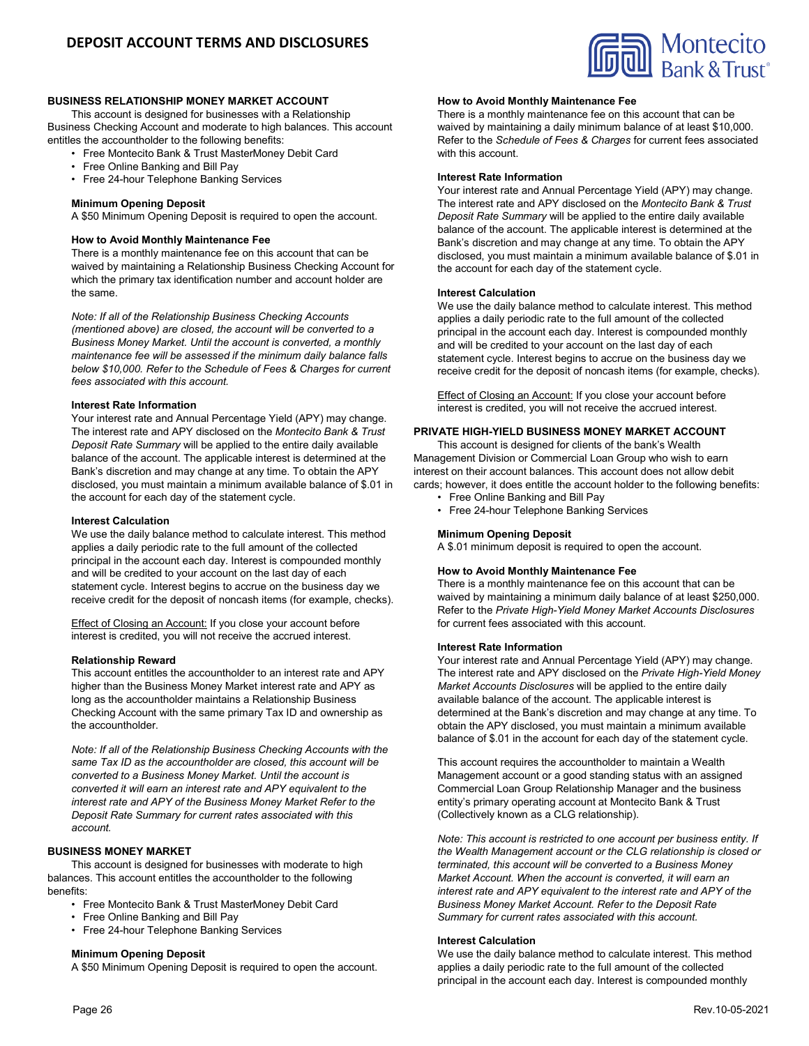## BUSINESS RELATIONSHIP MONEY MARKET ACCOUNT

This account is designed for businesses with a Relationship Business Checking Account and moderate to high balances. This account entitles the accountholder to the following benefits:

- Free Montecito Bank & Trust MasterMoney Debit Card
- Free Online Banking and Bill Pay
- Free 24-hour Telephone Banking Services

### Minimum Opening Deposit

A $50 Minimum Opening Deposit is required to open the account.

### How to Avoid Monthly Maintenance Fee

There is a monthly maintenance fee on this account that can be waived by maintaining a Relationship Business Checking Account for which the primary tax identification number and account holder are the same.

*Note: If all of the Relationship Business Checking Accounts (mentioned above) are closed, the account will be converted to a Business Money Market. Until the account is converted, a monthly maintenance fee will be assessed if the minimum daily balance falls below $10,000. Refer to the Schedule of Fees & Charges for current fees associated with this account.*

### Interest Rate Information

Your interest rate and Annual Percentage Yield (APY) may change. The interest rate and APY disclosed on the *Montecito Bank & Trust Deposit Rate Summary* will be applied to the entire daily available balance of the account. The applicable interest is determined at the Bank's discretion and may change at any time. To obtain the APY disclosed, you must maintain a minimum available balance of $.01 in the account for each day of the statement cycle.

### Interest Calculation

We use the daily balance method to calculate interest. This method applies a daily periodic rate to the full amount of the collected principal in the account each day. Interest is compounded monthly and will be credited to your account on the last day of each statement cycle. Interest begins to accrue on the business day we receive credit for the deposit of noncash items (for example, checks).

Effect of Closing an Account: If you close your account before interest is credited, you will not receive the accrued interest.

### Relationship Reward

This account entitles the accountholder to an interest rate and APY higher than the Business Money Market interest rate and APY as long as the accountholder maintains a Relationship Business Checking Account with the same primary Tax ID and ownership as the accountholder.

*Note: If all of the Relationship Business Checking Accounts with the same Tax ID as the accountholder are closed, this account will be converted to a Business Money Market. Until the account is converted it will earn an interest rate and APY equivalent to the interest rate and APY of the Business Money Market Refer to the Deposit Rate Summary for current rates associated with this account.*

## BUSINESS MONEY MARKET

This account is designed for businesses with moderate to high balances. This account entitles the accountholder to the following benefits:

- Free Montecito Bank & Trust MasterMoney Debit Card
- Free Online Banking and Bill Pay
- Free 24-hour Telephone Banking Services

### Minimum Opening Deposit

A $50 Minimum Opening Deposit is required to open the account.

### How to Avoid Monthly Maintenance Fee

There is a monthly maintenance fee on this account that can be waived by maintaining a daily minimum balance of at least $10,000. Refer to the *Schedule of Fees & Charges* for current fees associated with this account.

### Interest Rate Information

Your interest rate and Annual Percentage Yield (APY) may change. The interest rate and APY disclosed on the *Montecito Bank & Trust Deposit Rate Summary* will be applied to the entire daily available balance of the account. The applicable interest is determined at the Bank's discretion and may change at any time. To obtain the APY disclosed, you must maintain a minimum available balance of $.01 in the account for each day of the statement cycle.

### Interest Calculation

We use the daily balance method to calculate interest. This method applies a daily periodic rate to the full amount of the collected principal in the account each day. Interest is compounded monthly and will be credited to your account on the last day of each statement cycle. Interest begins to accrue on the business day we receive credit for the deposit of noncash items (for example, checks).

Effect of Closing an Account: If you close your account before interest is credited, you will not receive the accrued interest.

## PRIVATE HIGH-YIELD BUSINESS MONEY MARKET ACCOUNT

This account is designed for clients of the bank's Wealth Management Division or Commercial Loan Group who wish to earn interest on their account balances. This account does not allow debit cards; however, it does entitle the account holder to the following benefits:

- Free Online Banking and Bill Pay
- Free 24-hour Telephone Banking Services

### Minimum Opening Deposit

A $.01 minimum deposit is required to open the account.

### How to Avoid Monthly Maintenance Fee

There is a monthly maintenance fee on this account that can be waived by maintaining a minimum daily balance of at least $250,000. Refer to the *Private High-Yield Money Market Accounts Disclosures* for current fees associated with this account.

### Interest Rate Information

Your interest rate and Annual Percentage Yield (APY) may change. The interest rate and APY disclosed on the *Private High-Yield Money Market Accounts Disclosures* will be applied to the entire daily available balance of the account. The applicable interest is determined at the Bank's discretion and may change at any time. To obtain the APY disclosed, you must maintain a minimum available balance of $.01 in the account for each day of the statement cycle.

This account requires the accountholder to maintain a Wealth Management account or a good standing status with an assigned Commercial Loan Group Relationship Manager and the business entity's primary operating account at Montecito Bank & Trust (Collectively known as a CLG relationship).

*Note: This account is restricted to one account per business entity. If the Wealth Management account or the CLG relationship is closed or terminated, this account will be converted to a Business Money Market Account. When the account is converted, it will earn an interest rate and APY equivalent to the interest rate and APY of the Business Money Market Account. Refer to the Deposit Rate Summary for current rates associated with this account.*

### Interest Calculation

We use the daily balance method to calculate interest. This method applies a daily periodic rate to the full amount of the collected principal in the account each day. Interest is compounded monthly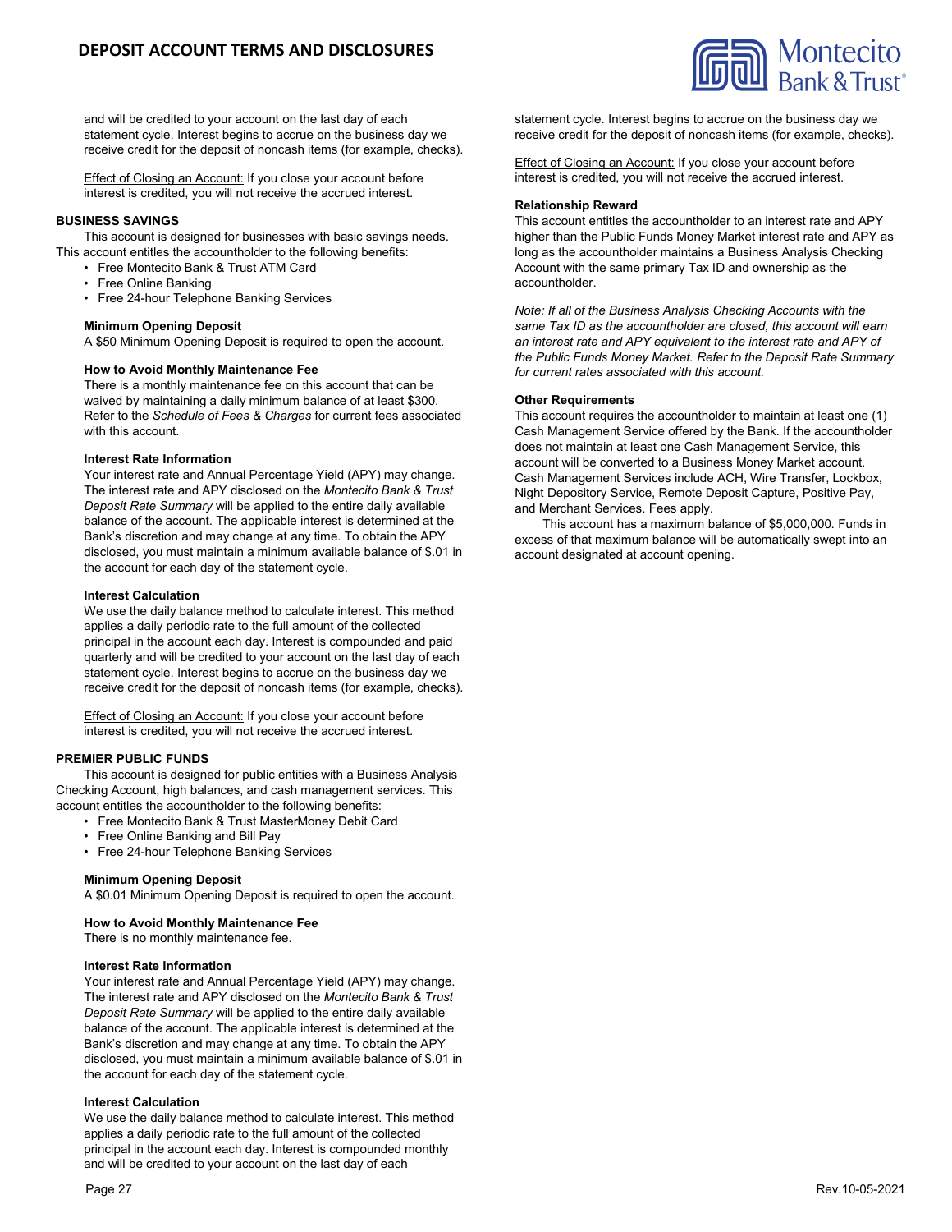and will be credited to your account on the last day of each statement cycle. Interest begins to accrue on the business day we receive credit for the deposit of noncash items (for example, checks).

Effect of Closing an Account: If you close your account before interest is credited, you will not receive the accrued interest.

## BUSINESS SAVINGS

This account is designed for businesses with basic savings needs. This account entitles the accountholder to the following benefits:

- Free Montecito Bank & Trust ATM Card
- Free Online Banking
- Free 24-hour Telephone Banking Services

### Minimum Opening Deposit

A $50 Minimum Opening Deposit is required to open the account.

### How to Avoid Monthly Maintenance Fee

There is a monthly maintenance fee on this account that can be waived by maintaining a daily minimum balance of at least $300. Refer to the *Schedule of Fees & Charges* for current fees associated with this account.

### Interest Rate Information

Your interest rate and Annual Percentage Yield (APY) may change. The interest rate and APY disclosed on the *Montecito Bank & Trust Deposit Rate Summary* will be applied to the entire daily available balance of the account. The applicable interest is determined at the Bank's discretion and may change at any time. To obtain the APY disclosed, you must maintain a minimum available balance of $.01 in the account for each day of the statement cycle.

### Interest Calculation

We use the daily balance method to calculate interest. This method applies a daily periodic rate to the full amount of the collected principal in the account each day. Interest is compounded and paid quarterly and will be credited to your account on the last day of each statement cycle. Interest begins to accrue on the business day we receive credit for the deposit of noncash items (for example, checks).

Effect of Closing an Account: If you close your account before interest is credited, you will not receive the accrued interest.

## PREMIER PUBLIC FUNDS

This account is designed for public entities with a Business Analysis Checking Account, high balances, and cash management services. This account entitles the accountholder to the following benefits:

- Free Montecito Bank & Trust MasterMoney Debit Card
- Free Online Banking and Bill Pay
- Free 24-hour Telephone Banking Services

### Minimum Opening Deposit

A $0.01 Minimum Opening Deposit is required to open the account.

### How to Avoid Monthly Maintenance Fee

There is no monthly maintenance fee.

### Interest Rate Information

Your interest rate and Annual Percentage Yield (APY) may change. The interest rate and APY disclosed on the *Montecito Bank & Trust Deposit Rate Summary* will be applied to the entire daily available balance of the account. The applicable interest is determined at the Bank's discretion and may change at any time. To obtain the APY disclosed, you must maintain a minimum available balance of $.01 in the account for each day of the statement cycle.

### Interest Calculation

We use the daily balance method to calculate interest. This method applies a daily periodic rate to the full amount of the collected principal in the account each day. Interest is compounded monthly and will be credited to your account on the last day of each statement cycle. Interest begins to accrue on the business day we receive credit for the deposit of noncash items (for example, checks).

Effect of Closing an Account: If you close your account before interest is credited, you will not receive the accrued interest.

### Relationship Reward

This account entitles the accountholder to an interest rate and APY higher than the Public Funds Money Market interest rate and APY as long as the accountholder maintains a Business Analysis Checking Account with the same primary Tax ID and ownership as the accountholder.

*Note: If all of the Business Analysis Checking Accounts with the same Tax ID as the accountholder are closed, this account will earn an interest rate and APY equivalent to the interest rate and APY of the Public Funds Money Market. Refer to the Deposit Rate Summary for current rates associated with this account.*

### Other Requirements

This account requires the accountholder to maintain at least one (1) Cash Management Service offered by the Bank. If the accountholder does not maintain at least one Cash Management Service, this account will be converted to a Business Money Market account. Cash Management Services include ACH, Wire Transfer, Lockbox, Night Depository Service, Remote Deposit Capture, Positive Pay, and Merchant Services. Fees apply.

This account has a maximum balance of $5,000,000. Funds in excess of that maximum balance will be automatically swept into an account designated at account opening.